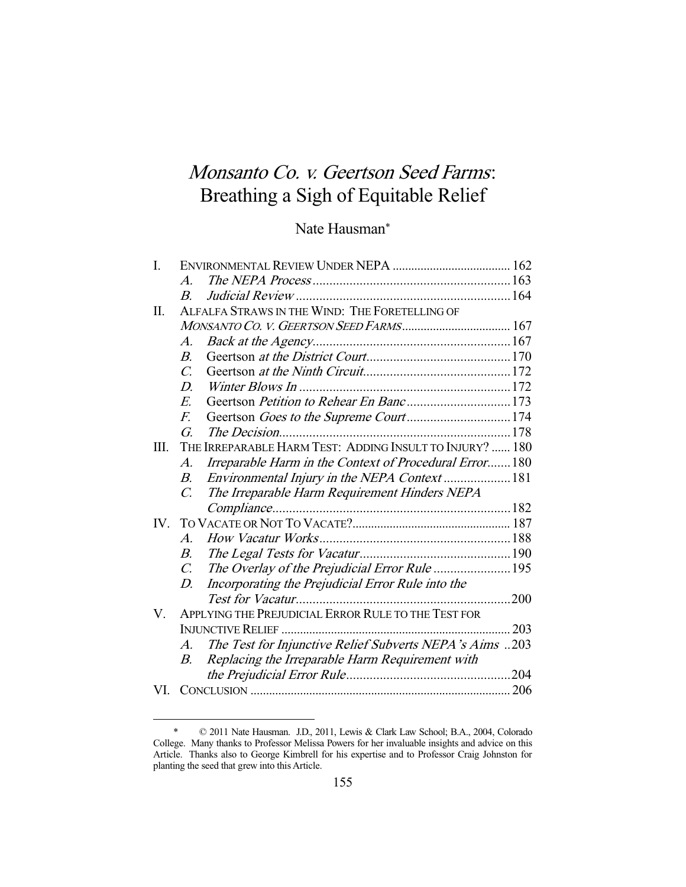# *Monsanto Co. v. Geertson Seed Farms*: Breathing a Sigh of Equitable Relief

Nate Hausman*

I. ENVIRONMENTAL REVIEW UNDER NEPA ..... 162
  A. *The NEPA Process* ..... 163
  B. *Judicial Review* ..... 164
II. ALFALFA STRAWS IN THE WIND: THE FORETELLING OF *MONSANTO CO. V. GEERTSON SEED FARMS* ..... 167
  A. *Back at the Agency* ..... 167
  B. Geertson *at the District Court* ..... 170
  C. Geertson *at the Ninth Circuit* ..... 172
  D. *Winter Blows In* ..... 172
  E. Geertson *Petition to Rehear En Banc* ..... 173
  F. Geertson *Goes to the Supreme Court* ..... 174
  G. *The Decision* ..... 178
III. THE IRREPARABLE HARM TEST: ADDING INSULT TO INJURY? ..... 180
  A. *Irreparable Harm in the Context of Procedural Error* ..... 180
  B. *Environmental Injury in the NEPA Context* ..... 181
  C. *The Irreparable Harm Requirement Hinders NEPA Compliance* ..... 182
IV. TO VACATE OR NOT TO VACATE? ..... 187
  A. *How Vacatur Works* ..... 188
  B. *The Legal Tests for Vacatur* ..... 190
  C. *The Overlay of the Prejudicial Error Rule* ..... 195
  D. *Incorporating the Prejudicial Error Rule into the Test for Vacatur* ..... 200
V. APPLYING THE PREJUDICIAL ERROR RULE TO THE TEST FOR INJUNCTIVE RELIEF ..... 203
  A. *The Test for Injunctive Relief Subverts NEPA's Aims* ..... 203
  B. *Replacing the Irreparable Harm Requirement with the Prejudicial Error Rule* ..... 204
VI. CONCLUSION ..... 206

---

\* © 2011 Nate Hausman. J.D., 2011, Lewis & Clark Law School; B.A., 2004, Colorado College. Many thanks to Professor Melissa Powers for her invaluable insights and advice on this Article. Thanks also to George Kimbrell for his expertise and to Professor Craig Johnston for planting the seed that grew into this Article.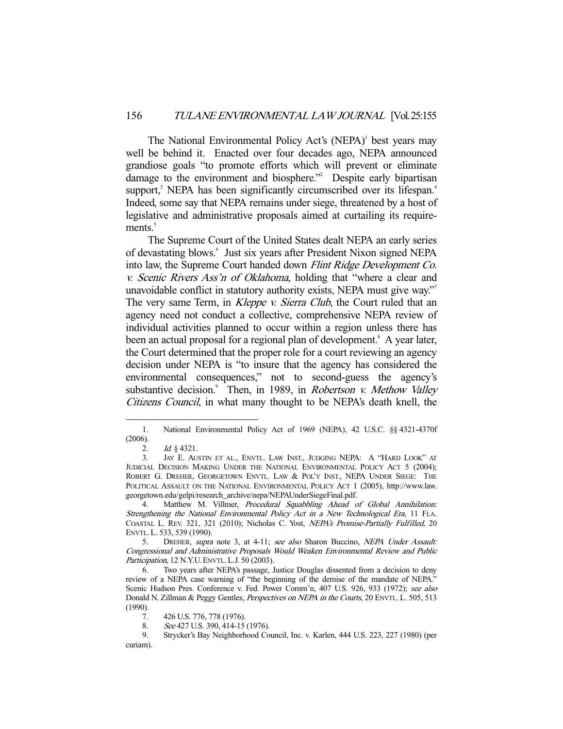The National Environmental Policy Act's (NEPA)[1] best years may well be behind it. Enacted over four decades ago, NEPA announced grandiose goals "to promote efforts which will prevent or eliminate damage to the environment and biosphere."[2] Despite early bipartisan support,[3] NEPA has been significantly circumscribed over its lifespan.[4] Indeed, some say that NEPA remains under siege, threatened by a host of legislative and administrative proposals aimed at curtailing its requirements.[5]

The Supreme Court of the United States dealt NEPA an early series of devastating blows.[6] Just six years after President Nixon signed NEPA into law, the Supreme Court handed down *Flint Ridge Development Co. v. Scenic Rivers Ass'n of Oklahoma*, holding that "where a clear and unavoidable conflict in statutory authority exists, NEPA must give way."[7] The very same Term, in *Kleppe v. Sierra Club*, the Court ruled that an agency need not conduct a collective, comprehensive NEPA review of individual activities planned to occur within a region unless there has been an actual proposal for a regional plan of development.[8] A year later, the Court determined that the proper role for a court reviewing an agency decision under NEPA is "to insure that the agency has considered the environmental consequences," not to second-guess the agency's substantive decision.[9] Then, in 1989, in *Robertson v. Methow Valley Citizens Council*, in what many thought to be NEPA's death knell, the

---

1. National Environmental Policy Act of 1969 (NEPA), 42 U.S.C. §§ 4321-4370f (2006).

2. *Id.* § 4321.

3. JAY E. AUSTIN ET AL., ENVTL. LAW INST., JUDGING NEPA: A "HARD LOOK" AT JUDICIAL DECISION MAKING UNDER THE NATIONAL ENVIRONMENTAL POLICY ACT 5 (2004); ROBERT G. DREHER, GEORGETOWN ENVTL. LAW & POL'Y INST., NEPA UNDER SIEGE: THE POLITICAL ASSAULT ON THE NATIONAL ENVIRONMENTAL POLICY ACT 1 (2005), http://www.law.georgetown.edu/gelpi/research_archive/nepa/NEPAUnderSiegeFinal.pdf.

4. Matthew M. Villmer, *Procedural Squabbling Ahead of Global Annihilation: Strengthening the National Environmental Policy Act in a New Technological Era*, 11 FLA. COASTAL L. REV. 321, 321 (2010); Nicholas C. Yost, *NEPA's Promise-Partially Fulfilled*, 20 ENVTL. L. 533, 539 (1990).

5. DREHER, *supra* note 3, at 4-11; *see also* Sharon Buccino, *NEPA Under Assault: Congressional and Administrative Proposals Would Weaken Environmental Review and Public Participation*, 12 N.Y.U. ENVTL. L.J. 50 (2003).

6. Two years after NEPA's passage, Justice Douglas dissented from a decision to deny review of a NEPA case warning of "the beginning of the demise of the mandate of NEPA." Scenic Hudson Pres. Conference v. Fed. Power Comm'n, 407 U.S. 926, 933 (1972); *see also* Donald N. Zillman & Peggy Gentles, *Perspectives on NEPA in the Courts*, 20 ENVTL. L. 505, 513 (1990).

7. 426 U.S. 776, 778 (1976).

8. *See* 427 U.S. 390, 414-15 (1976).

9. Strycker's Bay Neighborhood Council, Inc. v. Karlen, 444 U.S. 223, 227 (1980) (per curiam).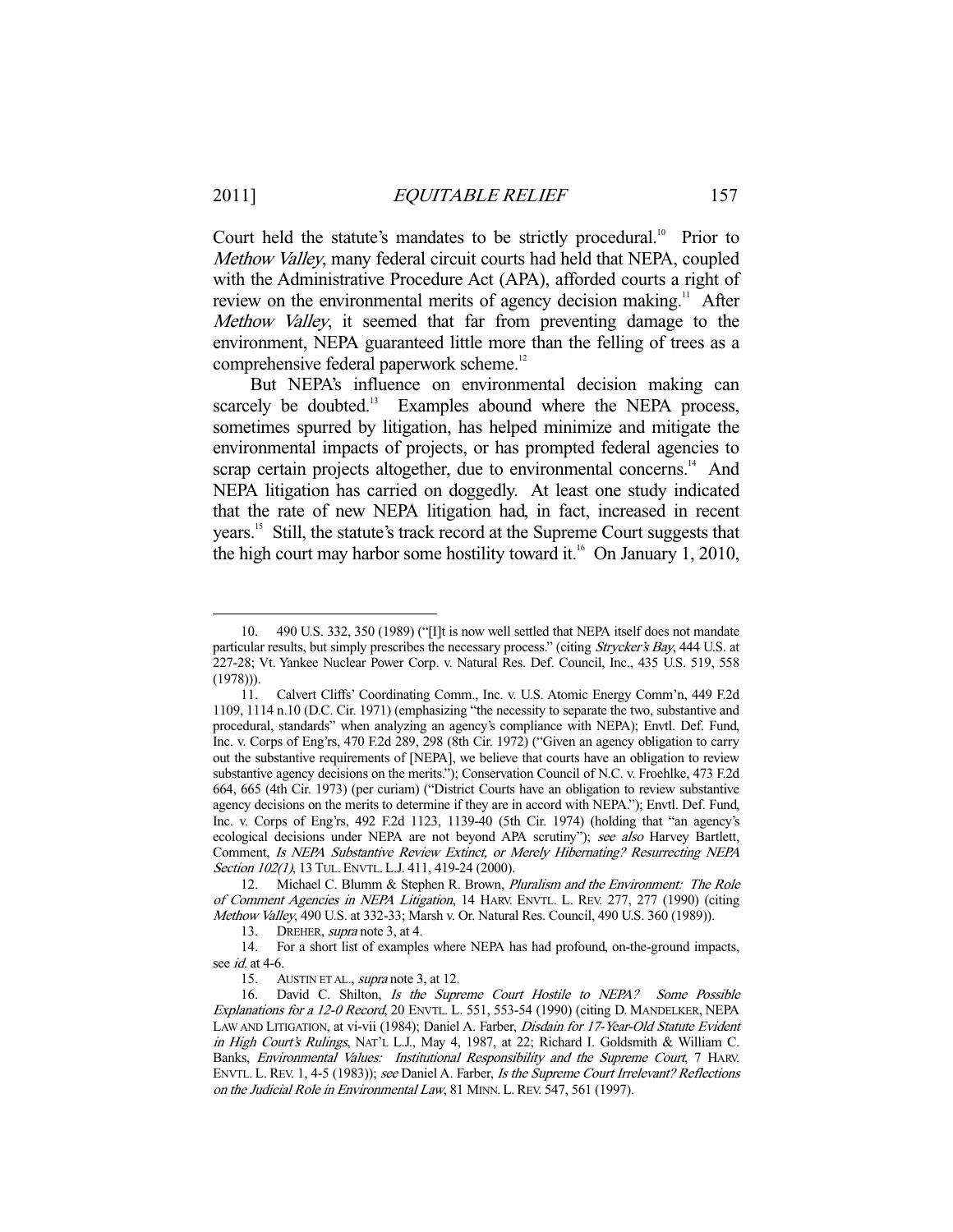Court held the statute's mandates to be strictly procedural.[10] Prior to *Methow Valley*, many federal circuit courts had held that NEPA, coupled with the Administrative Procedure Act (APA), afforded courts a right of review on the environmental merits of agency decision making.[11] After *Methow Valley*, it seemed that far from preventing damage to the environment, NEPA guaranteed little more than the felling of trees as a comprehensive federal paperwork scheme.[12]

But NEPA's influence on environmental decision making can scarcely be doubted.[13] Examples abound where the NEPA process, sometimes spurred by litigation, has helped minimize and mitigate the environmental impacts of projects, or has prompted federal agencies to scrap certain projects altogether, due to environmental concerns.[14] And NEPA litigation has carried on doggedly. At least one study indicated that the rate of new NEPA litigation had, in fact, increased in recent years.[15] Still, the statute's track record at the Supreme Court suggests that the high court may harbor some hostility toward it.[16] On January 1, 2010,

---

10. 490 U.S. 332, 350 (1989) ("[I]t is now well settled that NEPA itself does not mandate particular results, but simply prescribes the necessary process." (citing *Strycker's Bay*, 444 U.S. at 227-28; Vt. Yankee Nuclear Power Corp. v. Natural Res. Def. Council, Inc., 435 U.S. 519, 558 (1978))).

11. Calvert Cliffs' Coordinating Comm., Inc. v. U.S. Atomic Energy Comm'n, 449 F.2d 1109, 1114 n.10 (D.C. Cir. 1971) (emphasizing "the necessity to separate the two, substantive and procedural, standards" when analyzing an agency's compliance with NEPA); Envtl. Def. Fund, Inc. v. Corps of Eng'rs, 470 F.2d 289, 298 (8th Cir. 1972) ("Given an agency obligation to carry out the substantive requirements of [NEPA], we believe that courts have an obligation to review substantive agency decisions on the merits."); Conservation Council of N.C. v. Froehlke, 473 F.2d 664, 665 (4th Cir. 1973) (per curiam) ("District Courts have an obligation to review substantive agency decisions on the merits to determine if they are in accord with NEPA."); Envtl. Def. Fund, Inc. v. Corps of Eng'rs, 492 F.2d 1123, 1139-40 (5th Cir. 1974) (holding that "an agency's ecological decisions under NEPA are not beyond APA scrutiny"); *see also* Harvey Bartlett, Comment, *Is NEPA Substantive Review Extinct, or Merely Hibernating? Resurrecting NEPA Section 102(1)*, 13 TUL. ENVTL. L.J. 411, 419-24 (2000).

12. Michael C. Blumm & Stephen R. Brown, *Pluralism and the Environment: The Role of Comment Agencies in NEPA Litigation*, 14 HARV. ENVTL. L. REV. 277, 277 (1990) (citing *Methow Valley*, 490 U.S. at 332-33; Marsh v. Or. Natural Res. Council, 490 U.S. 360 (1989)).

13. DREHER, *supra* note 3, at 4.

14. For a short list of examples where NEPA has had profound, on-the-ground impacts, see *id.* at 4-6.

15. AUSTIN ET AL., *supra* note 3, at 12.

16. David C. Shilton, *Is the Supreme Court Hostile to NEPA? Some Possible Explanations for a 12-0 Record*, 20 ENVTL. L. 551, 553-54 (1990) (citing D. MANDELKER, NEPA LAW AND LITIGATION, at vi-vii (1984); Daniel A. Farber, *Disdain for 17-Year-Old Statute Evident in High Court's Rulings*, NAT'L L.J., May 4, 1987, at 22; Richard I. Goldsmith & William C. Banks, *Environmental Values: Institutional Responsibility and the Supreme Court*, 7 HARV. ENVTL. L. REV. 1, 4-5 (1983)); *see* Daniel A. Farber, *Is the Supreme Court Irrelevant? Reflections on the Judicial Role in Environmental Law*, 81 MINN. L. REV. 547, 561 (1997).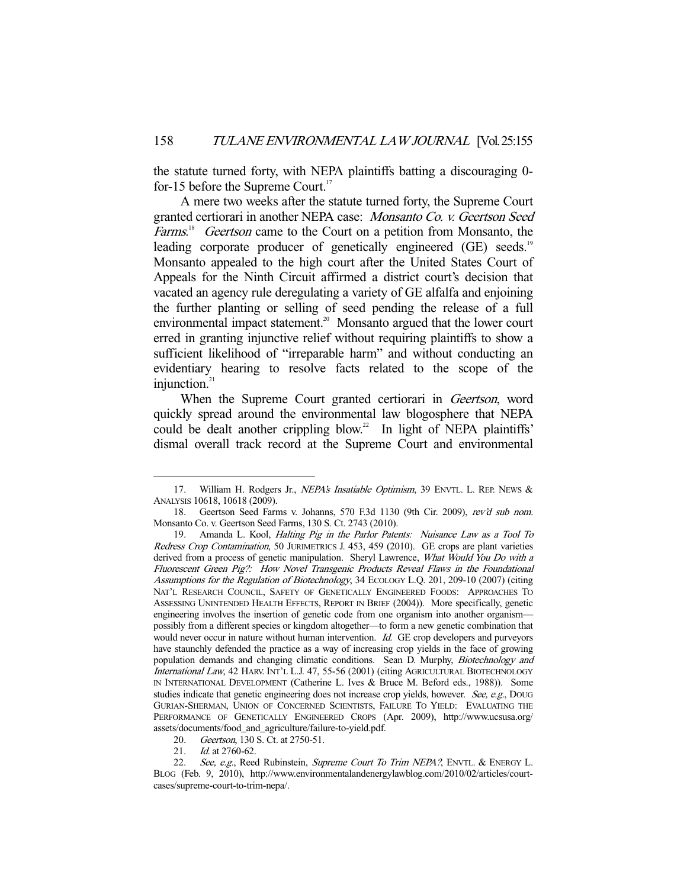the statute turned forty, with NEPA plaintiffs batting a discouraging 0-for-15 before the Supreme Court.[17]

A mere two weeks after the statute turned forty, the Supreme Court granted certiorari in another NEPA case: *Monsanto Co. v. Geertson Seed Farms*.[18] *Geertson* came to the Court on a petition from Monsanto, the leading corporate producer of genetically engineered (GE) seeds.[19] Monsanto appealed to the high court after the United States Court of Appeals for the Ninth Circuit affirmed a district court's decision that vacated an agency rule deregulating a variety of GE alfalfa and enjoining the further planting or selling of seed pending the release of a full environmental impact statement.[20] Monsanto argued that the lower court erred in granting injunctive relief without requiring plaintiffs to show a sufficient likelihood of "irreparable harm" and without conducting an evidentiary hearing to resolve facts related to the scope of the injunction.[21]

When the Supreme Court granted certiorari in *Geertson*, word quickly spread around the environmental law blogosphere that NEPA could be dealt another crippling blow.[22] In light of NEPA plaintiffs' dismal overall track record at the Supreme Court and environmental

---

17. William H. Rodgers Jr., *NEPA's Insatiable Optimism*, 39 ENVTL. L. REP. NEWS & ANALYSIS 10618, 10618 (2009).

18. Geertson Seed Farms v. Johanns, 570 F.3d 1130 (9th Cir. 2009), *rev'd sub nom.* Monsanto Co. v. Geertson Seed Farms, 130 S. Ct. 2743 (2010).

19. Amanda L. Kool, *Halting Pig in the Parlor Patents: Nuisance Law as a Tool To Redress Crop Contamination*, 50 JURIMETRICS J. 453, 459 (2010). GE crops are plant varieties derived from a process of genetic manipulation. Sheryl Lawrence, *What Would You Do with a Fluorescent Green Pig?: How Novel Transgenic Products Reveal Flaws in the Foundational Assumptions for the Regulation of Biotechnology*, 34 ECOLOGY L.Q. 201, 209-10 (2007) (citing NAT'L RESEARCH COUNCIL, SAFETY OF GENETICALLY ENGINEERED FOODS: APPROACHES TO ASSESSING UNINTENDED HEALTH EFFECTS, REPORT IN BRIEF (2004)). More specifically, genetic engineering involves the insertion of genetic code from one organism into another organism—possibly from a different species or kingdom altogether—to form a new genetic combination that would never occur in nature without human intervention. *Id.* GE crop developers and purveyors have staunchly defended the practice as a way of increasing crop yields in the face of growing population demands and changing climatic conditions. Sean D. Murphy, *Biotechnology and International Law*, 42 HARV. INT'L L.J. 47, 55-56 (2001) (citing AGRICULTURAL BIOTECHNOLOGY IN INTERNATIONAL DEVELOPMENT (Catherine L. Ives & Bruce M. Beford eds., 1988)). Some studies indicate that genetic engineering does not increase crop yields, however. *See, e.g.*, DOUG GURIAN-SHERMAN, UNION OF CONCERNED SCIENTISTS, FAILURE TO YIELD: EVALUATING THE PERFORMANCE OF GENETICALLY ENGINEERED CROPS (Apr. 2009), http://www.ucsusa.org/assets/documents/food_and_agriculture/failure-to-yield.pdf.

20. *Geertson*, 130 S. Ct. at 2750-51.

21. *Id.* at 2760-62.

22. *See, e.g.*, Reed Rubinstein, *Supreme Court To Trim NEPA?*, ENVTL. & ENERGY L. BLOG (Feb. 9, 2010), http://www.environmentalandenergylawblog.com/2010/02/articles/court-cases/supreme-court-to-trim-nepa/.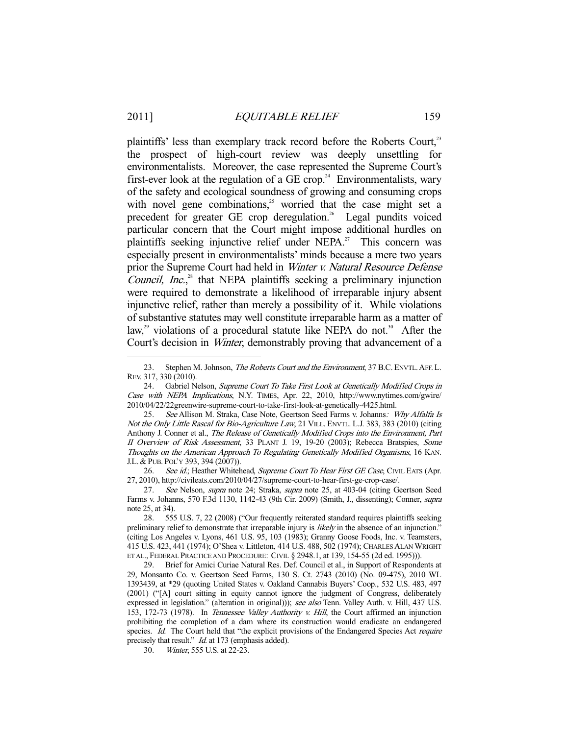plaintiffs' less than exemplary track record before the Roberts Court,[23] the prospect of high-court review was deeply unsettling for environmentalists. Moreover, the case represented the Supreme Court's first-ever look at the regulation of a GE crop.[24] Environmentalists, wary of the safety and ecological soundness of growing and consuming crops with novel gene combinations,[25] worried that the case might set a precedent for greater GE crop deregulation.[26] Legal pundits voiced particular concern that the Court might impose additional hurdles on plaintiffs seeking injunctive relief under NEPA.[27] This concern was especially present in environmentalists' minds because a mere two years prior the Supreme Court had held in *Winter v. Natural Resource Defense Council, Inc.*,[28] that NEPA plaintiffs seeking a preliminary injunction were required to demonstrate a likelihood of irreparable injury absent injunctive relief, rather than merely a possibility of it. While violations of substantive statutes may well constitute irreparable harm as a matter of law,[29] violations of a procedural statute like NEPA do not.[30] After the Court's decision in *Winter*, demonstrably proving that advancement of a

---

23. Stephen M. Johnson, *The Roberts Court and the Environment*, 37 B.C. ENVTL. AFF. L. REV. 317, 330 (2010).

24. Gabriel Nelson, *Supreme Court To Take First Look at Genetically Modified Crops in Case with NEPA Implications*, N.Y. TIMES, Apr. 22, 2010, http://www.nytimes.com/gwire/2010/04/22/22greenwire-supreme-court-to-take-first-look-at-genetically-4425.html.

25. *See* Allison M. Straka, Case Note, Geertson Seed Farms v. Johanns*: Why Alfalfa Is Not the Only Little Rascal for Bio-Agriculture Law*, 21 VILL. ENVTL. L.J. 383, 383 (2010) (citing Anthony J. Conner et al., *The Release of Genetically Modified Crops into the Environment, Part II Overview of Risk Assessment*, 33 PLANT J. 19, 19-20 (2003); Rebecca Bratspies, *Some Thoughts on the American Approach To Regulating Genetically Modified Organisms*, 16 KAN. J.L. & PUB. POL'Y 393, 394 (2007)).

26. *See id.*; Heather Whitehead, *Supreme Court To Hear First GE Case*, CIVIL EATS (Apr. 27, 2010), http://civileats.com/2010/04/27/supreme-court-to-hear-first-ge-crop-case/.

27. *See* Nelson, *supra* note 24; Straka, *supra* note 25, at 403-04 (citing Geertson Seed Farms v. Johanns, 570 F.3d 1130, 1142-43 (9th Cir. 2009) (Smith, J., dissenting); Conner, *supra* note 25, at 34).

28. 555 U.S. 7, 22 (2008) ("Our frequently reiterated standard requires plaintiffs seeking preliminary relief to demonstrate that irreparable injury is *likely* in the absence of an injunction." (citing Los Angeles v. Lyons, 461 U.S. 95, 103 (1983); Granny Goose Foods, Inc. v. Teamsters, 415 U.S. 423, 441 (1974); O'Shea v. Littleton, 414 U.S. 488, 502 (1974); CHARLES ALAN WRIGHT ET AL., FEDERAL PRACTICE AND PROCEDURE: CIVIL § 2948.1, at 139, 154-55 (2d ed. 1995))).

29. Brief for Amici Curiae Natural Res. Def. Council et al., in Support of Respondents at 29, Monsanto Co. v. Geertson Seed Farms, 130 S. Ct. 2743 (2010) (No. 09-475), 2010 WL 1393439, at *29 (quoting United States v. Oakland Cannabis Buyers' Coop., 532 U.S. 483, 497 (2001) ("[A] court sitting in equity cannot ignore the judgment of Congress, deliberately expressed in legislation." (alteration in original))); *see also* Tenn. Valley Auth. v. Hill, 437 U.S. 153, 172-73 (1978). In *Tennessee Valley Authority v. Hill*, the Court affirmed an injunction prohibiting the completion of a dam where its construction would eradicate an endangered species. *Id.* The Court held that "the explicit provisions of the Endangered Species Act *require* precisely that result." *Id.* at 173 (emphasis added).

30. *Winter*, 555 U.S. at 22-23.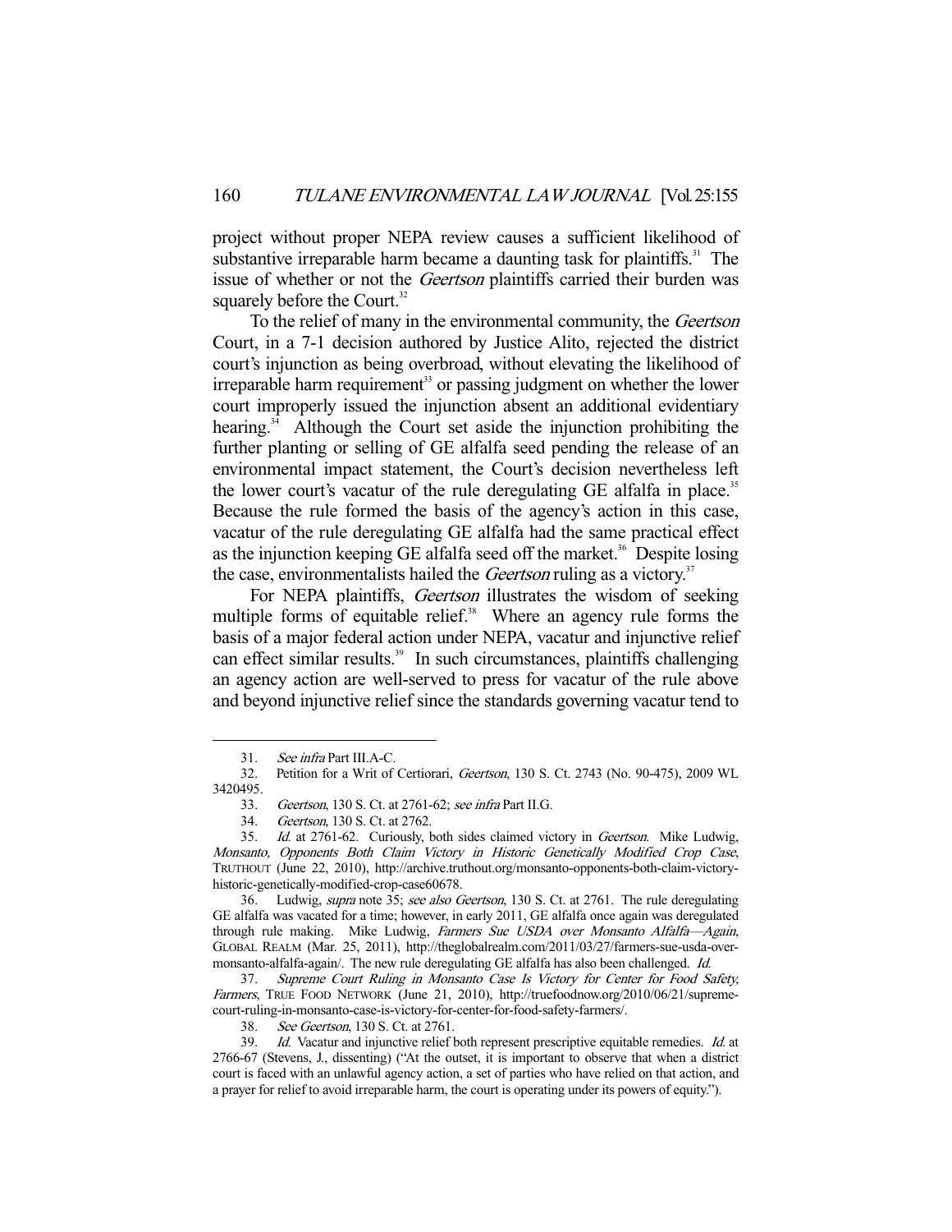project without proper NEPA review causes a sufficient likelihood of substantive irreparable harm became a daunting task for plaintiffs.[31] The issue of whether or not the *Geertson* plaintiffs carried their burden was squarely before the Court.[32]

To the relief of many in the environmental community, the *Geertson* Court, in a 7-1 decision authored by Justice Alito, rejected the district court's injunction as being overbroad, without elevating the likelihood of irreparable harm requirement[33] or passing judgment on whether the lower court improperly issued the injunction absent an additional evidentiary hearing.[34] Although the Court set aside the injunction prohibiting the further planting or selling of GE alfalfa seed pending the release of an environmental impact statement, the Court's decision nevertheless left the lower court's vacatur of the rule deregulating GE alfalfa in place.[35] Because the rule formed the basis of the agency's action in this case, vacatur of the rule deregulating GE alfalfa had the same practical effect as the injunction keeping GE alfalfa seed off the market.[36] Despite losing the case, environmentalists hailed the *Geertson* ruling as a victory.[37]

For NEPA plaintiffs, *Geertson* illustrates the wisdom of seeking multiple forms of equitable relief.[38] Where an agency rule forms the basis of a major federal action under NEPA, vacatur and injunctive relief can effect similar results.[39] In such circumstances, plaintiffs challenging an agency action are well-served to press for vacatur of the rule above and beyond injunctive relief since the standards governing vacatur tend to

---

31. *See infra* Part III.A-C.

32. Petition for a Writ of Certiorari, *Geertson*, 130 S. Ct. 2743 (No. 90-475), 2009 WL 3420495.

33. *Geertson*, 130 S. Ct. at 2761-62; *see infra* Part II.G.

34. *Geertson*, 130 S. Ct. at 2762.

35. *Id.* at 2761-62. Curiously, both sides claimed victory in *Geertson*. Mike Ludwig, *Monsanto, Opponents Both Claim Victory in Historic Genetically Modified Crop Case*, TRUTHOUT (June 22, 2010), http://archive.truthout.org/monsanto-opponents-both-claim-victory-historic-genetically-modified-crop-case60678.

36. Ludwig, *supra* note 35; *see also Geertson*, 130 S. Ct. at 2761. The rule deregulating GE alfalfa was vacated for a time; however, in early 2011, GE alfalfa once again was deregulated through rule making. Mike Ludwig, *Farmers Sue USDA over Monsanto Alfalfa—Again*, GLOBAL REALM (Mar. 25, 2011), http://theglobalrealm.com/2011/03/27/farmers-sue-usda-over-monsanto-alfalfa-again/. The new rule deregulating GE alfalfa has also been challenged. *Id.*

37. *Supreme Court Ruling in Monsanto Case Is Victory for Center for Food Safety, Farmers*, TRUE FOOD NETWORK (June 21, 2010), http://truefoodnow.org/2010/06/21/supreme-court-ruling-in-monsanto-case-is-victory-for-center-for-food-safety-farmers/.

38. *See Geertson*, 130 S. Ct. at 2761.

39. *Id.* Vacatur and injunctive relief both represent prescriptive equitable remedies. *Id.* at 2766-67 (Stevens, J., dissenting) ("At the outset, it is important to observe that when a district court is faced with an unlawful agency action, a set of parties who have relied on that action, and a prayer for relief to avoid irreparable harm, the court is operating under its powers of equity.").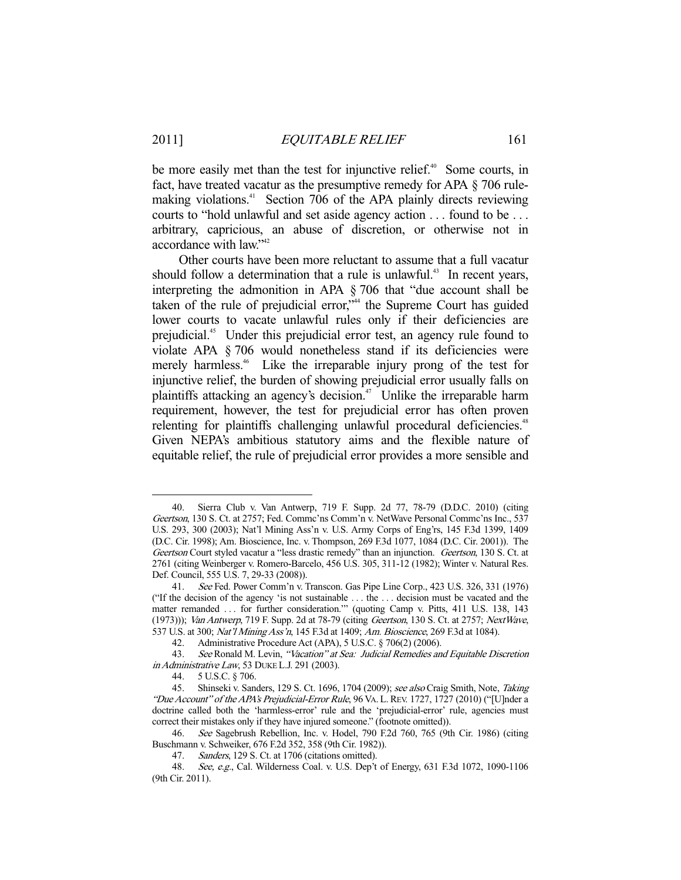be more easily met than the test for injunctive relief.[40] Some courts, in fact, have treated vacatur as the presumptive remedy for APA § 706 rule-making violations.[41] Section 706 of the APA plainly directs reviewing courts to "hold unlawful and set aside agency action . . . found to be . . . arbitrary, capricious, an abuse of discretion, or otherwise not in accordance with law."[42]

Other courts have been more reluctant to assume that a full vacatur should follow a determination that a rule is unlawful.[43] In recent years, interpreting the admonition in APA § 706 that "due account shall be taken of the rule of prejudicial error,"[44] the Supreme Court has guided lower courts to vacate unlawful rules only if their deficiencies are prejudicial.[45] Under this prejudicial error test, an agency rule found to violate APA § 706 would nonetheless stand if its deficiencies were merely harmless.[46] Like the irreparable injury prong of the test for injunctive relief, the burden of showing prejudicial error usually falls on plaintiffs attacking an agency's decision.[47] Unlike the irreparable harm requirement, however, the test for prejudicial error has often proven relenting for plaintiffs challenging unlawful procedural deficiencies.[48] Given NEPA's ambitious statutory aims and the flexible nature of equitable relief, the rule of prejudicial error provides a more sensible and

---

40. Sierra Club v. Van Antwerp, 719 F. Supp. 2d 77, 78-79 (D.D.C. 2010) (citing *Geertson*, 130 S. Ct. at 2757; Fed. Commc'ns Comm'n v. NetWave Personal Commc'ns Inc., 537 U.S. 293, 300 (2003); Nat'l Mining Ass'n v. U.S. Army Corps of Eng'rs, 145 F.3d 1399, 1409 (D.C. Cir. 1998); Am. Bioscience, Inc. v. Thompson, 269 F.3d 1077, 1084 (D.C. Cir. 2001)). The *Geertson* Court styled vacatur a "less drastic remedy" than an injunction. *Geertson*, 130 S. Ct. at 2761 (citing Weinberger v. Romero-Barcelo, 456 U.S. 305, 311-12 (1982); Winter v. Natural Res. Def. Council, 555 U.S. 7, 29-33 (2008)).

41. *See* Fed. Power Comm'n v. Transcon. Gas Pipe Line Corp., 423 U.S. 326, 331 (1976) ("If the decision of the agency 'is not sustainable . . . the . . . decision must be vacated and the matter remanded . . . for further consideration.'" (quoting Camp v. Pitts, 411 U.S. 138, 143 (1973))); *Van Antwerp*, 719 F. Supp. 2d at 78-79 (citing *Geertson*, 130 S. Ct. at 2757; *NextWave*, 537 U.S. at 300; *Nat'l Mining Ass'n*, 145 F.3d at 1409; *Am. Bioscience*, 269 F.3d at 1084).

42. Administrative Procedure Act (APA), 5 U.S.C. § 706(2) (2006).

43. *See* Ronald M. Levin, *"Vacation" at Sea: Judicial Remedies and Equitable Discretion in Administrative Law*, 53 DUKE L.J. 291 (2003).

44. 5 U.S.C. § 706.

45. Shinseki v. Sanders, 129 S. Ct. 1696, 1704 (2009); *see also* Craig Smith, Note, *Taking "Due Account" of the APA's Prejudicial-Error Rule*, 96 VA. L. REV. 1727, 1727 (2010) ("[U]nder a doctrine called both the 'harmless-error' rule and the 'prejudicial-error' rule, agencies must correct their mistakes only if they have injured someone." (footnote omitted)).

46. *See* Sagebrush Rebellion, Inc. v. Hodel, 790 F.2d 760, 765 (9th Cir. 1986) (citing Buschmann v. Schweiker, 676 F.2d 352, 358 (9th Cir. 1982)).

47. *Sanders*, 129 S. Ct. at 1706 (citations omitted).

48. *See, e.g.*, Cal. Wilderness Coal. v. U.S. Dep't of Energy, 631 F.3d 1072, 1090-1106 (9th Cir. 2011).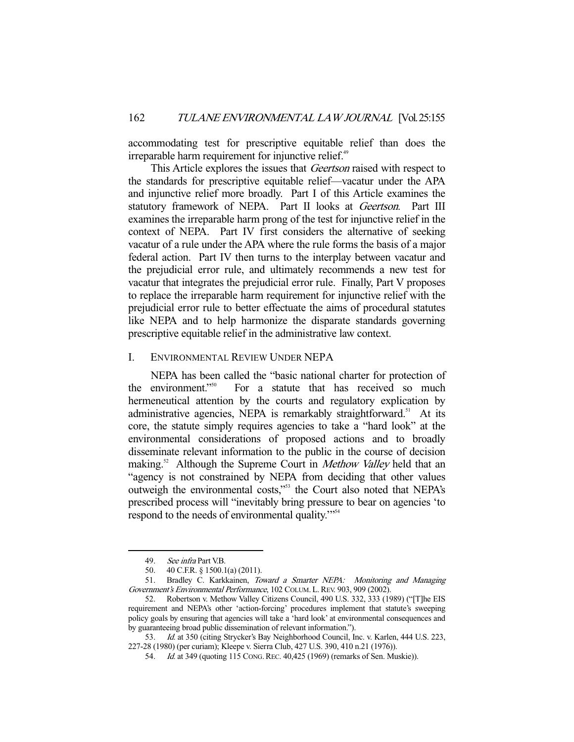accommodating test for prescriptive equitable relief than does the irreparable harm requirement for injunctive relief.[49]

This Article explores the issues that *Geertson* raised with respect to the standards for prescriptive equitable relief—vacatur under the APA and injunctive relief more broadly. Part I of this Article examines the statutory framework of NEPA. Part II looks at *Geertson*. Part III examines the irreparable harm prong of the test for injunctive relief in the context of NEPA. Part IV first considers the alternative of seeking vacatur of a rule under the APA where the rule forms the basis of a major federal action. Part IV then turns to the interplay between vacatur and the prejudicial error rule, and ultimately recommends a new test for vacatur that integrates the prejudicial error rule. Finally, Part V proposes to replace the irreparable harm requirement for injunctive relief with the prejudicial error rule to better effectuate the aims of procedural statutes like NEPA and to help harmonize the disparate standards governing prescriptive equitable relief in the administrative law context.

## I. Environmental Review Under NEPA

NEPA has been called the "basic national charter for protection of the environment."[50] For a statute that has received so much hermeneutical attention by the courts and regulatory explication by administrative agencies, NEPA is remarkably straightforward.[51] At its core, the statute simply requires agencies to take a "hard look" at the environmental considerations of proposed actions and to broadly disseminate relevant information to the public in the course of decision making.[52] Although the Supreme Court in *Methow Valley* held that an "agency is not constrained by NEPA from deciding that other values outweigh the environmental costs,"[53] the Court also noted that NEPA's prescribed process will "inevitably bring pressure to bear on agencies 'to respond to the needs of environmental quality.'"[54]

---

49. *See infra* Part V.B.

50. 40 C.F.R. § 1500.1(a) (2011).

51. Bradley C. Karkkainen, *Toward a Smarter NEPA: Monitoring and Managing Government's Environmental Performance*, 102 COLUM. L. REV. 903, 909 (2002).

52. Robertson v. Methow Valley Citizens Council, 490 U.S. 332, 333 (1989) ("[T]he EIS requirement and NEPA's other 'action-forcing' procedures implement that statute's sweeping policy goals by ensuring that agencies will take a 'hard look' at environmental consequences and by guaranteeing broad public dissemination of relevant information.").

53. *Id.* at 350 (citing Strycker's Bay Neighborhood Council, Inc. v. Karlen, 444 U.S. 223, 227-28 (1980) (per curiam); Kleepe v. Sierra Club, 427 U.S. 390, 410 n.21 (1976)).

54. *Id.* at 349 (quoting 115 CONG. REC. 40,425 (1969) (remarks of Sen. Muskie)).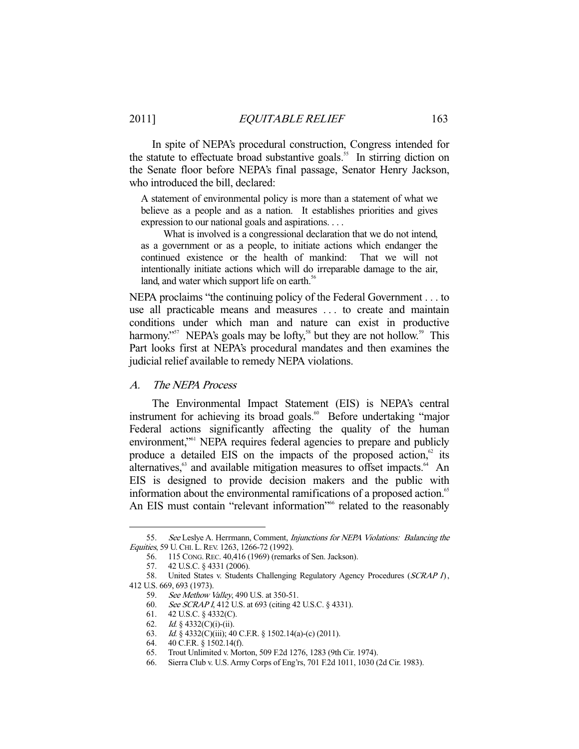In spite of NEPA's procedural construction, Congress intended for the statute to effectuate broad substantive goals.[55] In stirring diction on the Senate floor before NEPA's final passage, Senator Henry Jackson, who introduced the bill, declared:

> A statement of environmental policy is more than a statement of what we believe as a people and as a nation. It establishes priorities and gives expression to our national goals and aspirations. . . .
>
> What is involved is a congressional declaration that we do not intend, as a government or as a people, to initiate actions which endanger the continued existence or the health of mankind: That we will not intentionally initiate actions which will do irreparable damage to the air, land, and water which support life on earth.[56]

NEPA proclaims "the continuing policy of the Federal Government . . . to use all practicable means and measures . . . to create and maintain conditions under which man and nature can exist in productive harmony."[57] NEPA's goals may be lofty,[58] but they are not hollow.[59] This Part looks first at NEPA's procedural mandates and then examines the judicial relief available to remedy NEPA violations.

### *A. The NEPA Process*

The Environmental Impact Statement (EIS) is NEPA's central instrument for achieving its broad goals.[60] Before undertaking "major Federal actions significantly affecting the quality of the human environment,"[61] NEPA requires federal agencies to prepare and publicly produce a detailed EIS on the impacts of the proposed action,[62] its alternatives,[63] and available mitigation measures to offset impacts.[64] An EIS is designed to provide decision makers and the public with information about the environmental ramifications of a proposed action.[65] An EIS must contain "relevant information"[66] related to the reasonably

---

55. *See* Leslye A. Herrmann, Comment, *Injunctions for NEPA Violations: Balancing the Equities*, 59 U. CHI. L. REV. 1263, 1266-72 (1992).

56. 115 CONG. REC. 40,416 (1969) (remarks of Sen. Jackson).

57. 42 U.S.C. § 4331 (2006).

58. United States v. Students Challenging Regulatory Agency Procedures (*SCRAP I*), 412 U.S. 669, 693 (1973).

59. *See Methow Valley*, 490 U.S. at 350-51.

60. *See SCRAP I*, 412 U.S. at 693 (citing 42 U.S.C. § 4331).

61. 42 U.S.C. § 4332(C).

62. *Id.* § 4332(C)(i)-(ii).

63. *Id.* § 4332(C)(iii); 40 C.F.R. § 1502.14(a)-(c) (2011).

64. 40 C.F.R. § 1502.14(f).

65. Trout Unlimited v. Morton, 509 F.2d 1276, 1283 (9th Cir. 1974).

66. Sierra Club v. U.S. Army Corps of Eng'rs, 701 F.2d 1011, 1030 (2d Cir. 1983).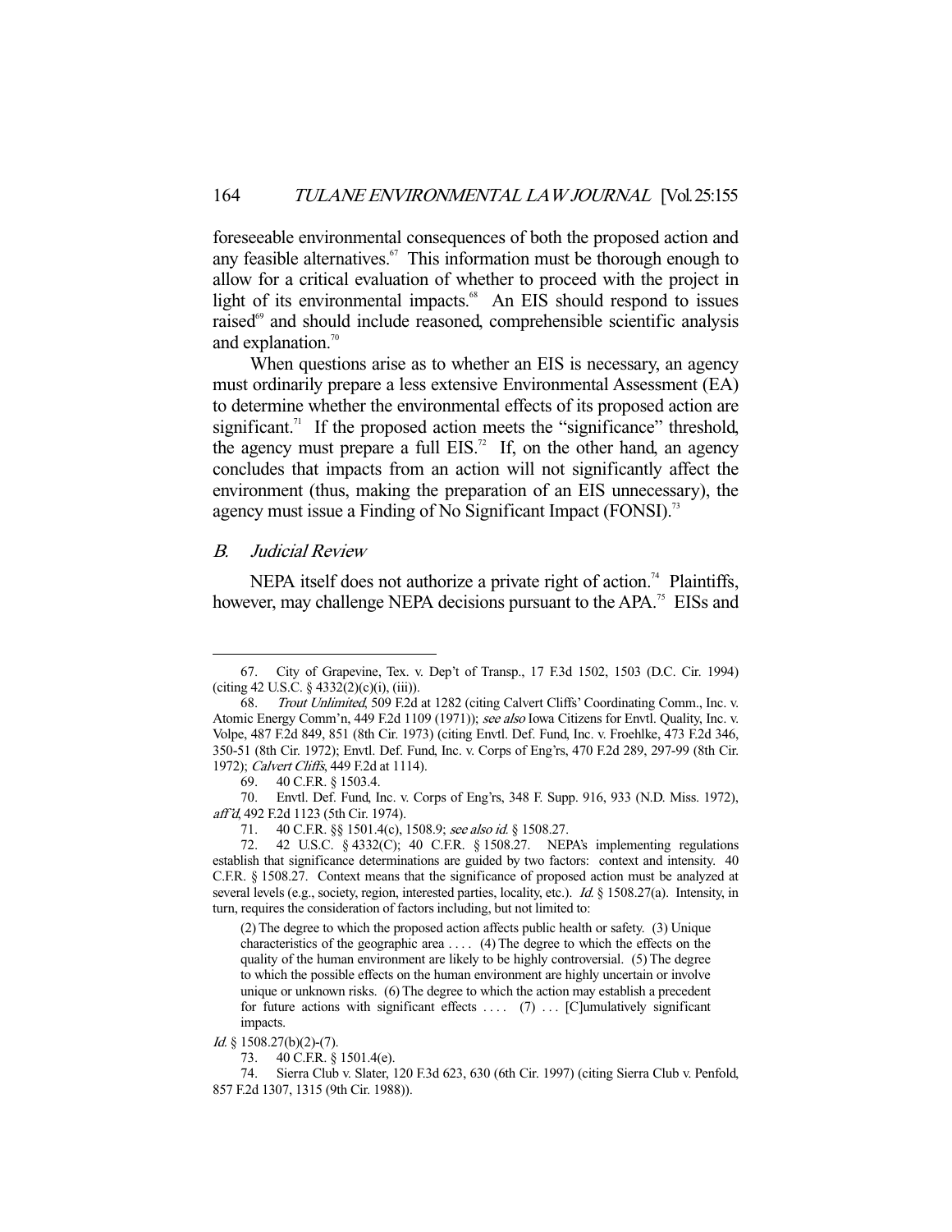foreseeable environmental consequences of both the proposed action and any feasible alternatives.[67] This information must be thorough enough to allow for a critical evaluation of whether to proceed with the project in light of its environmental impacts.[68] An EIS should respond to issues raised[69] and should include reasoned, comprehensible scientific analysis and explanation.[70]

When questions arise as to whether an EIS is necessary, an agency must ordinarily prepare a less extensive Environmental Assessment (EA) to determine whether the environmental effects of its proposed action are significant.[71] If the proposed action meets the "significance" threshold, the agency must prepare a full EIS.[72] If, on the other hand, an agency concludes that impacts from an action will not significantly affect the environment (thus, making the preparation of an EIS unnecessary), the agency must issue a Finding of No Significant Impact (FONSI).[73]

### *B. Judicial Review*

NEPA itself does not authorize a private right of action.[74] Plaintiffs, however, may challenge NEPA decisions pursuant to the APA.[75] EISs and

---

67. City of Grapevine, Tex. v. Dep't of Transp., 17 F.3d 1502, 1503 (D.C. Cir. 1994) (citing 42 U.S.C. § 4332(2)(c)(i), (iii)).

68. *Trout Unlimited*, 509 F.2d at 1282 (citing Calvert Cliffs' Coordinating Comm., Inc. v. Atomic Energy Comm'n, 449 F.2d 1109 (1971)); *see also* Iowa Citizens for Envtl. Quality, Inc. v. Volpe, 487 F.2d 849, 851 (8th Cir. 1973) (citing Envtl. Def. Fund, Inc. v. Froehlke, 473 F.2d 346, 350-51 (8th Cir. 1972); Envtl. Def. Fund, Inc. v. Corps of Eng'rs, 470 F.2d 289, 297-99 (8th Cir. 1972); *Calvert Cliffs*, 449 F.2d at 1114).

69. 40 C.F.R. § 1503.4.

70. Envtl. Def. Fund, Inc. v. Corps of Eng'rs, 348 F. Supp. 916, 933 (N.D. Miss. 1972), *aff'd*, 492 F.2d 1123 (5th Cir. 1974).

71. 40 C.F.R. §§ 1501.4(c), 1508.9; *see also id.* § 1508.27.

72. 42 U.S.C. § 4332(C); 40 C.F.R. § 1508.27. NEPA's implementing regulations establish that significance determinations are guided by two factors: context and intensity. 40 C.F.R. § 1508.27. Context means that the significance of proposed action must be analyzed at several levels (e.g., society, region, interested parties, locality, etc.). *Id.* § 1508.27(a). Intensity, in turn, requires the consideration of factors including, but not limited to:

> (2) The degree to which the proposed action affects public health or safety. (3) Unique characteristics of the geographic area . . . . (4) The degree to which the effects on the quality of the human environment are likely to be highly controversial. (5) The degree to which the possible effects on the human environment are highly uncertain or involve unique or unknown risks. (6) The degree to which the action may establish a precedent for future actions with significant effects . . . . (7) . . . [C]umulatively significant impacts.

*Id.* § 1508.27(b)(2)-(7).

73. 40 C.F.R. § 1501.4(e).

74. Sierra Club v. Slater, 120 F.3d 623, 630 (6th Cir. 1997) (citing Sierra Club v. Penfold, 857 F.2d 1307, 1315 (9th Cir. 1988)).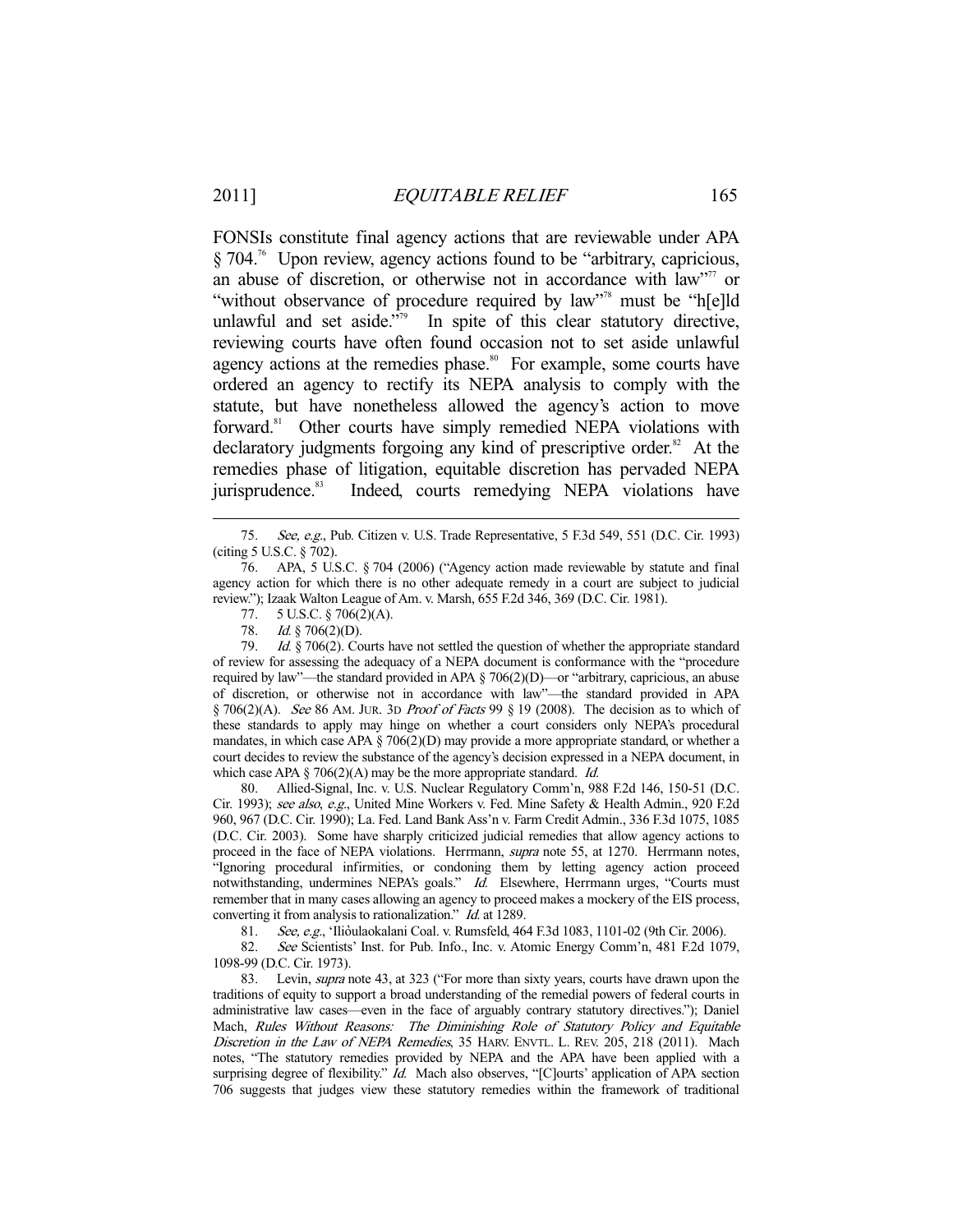FONSIs constitute final agency actions that are reviewable under APA § 704.[76] Upon review, agency actions found to be "arbitrary, capricious, an abuse of discretion, or otherwise not in accordance with law"[77] or "without observance of procedure required by law"[78] must be "h[e]ld unlawful and set aside."[79] In spite of this clear statutory directive, reviewing courts have often found occasion not to set aside unlawful agency actions at the remedies phase.[80] For example, some courts have ordered an agency to rectify its NEPA analysis to comply with the statute, but have nonetheless allowed the agency's action to move forward.[81] Other courts have simply remedied NEPA violations with declaratory judgments forgoing any kind of prescriptive order.[82] At the remedies phase of litigation, equitable discretion has pervaded NEPA jurisprudence.[83] Indeed, courts remedying NEPA violations have

---

75. *See, e.g.*, Pub. Citizen v. U.S. Trade Representative, 5 F.3d 549, 551 (D.C. Cir. 1993) (citing 5 U.S.C. § 702).

76. APA, 5 U.S.C. § 704 (2006) ("Agency action made reviewable by statute and final agency action for which there is no other adequate remedy in a court are subject to judicial review."); Izaak Walton League of Am. v. Marsh, 655 F.2d 346, 369 (D.C. Cir. 1981).

77. 5 U.S.C. § 706(2)(A).

78. *Id.* § 706(2)(D).

79. *Id.* § 706(2). Courts have not settled the question of whether the appropriate standard of review for assessing the adequacy of a NEPA document is conformance with the "procedure required by law"—the standard provided in APA § 706(2)(D)—or "arbitrary, capricious, an abuse of discretion, or otherwise not in accordance with law"—the standard provided in APA § 706(2)(A). *See* 86 AM. JUR. 3D *Proof of Facts* 99 § 19 (2008). The decision as to which of these standards to apply may hinge on whether a court considers only NEPA's procedural mandates, in which case APA § 706(2)(D) may provide a more appropriate standard, or whether a court decides to review the substance of the agency's decision expressed in a NEPA document, in which case APA § 706(2)(A) may be the more appropriate standard. *Id.*

80. Allied-Signal, Inc. v. U.S. Nuclear Regulatory Comm'n, 988 F.2d 146, 150-51 (D.C. Cir. 1993); *see also*, *e.g.*, United Mine Workers v. Fed. Mine Safety & Health Admin., 920 F.2d 960, 967 (D.C. Cir. 1990); La. Fed. Land Bank Ass'n v. Farm Credit Admin., 336 F.3d 1075, 1085 (D.C. Cir. 2003). Some have sharply criticized judicial remedies that allow agency actions to proceed in the face of NEPA violations. Herrmann, *supra* note 55, at 1270. Herrmann notes, "Ignoring procedural infirmities, or condoning them by letting agency action proceed notwithstanding, undermines NEPA's goals." *Id.* Elsewhere, Herrmann urges, "Courts must remember that in many cases allowing an agency to proceed makes a mockery of the EIS process, converting it from analysis to rationalization." *Id.* at 1289.

81. *See, e.g.*, 'Ilio'ulaokalani Coal. v. Rumsfeld, 464 F.3d 1083, 1101-02 (9th Cir. 2006).

82. *See* Scientists' Inst. for Pub. Info., Inc. v. Atomic Energy Comm'n, 481 F.2d 1079, 1098-99 (D.C. Cir. 1973).

83. Levin, *supra* note 43, at 323 ("For more than sixty years, courts have drawn upon the traditions of equity to support a broad understanding of the remedial powers of federal courts in administrative law cases—even in the face of arguably contrary statutory directives."); Daniel Mach, *Rules Without Reasons: The Diminishing Role of Statutory Policy and Equitable Discretion in the Law of NEPA Remedies*, 35 HARV. ENVTL. L. REV. 205, 218 (2011). Mach notes, "The statutory remedies provided by NEPA and the APA have been applied with a surprising degree of flexibility." *Id.* Mach also observes, "[C]ourts' application of APA section 706 suggests that judges view these statutory remedies within the framework of traditional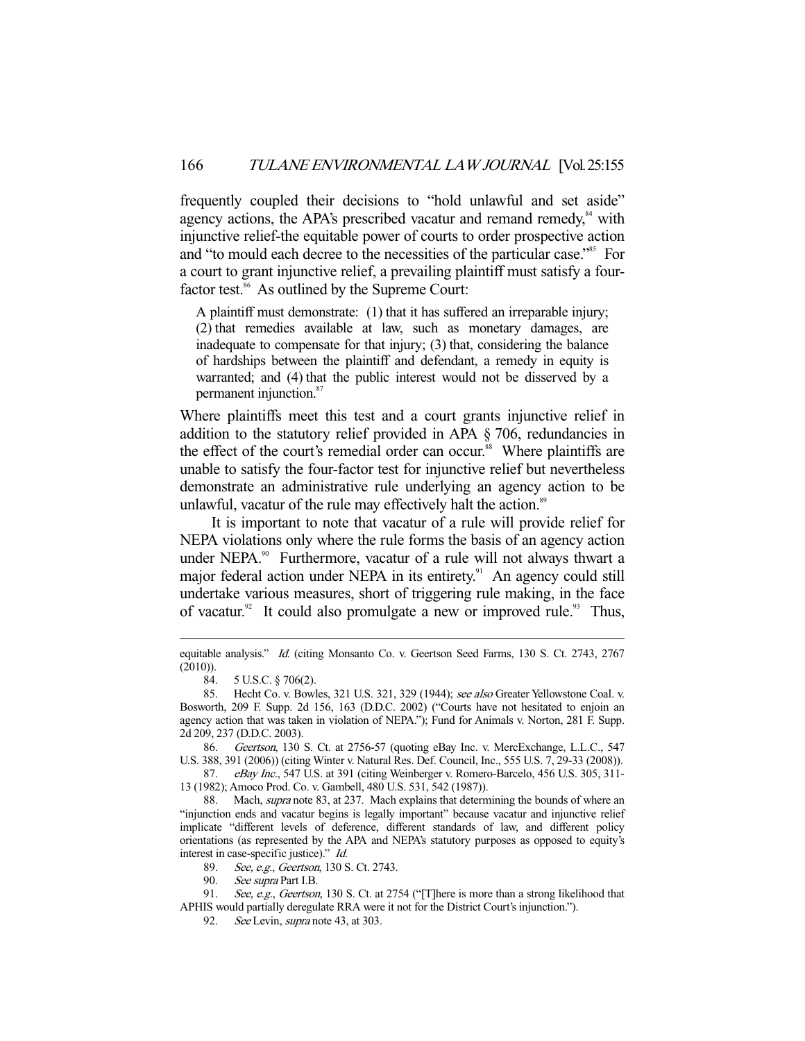frequently coupled their decisions to "hold unlawful and set aside" agency actions, the APA's prescribed vacatur and remand remedy,[84] with injunctive relief-the equitable power of courts to order prospective action and "to mould each decree to the necessities of the particular case."[85] For a court to grant injunctive relief, a prevailing plaintiff must satisfy a four-factor test.[86] As outlined by the Supreme Court:

> A plaintiff must demonstrate: (1) that it has suffered an irreparable injury; (2) that remedies available at law, such as monetary damages, are inadequate to compensate for that injury; (3) that, considering the balance of hardships between the plaintiff and defendant, a remedy in equity is warranted; and (4) that the public interest would not be disserved by a permanent injunction.[87]

Where plaintiffs meet this test and a court grants injunctive relief in addition to the statutory relief provided in APA § 706, redundancies in the effect of the court's remedial order can occur.[88] Where plaintiffs are unable to satisfy the four-factor test for injunctive relief but nevertheless demonstrate an administrative rule underlying an agency action to be unlawful, vacatur of the rule may effectively halt the action.[89]

It is important to note that vacatur of a rule will provide relief for NEPA violations only where the rule forms the basis of an agency action under NEPA.[90] Furthermore, vacatur of a rule will not always thwart a major federal action under NEPA in its entirety.[91] An agency could still undertake various measures, short of triggering rule making, in the face of vacatur.[92] It could also promulgate a new or improved rule.[93] Thus,

---

equitable analysis." *Id.* (citing Monsanto Co. v. Geertson Seed Farms, 130 S. Ct. 2743, 2767 (2010)).

84. 5 U.S.C. § 706(2).

85. Hecht Co. v. Bowles, 321 U.S. 321, 329 (1944); *see also* Greater Yellowstone Coal. v. Bosworth, 209 F. Supp. 2d 156, 163 (D.D.C. 2002) ("Courts have not hesitated to enjoin an agency action that was taken in violation of NEPA."); Fund for Animals v. Norton, 281 F. Supp. 2d 209, 237 (D.D.C. 2003).

86. *Geertson*, 130 S. Ct. at 2756-57 (quoting eBay Inc. v. MercExchange, L.L.C., 547 U.S. 388, 391 (2006)) (citing Winter v. Natural Res. Def. Council, Inc., 555 U.S. 7, 29-33 (2008)).

87. *eBay Inc.*, 547 U.S. at 391 (citing Weinberger v. Romero-Barcelo, 456 U.S. 305, 311-13 (1982); Amoco Prod. Co. v. Gambell, 480 U.S. 531, 542 (1987)).

88. Mach, *supra* note 83, at 237. Mach explains that determining the bounds of where an "injunction ends and vacatur begins is legally important" because vacatur and injunctive relief implicate "different levels of deference, different standards of law, and different policy orientations (as represented by the APA and NEPA's statutory purposes as opposed to equity's interest in case-specific justice)." *Id.*

89. *See, e.g.*, *Geertson*, 130 S. Ct. 2743.

90. *See supra* Part I.B.

91. *See, e.g.*, *Geertson*, 130 S. Ct. at 2754 ("[T]here is more than a strong likelihood that APHIS would partially deregulate RRA were it not for the District Court's injunction.").

92. *See* Levin, *supra* note 43, at 303.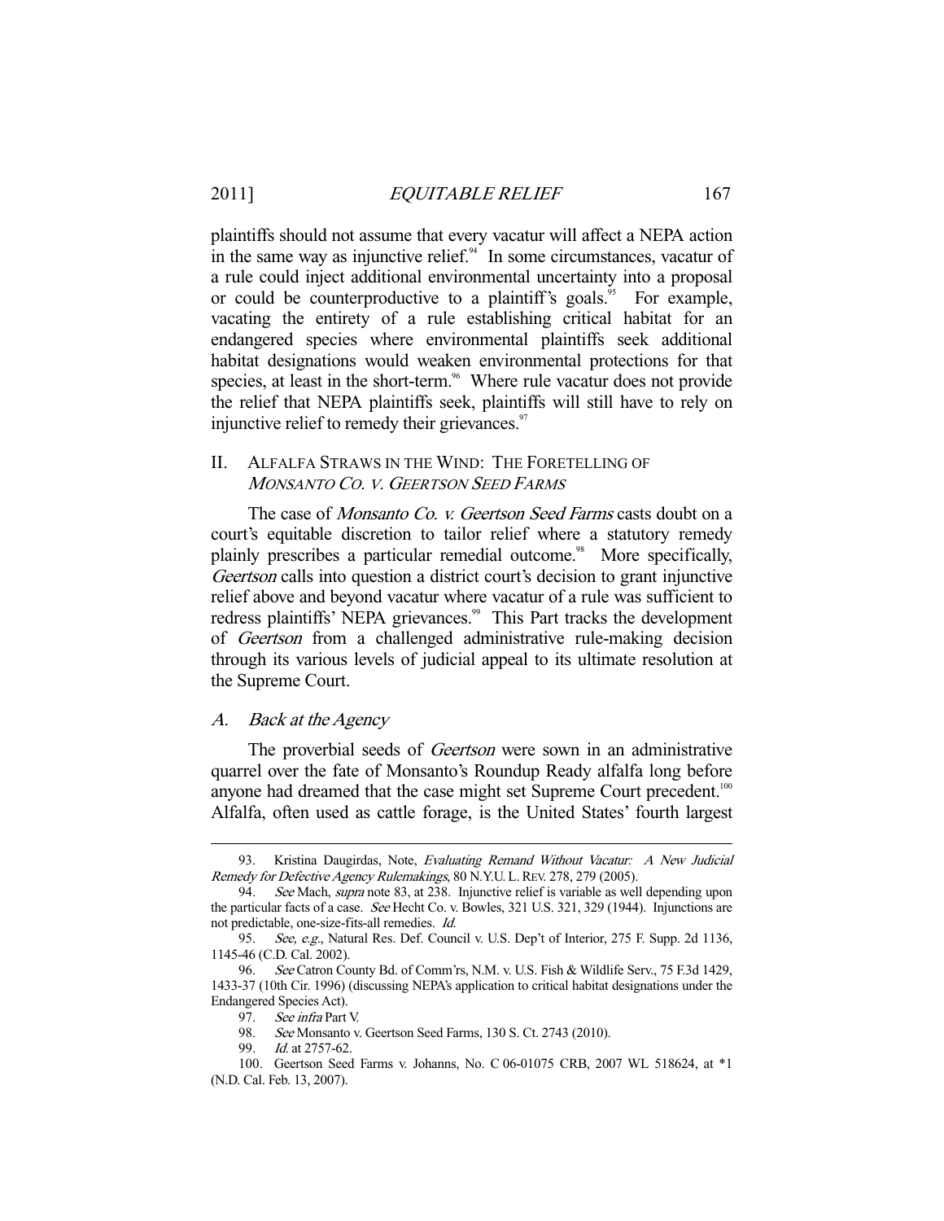plaintiffs should not assume that every vacatur will affect a NEPA action in the same way as injunctive relief.[94] In some circumstances, vacatur of a rule could inject additional environmental uncertainty into a proposal or could be counterproductive to a plaintiff's goals.[95] For example, vacating the entirety of a rule establishing critical habitat for an endangered species where environmental plaintiffs seek additional habitat designations would weaken environmental protections for that species, at least in the short-term.[96] Where rule vacatur does not provide the relief that NEPA plaintiffs seek, plaintiffs will still have to rely on injunctive relief to remedy their grievances.[97]

## II. ALFALFA STRAWS IN THE WIND: THE FORETELLING OF *MONSANTO CO. V. GEERTSON SEED FARMS*

The case of *Monsanto Co. v. Geertson Seed Farms* casts doubt on a court's equitable discretion to tailor relief where a statutory remedy plainly prescribes a particular remedial outcome.[98] More specifically, *Geertson* calls into question a district court's decision to grant injunctive relief above and beyond vacatur where vacatur of a rule was sufficient to redress plaintiffs' NEPA grievances.[99] This Part tracks the development of *Geertson* from a challenged administrative rule-making decision through its various levels of judicial appeal to its ultimate resolution at the Supreme Court.

### A. *Back at the Agency*

The proverbial seeds of *Geertson* were sown in an administrative quarrel over the fate of Monsanto's Roundup Ready alfalfa long before anyone had dreamed that the case might set Supreme Court precedent.[100] Alfalfa, often used as cattle forage, is the United States' fourth largest

---

93. Kristina Daugirdas, Note, *Evaluating Remand Without Vacatur: A New Judicial Remedy for Defective Agency Rulemakings*, 80 N.Y.U. L. REV. 278, 279 (2005).

94. *See* Mach, *supra* note 83, at 238. Injunctive relief is variable as well depending upon the particular facts of a case. *See* Hecht Co. v. Bowles, 321 U.S. 321, 329 (1944). Injunctions are not predictable, one-size-fits-all remedies. *Id.*

95. *See, e.g.*, Natural Res. Def. Council v. U.S. Dep't of Interior, 275 F. Supp. 2d 1136, 1145-46 (C.D. Cal. 2002).

96. *See* Catron County Bd. of Comm'rs, N.M. v. U.S. Fish & Wildlife Serv., 75 F.3d 1429, 1433-37 (10th Cir. 1996) (discussing NEPA's application to critical habitat designations under the Endangered Species Act).

97. *See infra* Part V.

98. *See* Monsanto v. Geertson Seed Farms, 130 S. Ct. 2743 (2010).

99. *Id.* at 2757-62.

100. Geertson Seed Farms v. Johanns, No. C 06-01075 CRB, 2007 WL 518624, at *1 (N.D. Cal. Feb. 13, 2007).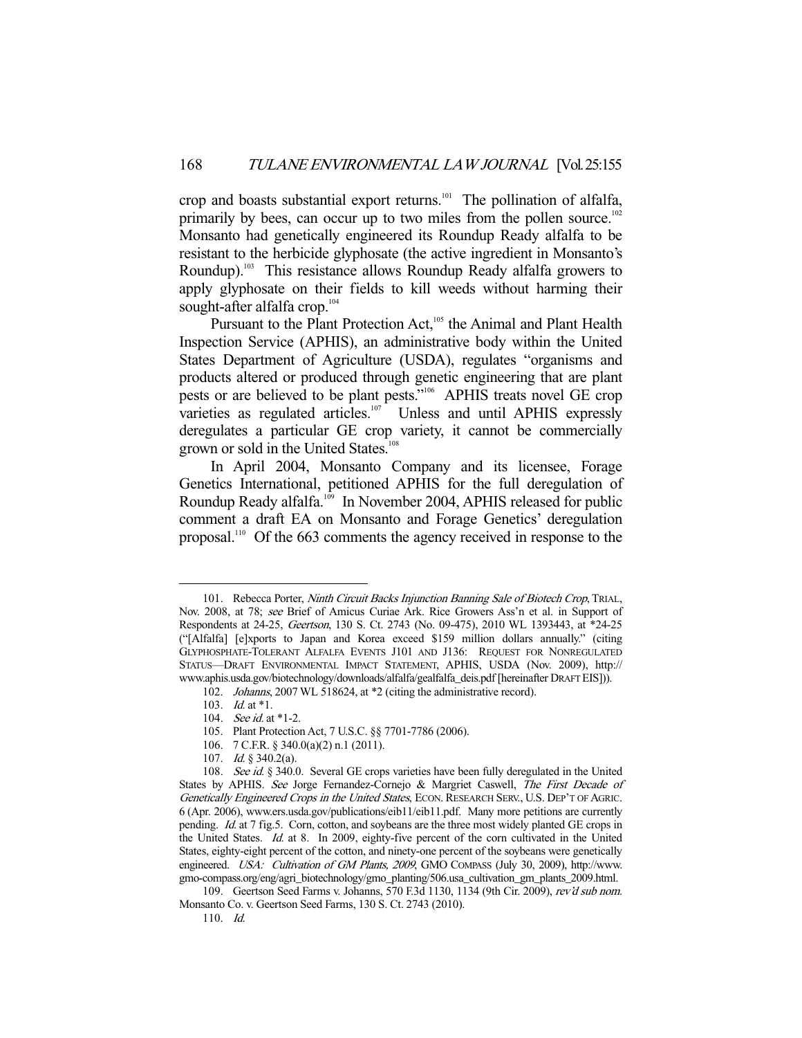crop and boasts substantial export returns.[101] The pollination of alfalfa, primarily by bees, can occur up to two miles from the pollen source.[102] Monsanto had genetically engineered its Roundup Ready alfalfa to be resistant to the herbicide glyphosate (the active ingredient in Monsanto's Roundup).[103] This resistance allows Roundup Ready alfalfa growers to apply glyphosate on their fields to kill weeds without harming their sought-after alfalfa crop.[104]

Pursuant to the Plant Protection Act,[105] the Animal and Plant Health Inspection Service (APHIS), an administrative body within the United States Department of Agriculture (USDA), regulates "organisms and products altered or produced through genetic engineering that are plant pests or are believed to be plant pests."[106] APHIS treats novel GE crop varieties as regulated articles.[107] Unless and until APHIS expressly deregulates a particular GE crop variety, it cannot be commercially grown or sold in the United States.[108]

In April 2004, Monsanto Company and its licensee, Forage Genetics International, petitioned APHIS for the full deregulation of Roundup Ready alfalfa.[109] In November 2004, APHIS released for public comment a draft EA on Monsanto and Forage Genetics' deregulation proposal.[110] Of the 663 comments the agency received in response to the

---

101. Rebecca Porter, *Ninth Circuit Backs Injunction Banning Sale of Biotech Crop*, TRIAL, Nov. 2008, at 78; *see* Brief of Amicus Curiae Ark. Rice Growers Ass'n et al. in Support of Respondents at 24-25, *Geertson*, 130 S. Ct. 2743 (No. 09-475), 2010 WL 1393443, at *24-25 ("[Alfalfa] [e]xports to Japan and Korea exceed $159 million dollars annually." (citing GLYPHOSPHATE-TOLERANT ALFALFA EVENTS J101 AND J136: REQUEST FOR NONREGULATED STATUS—DRAFT ENVIRONMENTAL IMPACT STATEMENT, APHIS, USDA (Nov. 2009), http://www.aphis.usda.gov/biotechnology/downloads/alfalfa/gealfalfa_deis.pdf [hereinafter DRAFT EIS])).

102. *Johanns*, 2007 WL 518624, at *2 (citing the administrative record).

103. *Id.* at *1.

104. *See id.* at *1-2.

105. Plant Protection Act, 7 U.S.C. §§ 7701-7786 (2006).

106. 7 C.F.R. § 340.0(a)(2) n.1 (2011).

107. *Id.* § 340.2(a).

108. *See id.* § 340.0. Several GE crops varieties have been fully deregulated in the United States by APHIS. *See* Jorge Fernandez-Cornejo & Margriet Caswell, *The First Decade of Genetically Engineered Crops in the United States*, ECON. RESEARCH SERV., U.S. DEP'T OF AGRIC. 6 (Apr. 2006), www.ers.usda.gov/publications/eib11/eib11.pdf. Many more petitions are currently pending. *Id.* at 7 fig.5. Corn, cotton, and soybeans are the three most widely planted GE crops in the United States. *Id.* at 8. In 2009, eighty-five percent of the corn cultivated in the United States, eighty-eight percent of the cotton, and ninety-one percent of the soybeans were genetically engineered. *USA: Cultivation of GM Plants, 2009*, GMO COMPASS (July 30, 2009), http://www.gmo-compass.org/eng/agri_biotechnology/gmo_planting/506.usa_cultivation_gm_plants_2009.html.

109. Geertson Seed Farms v. Johanns, 570 F.3d 1130, 1134 (9th Cir. 2009), *rev'd sub nom.* Monsanto Co. v. Geertson Seed Farms, 130 S. Ct. 2743 (2010).

110. *Id.*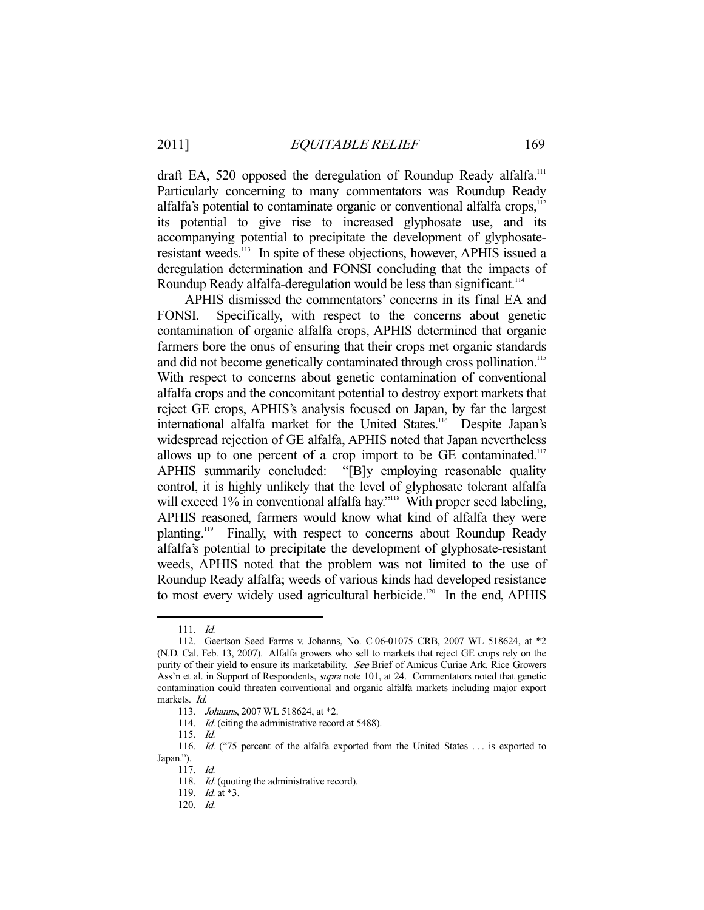draft EA, 520 opposed the deregulation of Roundup Ready alfalfa.[111] Particularly concerning to many commentators was Roundup Ready alfalfa's potential to contaminate organic or conventional alfalfa crops,[112] its potential to give rise to increased glyphosate use, and its accompanying potential to precipitate the development of glyphosate-resistant weeds.[113] In spite of these objections, however, APHIS issued a deregulation determination and FONSI concluding that the impacts of Roundup Ready alfalfa-deregulation would be less than significant.[114]

APHIS dismissed the commentators' concerns in its final EA and FONSI. Specifically, with respect to the concerns about genetic contamination of organic alfalfa crops, APHIS determined that organic farmers bore the onus of ensuring that their crops met organic standards and did not become genetically contaminated through cross pollination.[115] With respect to concerns about genetic contamination of conventional alfalfa crops and the concomitant potential to destroy export markets that reject GE crops, APHIS's analysis focused on Japan, by far the largest international alfalfa market for the United States.[116] Despite Japan's widespread rejection of GE alfalfa, APHIS noted that Japan nevertheless allows up to one percent of a crop import to be GE contaminated.[117] APHIS summarily concluded: "[B]y employing reasonable quality control, it is highly unlikely that the level of glyphosate tolerant alfalfa will exceed 1% in conventional alfalfa hay."[118] With proper seed labeling, APHIS reasoned, farmers would know what kind of alfalfa they were planting.[119] Finally, with respect to concerns about Roundup Ready alfalfa's potential to precipitate the development of glyphosate-resistant weeds, APHIS noted that the problem was not limited to the use of Roundup Ready alfalfa; weeds of various kinds had developed resistance to most every widely used agricultural herbicide.[120] In the end, APHIS

---

111. *Id.*

112. Geertson Seed Farms v. Johanns, No. C 06-01075 CRB, 2007 WL 518624, at *2 (N.D. Cal. Feb. 13, 2007). Alfalfa growers who sell to markets that reject GE crops rely on the purity of their yield to ensure its marketability. *See* Brief of Amicus Curiae Ark. Rice Growers Ass'n et al. in Support of Respondents, *supra* note 101, at 24. Commentators noted that genetic contamination could threaten conventional and organic alfalfa markets including major export markets. *Id.*

113. *Johanns*, 2007 WL 518624, at *2.

114. *Id.* (citing the administrative record at 5488).

115. *Id.*

116. *Id.* ("75 percent of the alfalfa exported from the United States . . . is exported to Japan.").

117. *Id.*

118. *Id.* (quoting the administrative record).

119. *Id.* at *3.

120. *Id.*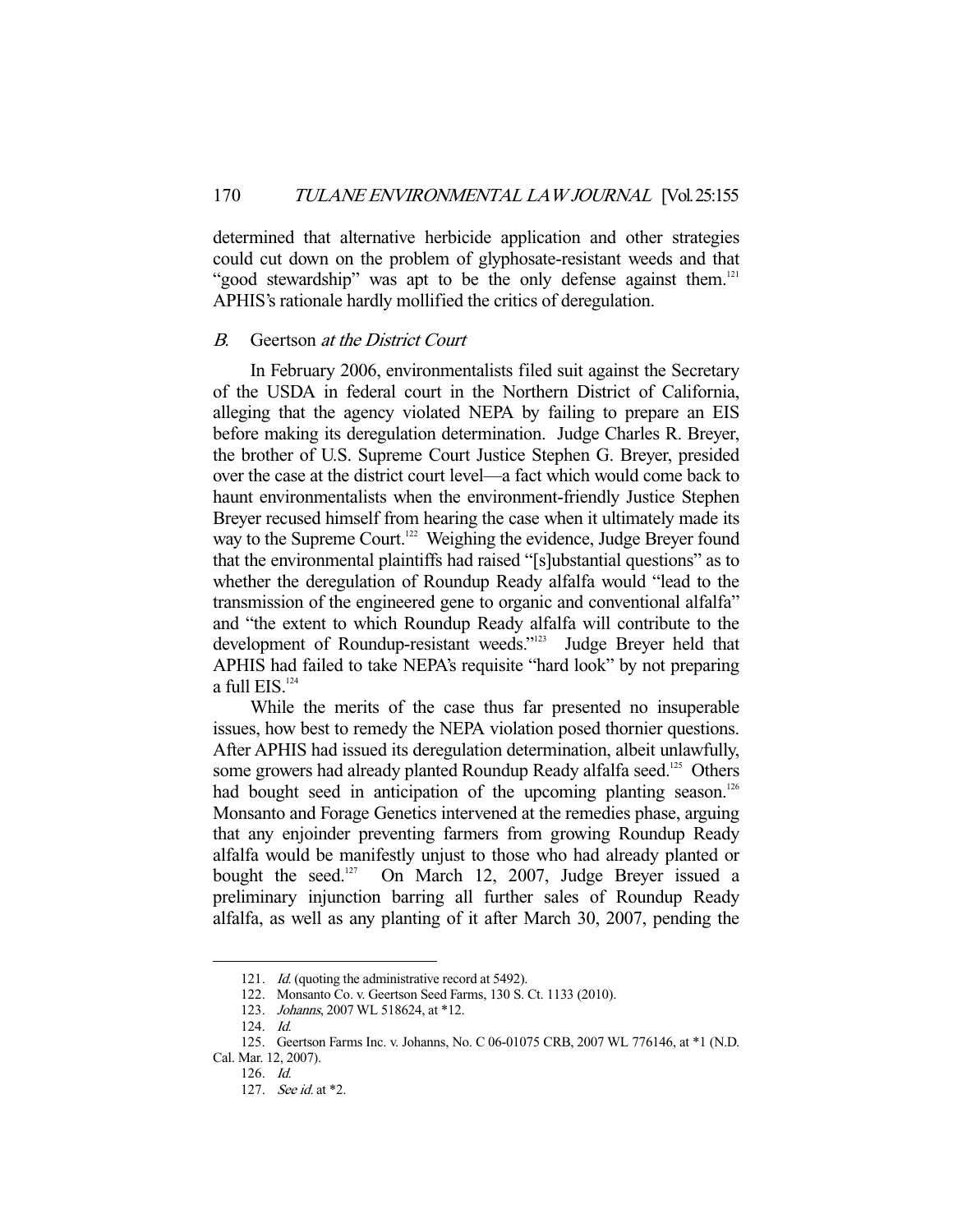determined that alternative herbicide application and other strategies could cut down on the problem of glyphosate-resistant weeds and that "good stewardship" was apt to be the only defense against them.[121] APHIS's rationale hardly mollified the critics of deregulation.

### *B. Geertson at the District Court*

In February 2006, environmentalists filed suit against the Secretary of the USDA in federal court in the Northern District of California, alleging that the agency violated NEPA by failing to prepare an EIS before making its deregulation determination. Judge Charles R. Breyer, the brother of U.S. Supreme Court Justice Stephen G. Breyer, presided over the case at the district court level—a fact which would come back to haunt environmentalists when the environment-friendly Justice Stephen Breyer recused himself from hearing the case when it ultimately made its way to the Supreme Court.[122] Weighing the evidence, Judge Breyer found that the environmental plaintiffs had raised "[s]ubstantial questions" as to whether the deregulation of Roundup Ready alfalfa would "lead to the transmission of the engineered gene to organic and conventional alfalfa" and "the extent to which Roundup Ready alfalfa will contribute to the development of Roundup-resistant weeds."[123] Judge Breyer held that APHIS had failed to take NEPA's requisite "hard look" by not preparing a full EIS.[124]

While the merits of the case thus far presented no insuperable issues, how best to remedy the NEPA violation posed thornier questions. After APHIS had issued its deregulation determination, albeit unlawfully, some growers had already planted Roundup Ready alfalfa seed.[125] Others had bought seed in anticipation of the upcoming planting season.[126] Monsanto and Forage Genetics intervened at the remedies phase, arguing that any enjoinder preventing farmers from growing Roundup Ready alfalfa would be manifestly unjust to those who had already planted or bought the seed.[127] On March 12, 2007, Judge Breyer issued a preliminary injunction barring all further sales of Roundup Ready alfalfa, as well as any planting of it after March 30, 2007, pending the

---

121. *Id.* (quoting the administrative record at 5492).

122. Monsanto Co. v. Geertson Seed Farms, 130 S. Ct. 1133 (2010).

123. *Johanns*, 2007 WL 518624, at \*12.

124. *Id.*

125. Geertson Farms Inc. v. Johanns, No. C 06-01075 CRB, 2007 WL 776146, at \*1 (N.D. Cal. Mar. 12, 2007).

126. *Id.*

127. *See id.* at \*2.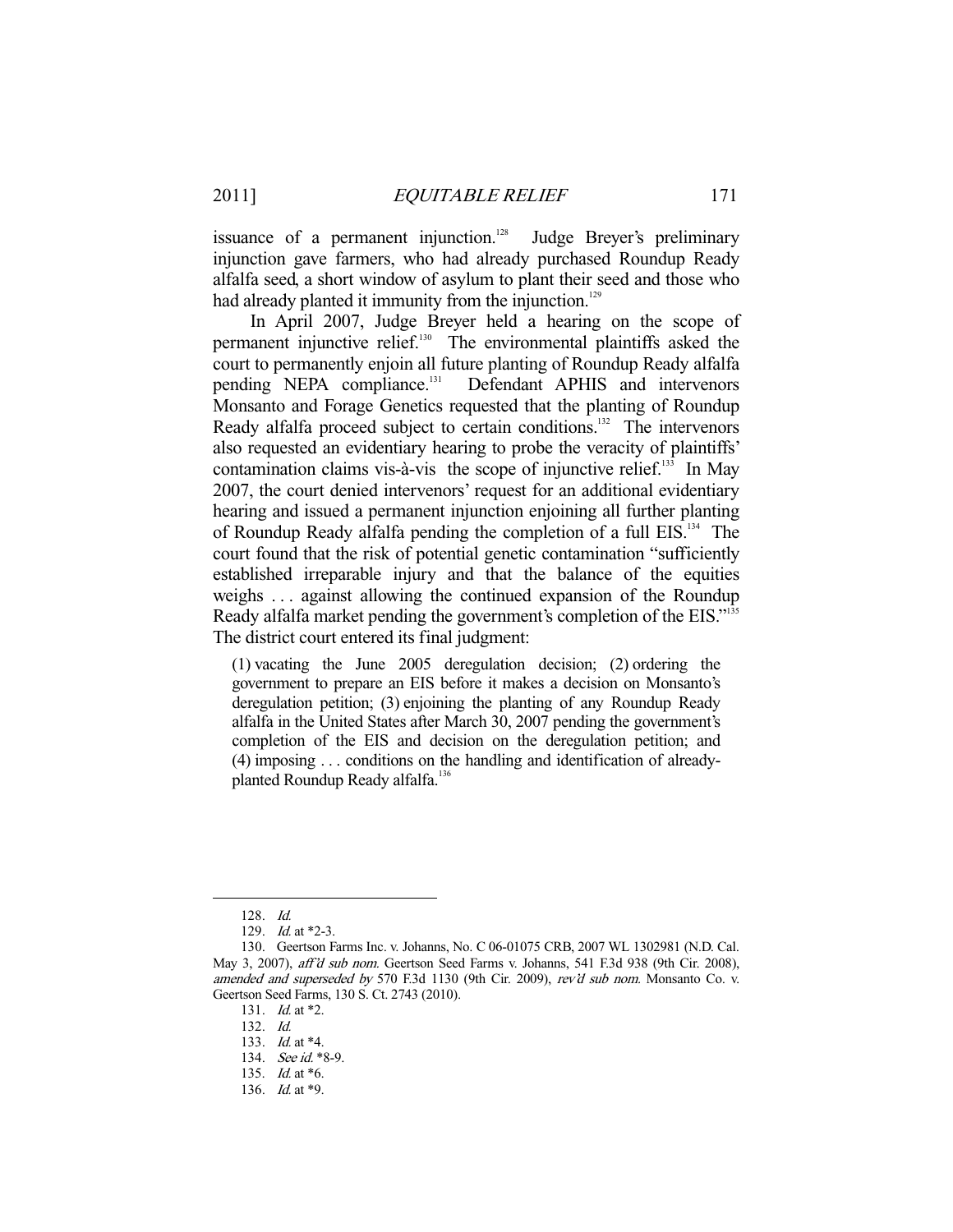issuance of a permanent injunction.[128] Judge Breyer's preliminary injunction gave farmers, who had already purchased Roundup Ready alfalfa seed, a short window of asylum to plant their seed and those who had already planted it immunity from the injunction.[129]

In April 2007, Judge Breyer held a hearing on the scope of permanent injunctive relief.[130] The environmental plaintiffs asked the court to permanently enjoin all future planting of Roundup Ready alfalfa pending NEPA compliance.[131] Defendant APHIS and intervenors Monsanto and Forage Genetics requested that the planting of Roundup Ready alfalfa proceed subject to certain conditions.[132] The intervenors also requested an evidentiary hearing to probe the veracity of plaintiffs' contamination claims vis-à-vis the scope of injunctive relief.[133] In May 2007, the court denied intervenors' request for an additional evidentiary hearing and issued a permanent injunction enjoining all further planting of Roundup Ready alfalfa pending the completion of a full EIS.[134] The court found that the risk of potential genetic contamination "sufficiently established irreparable injury and that the balance of the equities weighs . . . against allowing the continued expansion of the Roundup Ready alfalfa market pending the government's completion of the EIS."[135] The district court entered its final judgment:

> (1) vacating the June 2005 deregulation decision; (2) ordering the government to prepare an EIS before it makes a decision on Monsanto's deregulation petition; (3) enjoining the planting of any Roundup Ready alfalfa in the United States after March 30, 2007 pending the government's completion of the EIS and decision on the deregulation petition; and (4) imposing . . . conditions on the handling and identification of already-planted Roundup Ready alfalfa.[136]

---

128. *Id.*

129. *Id.* at \*2-3.

130. Geertson Farms Inc. v. Johanns, No. C 06-01075 CRB, 2007 WL 1302981 (N.D. Cal. May 3, 2007), *aff'd sub nom.* Geertson Seed Farms v. Johanns, 541 F.3d 938 (9th Cir. 2008), *amended and superseded by* 570 F.3d 1130 (9th Cir. 2009), *rev'd sub nom.* Monsanto Co. v. Geertson Seed Farms, 130 S. Ct. 2743 (2010).

131. *Id.* at \*2.

132. *Id.*

133. *Id.* at \*4.

134. *See id.* \*8-9.

135. *Id.* at \*6.

136. *Id.* at \*9.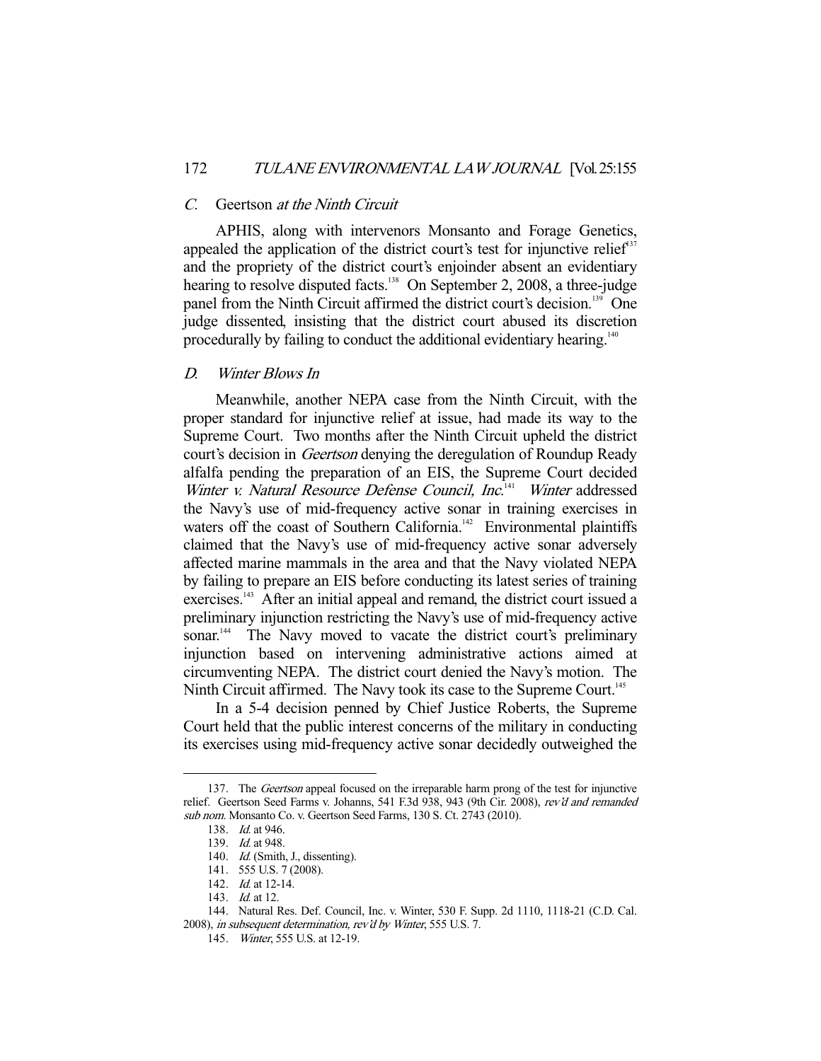### *C. Geertson at the Ninth Circuit*

APHIS, along with intervenors Monsanto and Forage Genetics, appealed the application of the district court's test for injunctive relief[137] and the propriety of the district court's enjoinder absent an evidentiary hearing to resolve disputed facts.[138] On September 2, 2008, a three-judge panel from the Ninth Circuit affirmed the district court's decision.[139] One judge dissented, insisting that the district court abused its discretion procedurally by failing to conduct the additional evidentiary hearing.[140]

### *D. Winter Blows In*

Meanwhile, another NEPA case from the Ninth Circuit, with the proper standard for injunctive relief at issue, had made its way to the Supreme Court. Two months after the Ninth Circuit upheld the district court's decision in *Geertson* denying the deregulation of Roundup Ready alfalfa pending the preparation of an EIS, the Supreme Court decided *Winter v. Natural Resource Defense Council, Inc.*[141] *Winter* addressed the Navy's use of mid-frequency active sonar in training exercises in waters off the coast of Southern California.[142] Environmental plaintiffs claimed that the Navy's use of mid-frequency active sonar adversely affected marine mammals in the area and that the Navy violated NEPA by failing to prepare an EIS before conducting its latest series of training exercises.[143] After an initial appeal and remand, the district court issued a preliminary injunction restricting the Navy's use of mid-frequency active sonar.[144] The Navy moved to vacate the district court's preliminary injunction based on intervening administrative actions aimed at circumventing NEPA. The district court denied the Navy's motion. The Ninth Circuit affirmed. The Navy took its case to the Supreme Court.[145]

In a 5-4 decision penned by Chief Justice Roberts, the Supreme Court held that the public interest concerns of the military in conducting its exercises using mid-frequency active sonar decidedly outweighed the

---

137. The *Geertson* appeal focused on the irreparable harm prong of the test for injunctive relief. Geertson Seed Farms v. Johanns, 541 F.3d 938, 943 (9th Cir. 2008), *rev'd and remanded sub nom.* Monsanto Co. v. Geertson Seed Farms, 130 S. Ct. 2743 (2010).

138. *Id.* at 946.

139. *Id.* at 948.

140. *Id.* (Smith, J., dissenting).

141. 555 U.S. 7 (2008).

142. *Id.* at 12-14.

143. *Id.* at 12.

144. Natural Res. Def. Council, Inc. v. Winter, 530 F. Supp. 2d 1110, 1118-21 (C.D. Cal. 2008), *in subsequent determination, rev'd by Winter*, 555 U.S. 7.

145. *Winter*, 555 U.S. at 12-19.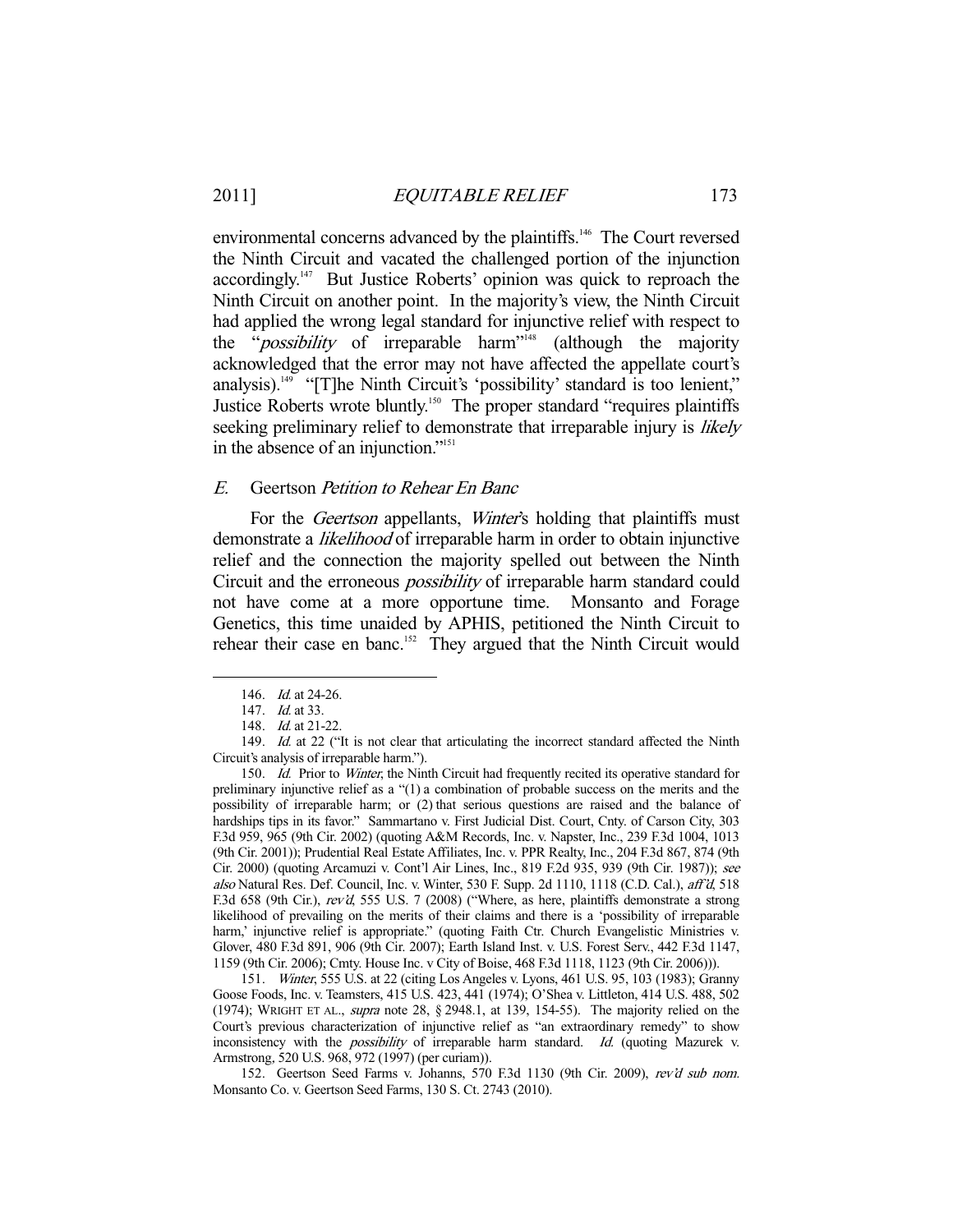environmental concerns advanced by the plaintiffs.[146] The Court reversed the Ninth Circuit and vacated the challenged portion of the injunction accordingly.[147] But Justice Roberts' opinion was quick to reproach the Ninth Circuit on another point. In the majority's view, the Ninth Circuit had applied the wrong legal standard for injunctive relief with respect to the "*possibility* of irreparable harm"[148] (although the majority acknowledged that the error may not have affected the appellate court's analysis).[149] "[T]he Ninth Circuit's 'possibility' standard is too lenient," Justice Roberts wrote bluntly.[150] The proper standard "requires plaintiffs seeking preliminary relief to demonstrate that irreparable injury is *likely* in the absence of an injunction."[151]

### *E.* Geertson *Petition to Rehear En Banc*

For the *Geertson* appellants, *Winter*'s holding that plaintiffs must demonstrate a *likelihood* of irreparable harm in order to obtain injunctive relief and the connection the majority spelled out between the Ninth Circuit and the erroneous *possibility* of irreparable harm standard could not have come at a more opportune time. Monsanto and Forage Genetics, this time unaided by APHIS, petitioned the Ninth Circuit to rehear their case en banc.[152] They argued that the Ninth Circuit would

---

146. *Id.* at 24-26.

147. *Id.* at 33.

148. *Id.* at 21-22.

149. *Id.* at 22 ("It is not clear that articulating the incorrect standard affected the Ninth Circuit's analysis of irreparable harm.").

150. *Id.* Prior to *Winter*, the Ninth Circuit had frequently recited its operative standard for preliminary injunctive relief as a "(1) a combination of probable success on the merits and the possibility of irreparable harm; or (2) that serious questions are raised and the balance of hardships tips in its favor." Sammartano v. First Judicial Dist. Court, Cnty. of Carson City, 303 F.3d 959, 965 (9th Cir. 2002) (quoting A&M Records, Inc. v. Napster, Inc., 239 F.3d 1004, 1013 (9th Cir. 2001)); Prudential Real Estate Affiliates, Inc. v. PPR Realty, Inc., 204 F.3d 867, 874 (9th Cir. 2000) (quoting Arcamuzi v. Cont'l Air Lines, Inc., 819 F.2d 935, 939 (9th Cir. 1987)); *see also* Natural Res. Def. Council, Inc. v. Winter, 530 F. Supp. 2d 1110, 1118 (C.D. Cal.), *aff'd*, 518 F.3d 658 (9th Cir.), *rev'd*, 555 U.S. 7 (2008) ("Where, as here, plaintiffs demonstrate a strong likelihood of prevailing on the merits of their claims and there is a 'possibility of irreparable harm,' injunctive relief is appropriate." (quoting Faith Ctr. Church Evangelistic Ministries v. Glover, 480 F.3d 891, 906 (9th Cir. 2007); Earth Island Inst. v. U.S. Forest Serv., 442 F.3d 1147, 1159 (9th Cir. 2006); Cmty. House Inc. v City of Boise, 468 F.3d 1118, 1123 (9th Cir. 2006))).

151. *Winter*, 555 U.S. at 22 (citing Los Angeles v. Lyons, 461 U.S. 95, 103 (1983); Granny Goose Foods, Inc. v. Teamsters, 415 U.S. 423, 441 (1974); O'Shea v. Littleton, 414 U.S. 488, 502 (1974); WRIGHT ET AL., *supra* note 28, § 2948.1, at 139, 154-55). The majority relied on the Court's previous characterization of injunctive relief as "an extraordinary remedy" to show inconsistency with the *possibility* of irreparable harm standard. *Id.* (quoting Mazurek v. Armstrong, 520 U.S. 968, 972 (1997) (per curiam)).

152. Geertson Seed Farms v. Johanns, 570 F.3d 1130 (9th Cir. 2009), *rev'd sub nom.* Monsanto Co. v. Geertson Seed Farms, 130 S. Ct. 2743 (2010).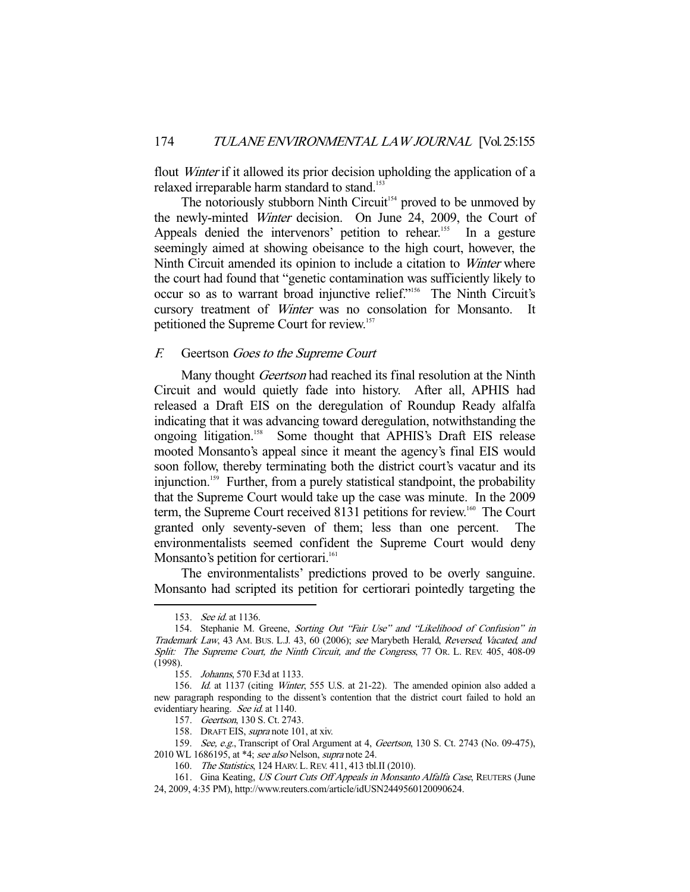flout *Winter* if it allowed its prior decision upholding the application of a relaxed irreparable harm standard to stand.[153]

The notoriously stubborn Ninth Circuit[154] proved to be unmoved by the newly-minted *Winter* decision. On June 24, 2009, the Court of Appeals denied the intervenors' petition to rehear.[155] In a gesture seemingly aimed at showing obeisance to the high court, however, the Ninth Circuit amended its opinion to include a citation to *Winter* where the court had found that "genetic contamination was sufficiently likely to occur so as to warrant broad injunctive relief."[156] The Ninth Circuit's cursory treatment of *Winter* was no consolation for Monsanto. It petitioned the Supreme Court for review.[157]

### *F. Geertson Goes to the Supreme Court*

Many thought *Geertson* had reached its final resolution at the Ninth Circuit and would quietly fade into history. After all, APHIS had released a Draft EIS on the deregulation of Roundup Ready alfalfa indicating that it was advancing toward deregulation, notwithstanding the ongoing litigation.[158] Some thought that APHIS's Draft EIS release mooted Monsanto's appeal since it meant the agency's final EIS would soon follow, thereby terminating both the district court's vacatur and its injunction.[159] Further, from a purely statistical standpoint, the probability that the Supreme Court would take up the case was minute. In the 2009 term, the Supreme Court received 8131 petitions for review.[160] The Court granted only seventy-seven of them; less than one percent. The environmentalists seemed confident the Supreme Court would deny Monsanto's petition for certiorari.[161]

The environmentalists' predictions proved to be overly sanguine. Monsanto had scripted its petition for certiorari pointedly targeting the

---

153. *See id.* at 1136.

154. Stephanie M. Greene, *Sorting Out "Fair Use" and "Likelihood of Confusion" in Trademark Law*, 43 AM. BUS. L.J. 43, 60 (2006); *see* Marybeth Herald, *Reversed, Vacated, and Split: The Supreme Court, the Ninth Circuit, and the Congress*, 77 OR. L. REV. 405, 408-09 (1998).

155. *Johanns*, 570 F.3d at 1133.

156. *Id.* at 1137 (citing *Winter*, 555 U.S. at 21-22). The amended opinion also added a new paragraph responding to the dissent's contention that the district court failed to hold an evidentiary hearing. *See id.* at 1140.

157. *Geertson*, 130 S. Ct. 2743.

158. DRAFT EIS, *supra* note 101, at xiv.

159. *See, e.g.*, Transcript of Oral Argument at 4, *Geertson*, 130 S. Ct. 2743 (No. 09-475), 2010 WL 1686195, at *4; *see also* Nelson, *supra* note 24.

160. *The Statistics*, 124 HARV. L. REV. 411, 413 tbl.II (2010).

161. Gina Keating, *US Court Cuts Off Appeals in Monsanto Alfalfa Case*, REUTERS (June 24, 2009, 4:35 PM), http://www.reuters.com/article/idUSN2449560120090624.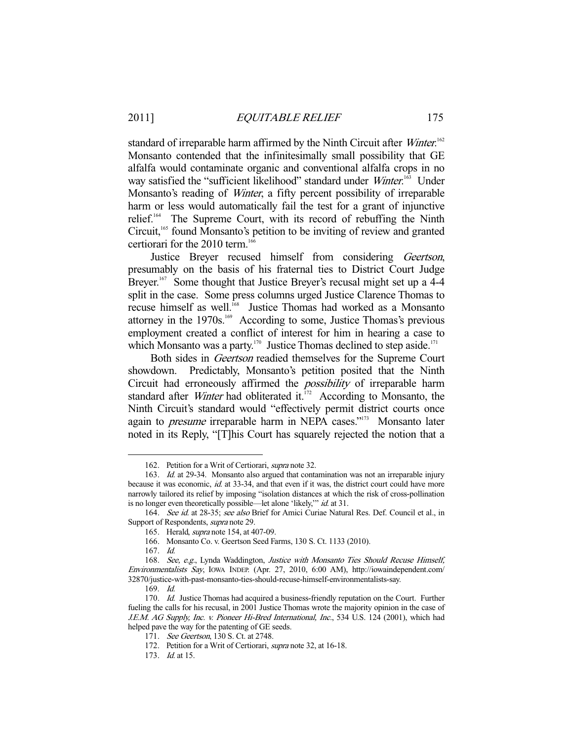standard of irreparable harm affirmed by the Ninth Circuit after *Winter*.[162] Monsanto contended that the infinitesimally small possibility that GE alfalfa would contaminate organic and conventional alfalfa crops in no way satisfied the "sufficient likelihood" standard under *Winter*.[163] Under Monsanto's reading of *Winter*, a fifty percent possibility of irreparable harm or less would automatically fail the test for a grant of injunctive relief.[164] The Supreme Court, with its record of rebuffing the Ninth Circuit,[165] found Monsanto's petition to be inviting of review and granted certiorari for the 2010 term.[166]

Justice Breyer recused himself from considering *Geertson*, presumably on the basis of his fraternal ties to District Court Judge Breyer.[167] Some thought that Justice Breyer's recusal might set up a 4-4 split in the case. Some press columns urged Justice Clarence Thomas to recuse himself as well.[168] Justice Thomas had worked as a Monsanto attorney in the 1970s.[169] According to some, Justice Thomas's previous employment created a conflict of interest for him in hearing a case to which Monsanto was a party.[170] Justice Thomas declined to step aside.[171]

Both sides in *Geertson* readied themselves for the Supreme Court showdown. Predictably, Monsanto's petition posited that the Ninth Circuit had erroneously affirmed the *possibility* of irreparable harm standard after *Winter* had obliterated it.[172] According to Monsanto, the Ninth Circuit's standard would "effectively permit district courts once again to *presume* irreparable harm in NEPA cases."[173] Monsanto later noted in its Reply, "[T]his Court has squarely rejected the notion that a

---

162. Petition for a Writ of Certiorari, *supra* note 32.

163. *Id.* at 29-34. Monsanto also argued that contamination was not an irreparable injury because it was economic, *id.* at 33-34, and that even if it was, the district court could have more narrowly tailored its relief by imposing "isolation distances at which the risk of cross-pollination is no longer even theoretically possible—let alone 'likely,'" *id.* at 31.

164. *See id.* at 28-35; *see also* Brief for Amici Curiae Natural Res. Def. Council et al., in Support of Respondents, *supra* note 29.

165. Herald, *supra* note 154, at 407-09.

166. Monsanto Co. v. Geertson Seed Farms, 130 S. Ct. 1133 (2010).

167. *Id.*

168. *See, e.g.*, Lynda Waddington, *Justice with Monsanto Ties Should Recuse Himself, Environmentalists Say*, IOWA INDEP. (Apr. 27, 2010, 6:00 AM), http://iowaindependent.com/32870/justice-with-past-monsanto-ties-should-recuse-himself-environmentalists-say.

169. *Id.*

170. *Id.* Justice Thomas had acquired a business-friendly reputation on the Court. Further fueling the calls for his recusal, in 2001 Justice Thomas wrote the majority opinion in the case of *J.E.M. AG Supply, Inc. v. Pioneer Hi-Bred International, Inc.*, 534 U.S. 124 (2001), which had helped pave the way for the patenting of GE seeds.

171. *See Geertson*, 130 S. Ct. at 2748.

172. Petition for a Writ of Certiorari, *supra* note 32, at 16-18.

173. *Id.* at 15.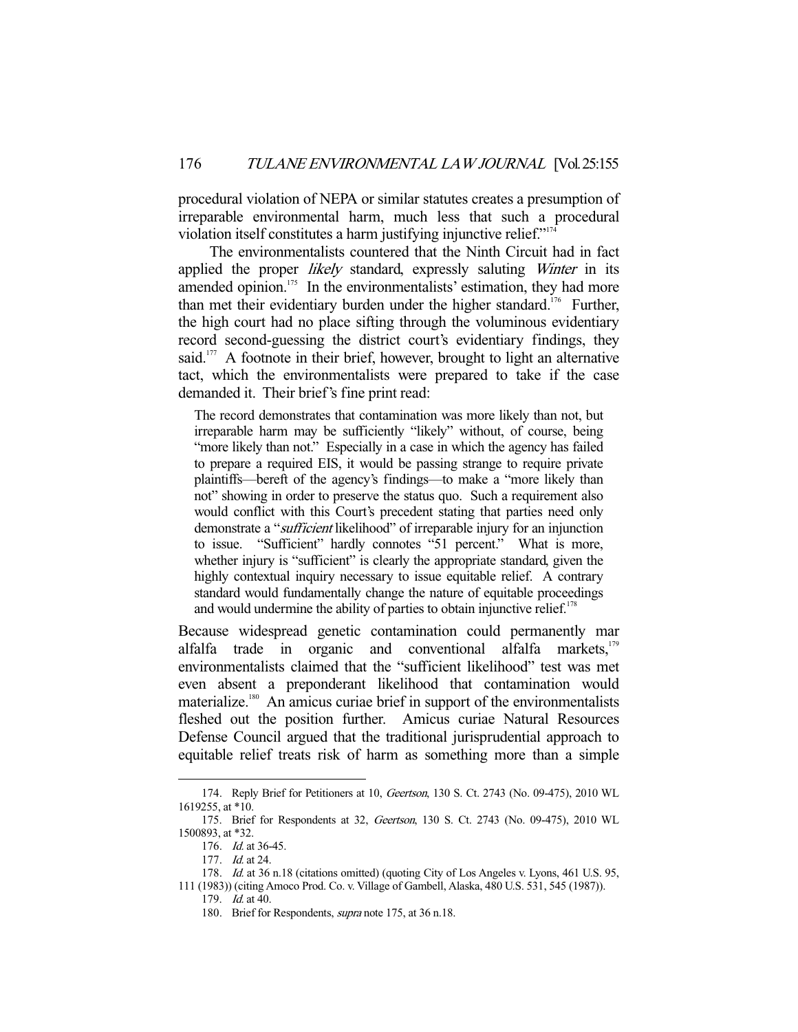procedural violation of NEPA or similar statutes creates a presumption of irreparable environmental harm, much less that such a procedural violation itself constitutes a harm justifying injunctive relief."[174]

The environmentalists countered that the Ninth Circuit had in fact applied the proper *likely* standard, expressly saluting *Winter* in its amended opinion.[175] In the environmentalists' estimation, they had more than met their evidentiary burden under the higher standard.[176] Further, the high court had no place sifting through the voluminous evidentiary record second-guessing the district court's evidentiary findings, they said.[177] A footnote in their brief, however, brought to light an alternative tact, which the environmentalists were prepared to take if the case demanded it. Their brief's fine print read:

> The record demonstrates that contamination was more likely than not, but irreparable harm may be sufficiently "likely" without, of course, being "more likely than not." Especially in a case in which the agency has failed to prepare a required EIS, it would be passing strange to require private plaintiffs—bereft of the agency's findings—to make a "more likely than not" showing in order to preserve the status quo. Such a requirement also would conflict with this Court's precedent stating that parties need only demonstrate a "*sufficient* likelihood" of irreparable injury for an injunction to issue. "Sufficient" hardly connotes "51 percent." What is more, whether injury is "sufficient" is clearly the appropriate standard, given the highly contextual inquiry necessary to issue equitable relief. A contrary standard would fundamentally change the nature of equitable proceedings and would undermine the ability of parties to obtain injunctive relief.[178]

Because widespread genetic contamination could permanently mar alfalfa trade in organic and conventional alfalfa markets,[179] environmentalists claimed that the "sufficient likelihood" test was met even absent a preponderant likelihood that contamination would materialize.[180] An amicus curiae brief in support of the environmentalists fleshed out the position further. Amicus curiae Natural Resources Defense Council argued that the traditional jurisprudential approach to equitable relief treats risk of harm as something more than a simple

---

174. Reply Brief for Petitioners at 10, *Geertson*, 130 S. Ct. 2743 (No. 09-475), 2010 WL 1619255, at *10.

175. Brief for Respondents at 32, *Geertson*, 130 S. Ct. 2743 (No. 09-475), 2010 WL 1500893, at *32.

176. *Id.* at 36-45.

177. *Id.* at 24.

178. *Id.* at 36 n.18 (citations omitted) (quoting City of Los Angeles v. Lyons, 461 U.S. 95, 111 (1983)) (citing Amoco Prod. Co. v. Village of Gambell, Alaska, 480 U.S. 531, 545 (1987)).

179. *Id.* at 40.

180. Brief for Respondents, *supra* note 175, at 36 n.18.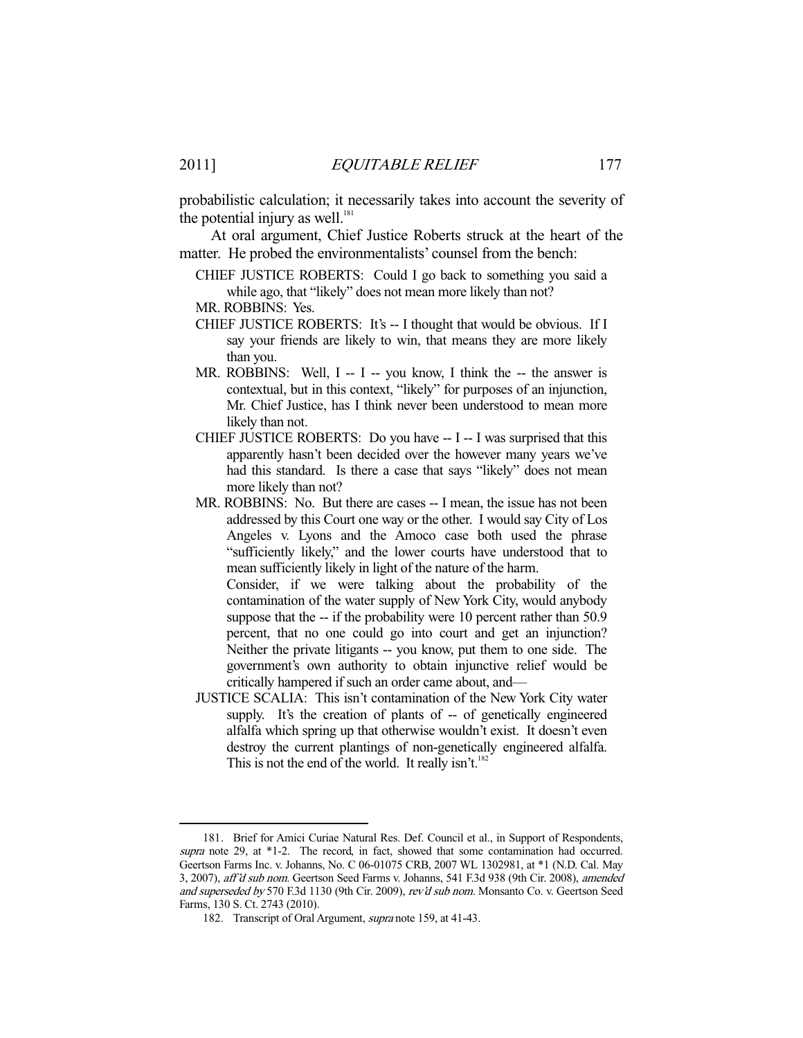probabilistic calculation; it necessarily takes into account the severity of the potential injury as well.[181]

At oral argument, Chief Justice Roberts struck at the heart of the matter. He probed the environmentalists' counsel from the bench:

> CHIEF JUSTICE ROBERTS: Could I go back to something you said a while ago, that "likely" does not mean more likely than not?
>
> MR. ROBBINS: Yes.
>
> CHIEF JUSTICE ROBERTS: It's -- I thought that would be obvious. If I say your friends are likely to win, that means they are more likely than you.
>
> MR. ROBBINS: Well, I -- I -- you know, I think the -- the answer is contextual, but in this context, "likely" for purposes of an injunction, Mr. Chief Justice, has I think never been understood to mean more likely than not.
>
> CHIEF JUSTICE ROBERTS: Do you have -- I -- I was surprised that this apparently hasn't been decided over the however many years we've had this standard. Is there a case that says "likely" does not mean more likely than not?
>
> MR. ROBBINS: No. But there are cases -- I mean, the issue has not been addressed by this Court one way or the other. I would say City of Los Angeles v. Lyons and the Amoco case both used the phrase "sufficiently likely," and the lower courts have understood that to mean sufficiently likely in light of the nature of the harm.
>
> Consider, if we were talking about the probability of the contamination of the water supply of New York City, would anybody suppose that the -- if the probability were 10 percent rather than 50.9 percent, that no one could go into court and get an injunction? Neither the private litigants -- you know, put them to one side. The government's own authority to obtain injunctive relief would be critically hampered if such an order came about, and—
>
> JUSTICE SCALIA: This isn't contamination of the New York City water supply. It's the creation of plants of -- of genetically engineered alfalfa which spring up that otherwise wouldn't exist. It doesn't even destroy the current plantings of non-genetically engineered alfalfa. This is not the end of the world. It really isn't.[182]

---

181. Brief for Amici Curiae Natural Res. Def. Council et al., in Support of Respondents, *supra* note 29, at *1-2. The record, in fact, showed that some contamination had occurred. Geertson Farms Inc. v. Johanns, No. C 06-01075 CRB, 2007 WL 1302981, at *1 (N.D. Cal. May 3, 2007), *aff'd sub nom.* Geertson Seed Farms v. Johanns, 541 F.3d 938 (9th Cir. 2008), *amended and superseded by* 570 F.3d 1130 (9th Cir. 2009), *rev'd sub nom.* Monsanto Co. v. Geertson Seed Farms, 130 S. Ct. 2743 (2010).

182. Transcript of Oral Argument, *supra* note 159, at 41-43.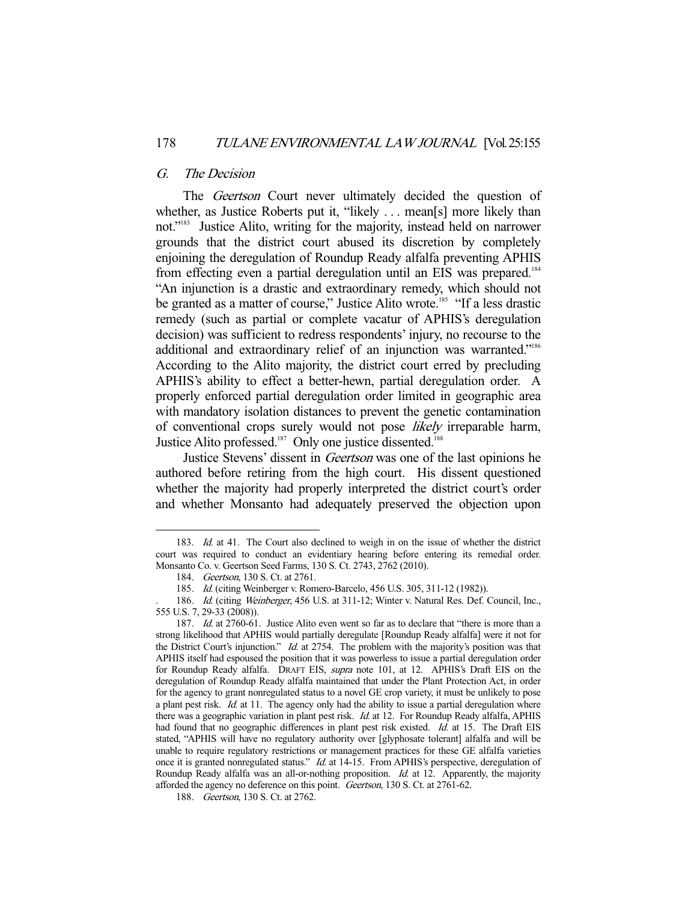### G. The Decision

The *Geertson* Court never ultimately decided the question of whether, as Justice Roberts put it, "likely . . . mean[s] more likely than not."[183] Justice Alito, writing for the majority, instead held on narrower grounds that the district court abused its discretion by completely enjoining the deregulation of Roundup Ready alfalfa preventing APHIS from effecting even a partial deregulation until an EIS was prepared.[184] "An injunction is a drastic and extraordinary remedy, which should not be granted as a matter of course," Justice Alito wrote.[185] "If a less drastic remedy (such as partial or complete vacatur of APHIS's deregulation decision) was sufficient to redress respondents' injury, no recourse to the additional and extraordinary relief of an injunction was warranted."[186] According to the Alito majority, the district court erred by precluding APHIS's ability to effect a better-hewn, partial deregulation order. A properly enforced partial deregulation order limited in geographic area with mandatory isolation distances to prevent the genetic contamination of conventional crops surely would not pose *likely* irreparable harm, Justice Alito professed.[187] Only one justice dissented.[188]

Justice Stevens' dissent in *Geertson* was one of the last opinions he authored before retiring from the high court. His dissent questioned whether the majority had properly interpreted the district court's order and whether Monsanto had adequately preserved the objection upon

---

183. *Id.* at 41. The Court also declined to weigh in on the issue of whether the district court was required to conduct an evidentiary hearing before entering its remedial order. Monsanto Co. v. Geertson Seed Farms, 130 S. Ct. 2743, 2762 (2010).

184. *Geertson*, 130 S. Ct. at 2761.

185. *Id.* (citing Weinberger v. Romero-Barcelo, 456 U.S. 305, 311-12 (1982)).

186. *Id.* (citing *Weinberger*, 456 U.S. at 311-12; Winter v. Natural Res. Def. Council, Inc., 555 U.S. 7, 29-33 (2008)).

187. *Id.* at 2760-61. Justice Alito even went so far as to declare that "there is more than a strong likelihood that APHIS would partially deregulate [Roundup Ready alfalfa] were it not for the District Court's injunction." *Id.* at 2754. The problem with the majority's position was that APHIS itself had espoused the position that it was powerless to issue a partial deregulation order for Roundup Ready alfalfa. DRAFT EIS, *supra* note 101, at 12. APHIS's Draft EIS on the deregulation of Roundup Ready alfalfa maintained that under the Plant Protection Act, in order for the agency to grant nonregulated status to a novel GE crop variety, it must be unlikely to pose a plant pest risk. *Id.* at 11. The agency only had the ability to issue a partial deregulation where there was a geographic variation in plant pest risk. *Id.* at 12. For Roundup Ready alfalfa, APHIS had found that no geographic differences in plant pest risk existed. *Id.* at 15. The Draft EIS stated, "APHIS will have no regulatory authority over [glyphosate tolerant] alfalfa and will be unable to require regulatory restrictions or management practices for these GE alfalfa varieties once it is granted nonregulated status." *Id.* at 14-15. From APHIS's perspective, deregulation of Roundup Ready alfalfa was an all-or-nothing proposition. *Id.* at 12. Apparently, the majority afforded the agency no deference on this point. *Geertson*, 130 S. Ct. at 2761-62.

188. *Geertson*, 130 S. Ct. at 2762.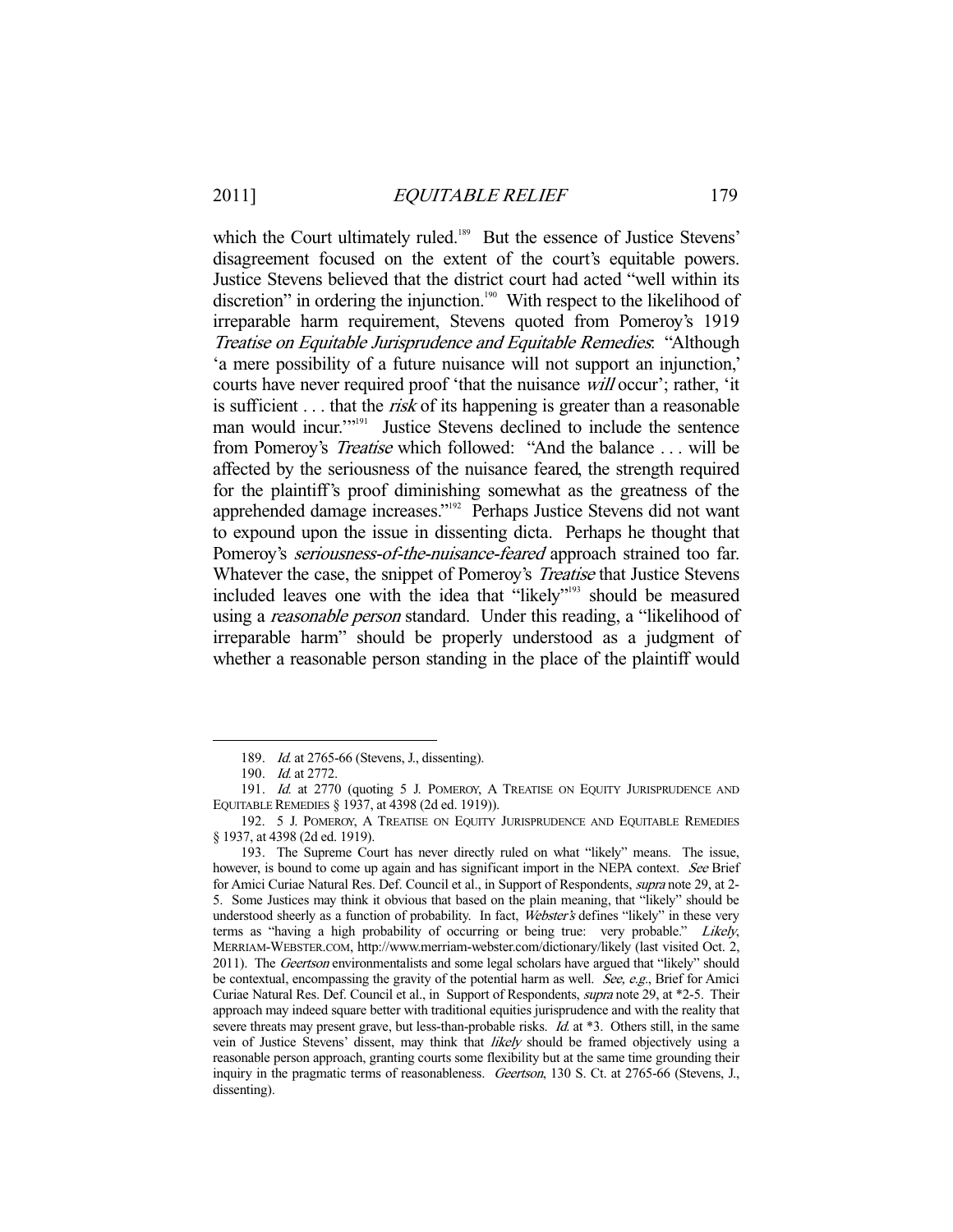which the Court ultimately ruled.[189] But the essence of Justice Stevens' disagreement focused on the extent of the court's equitable powers. Justice Stevens believed that the district court had acted "well within its discretion" in ordering the injunction.[190] With respect to the likelihood of irreparable harm requirement, Stevens quoted from Pomeroy's 1919 *Treatise on Equitable Jurisprudence and Equitable Remedies*: "Although 'a mere possibility of a future nuisance will not support an injunction,' courts have never required proof 'that the nuisance *will* occur'; rather, 'it is sufficient . . . that the *risk* of its happening is greater than a reasonable man would incur.'"[191] Justice Stevens declined to include the sentence from Pomeroy's *Treatise* which followed: "And the balance . . . will be affected by the seriousness of the nuisance feared, the strength required for the plaintiff's proof diminishing somewhat as the greatness of the apprehended damage increases."[192] Perhaps Justice Stevens did not want to expound upon the issue in dissenting dicta. Perhaps he thought that Pomeroy's *seriousness-of-the-nuisance-feared* approach strained too far. Whatever the case, the snippet of Pomeroy's *Treatise* that Justice Stevens included leaves one with the idea that "likely"[193] should be measured using a *reasonable person* standard. Under this reading, a "likelihood of irreparable harm" should be properly understood as a judgment of whether a reasonable person standing in the place of the plaintiff would

---

189. *Id.* at 2765-66 (Stevens, J., dissenting).

190. *Id.* at 2772.

191. *Id.* at 2770 (quoting 5 J. POMEROY, A TREATISE ON EQUITY JURISPRUDENCE AND EQUITABLE REMEDIES § 1937, at 4398 (2d ed. 1919)).

192. 5 J. POMEROY, A TREATISE ON EQUITY JURISPRUDENCE AND EQUITABLE REMEDIES § 1937, at 4398 (2d ed. 1919).

193. The Supreme Court has never directly ruled on what "likely" means. The issue, however, is bound to come up again and has significant import in the NEPA context. *See* Brief for Amici Curiae Natural Res. Def. Council et al., in Support of Respondents, *supra* note 29, at 2-5. Some Justices may think it obvious that based on the plain meaning, that "likely" should be understood sheerly as a function of probability. In fact, *Webster's* defines "likely" in these very terms as "having a high probability of occurring or being true: very probable." *Likely*, MERRIAM-WEBSTER.COM, http://www.merriam-webster.com/dictionary/likely (last visited Oct. 2, 2011). The *Geertson* environmentalists and some legal scholars have argued that "likely" should be contextual, encompassing the gravity of the potential harm as well. *See, e.g.*, Brief for Amici Curiae Natural Res. Def. Council et al., in Support of Respondents, *supra* note 29, at *2-5. Their approach may indeed square better with traditional equities jurisprudence and with the reality that severe threats may present grave, but less-than-probable risks. *Id.* at *3. Others still, in the same vein of Justice Stevens' dissent, may think that *likely* should be framed objectively using a reasonable person approach, granting courts some flexibility but at the same time grounding their inquiry in the pragmatic terms of reasonableness. *Geertson*, 130 S. Ct. at 2765-66 (Stevens, J., dissenting).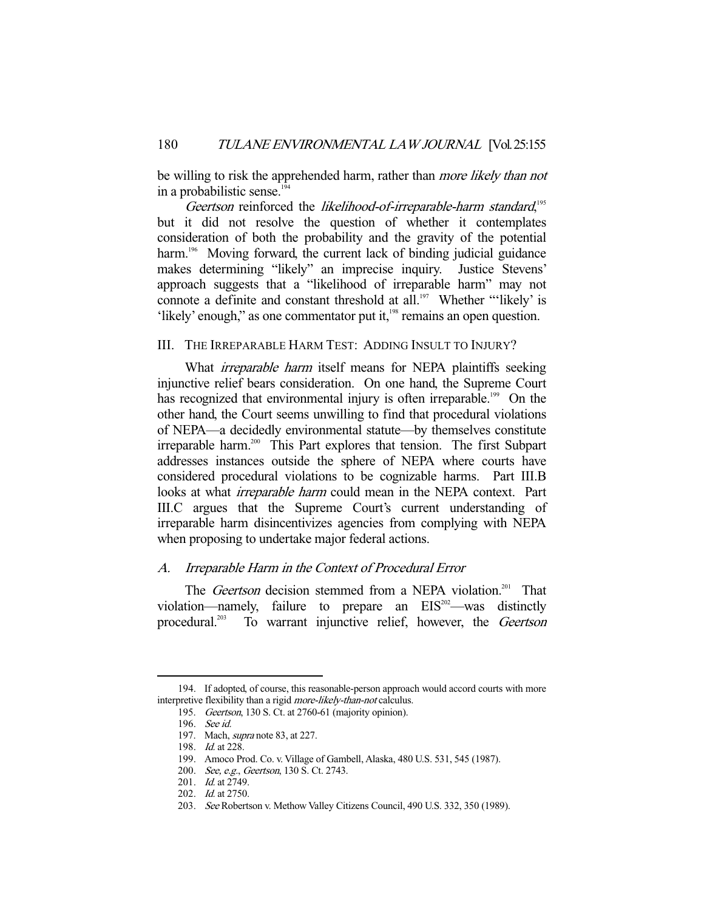be willing to risk the apprehended harm, rather than *more likely than not* in a probabilistic sense.[194]

*Geertson* reinforced the *likelihood-of-irreparable-harm standard*,[195] but it did not resolve the question of whether it contemplates consideration of both the probability and the gravity of the potential harm.[196] Moving forward, the current lack of binding judicial guidance makes determining "likely" an imprecise inquiry. Justice Stevens' approach suggests that a "likelihood of irreparable harm" may not connote a definite and constant threshold at all.[197] Whether "'likely' is 'likely' enough," as one commentator put it,[198] remains an open question.

## III. THE IRREPARABLE HARM TEST: ADDING INSULT TO INJURY?

What *irreparable harm* itself means for NEPA plaintiffs seeking injunctive relief bears consideration. On one hand, the Supreme Court has recognized that environmental injury is often irreparable.[199] On the other hand, the Court seems unwilling to find that procedural violations of NEPA—a decidedly environmental statute—by themselves constitute irreparable harm.[200] This Part explores that tension. The first Subpart addresses instances outside the sphere of NEPA where courts have considered procedural violations to be cognizable harms. Part III.B looks at what *irreparable harm* could mean in the NEPA context. Part III.C argues that the Supreme Court's current understanding of irreparable harm disincentivizes agencies from complying with NEPA when proposing to undertake major federal actions.

### *A. Irreparable Harm in the Context of Procedural Error*

The *Geertson* decision stemmed from a NEPA violation.[201] That violation—namely, failure to prepare an EIS[202]—was distinctly procedural.[203] To warrant injunctive relief, however, the *Geertson*

---

194. If adopted, of course, this reasonable-person approach would accord courts with more interpretive flexibility than a rigid *more-likely-than-not* calculus.

195. *Geertson*, 130 S. Ct. at 2760-61 (majority opinion).

196. *See id.*

197. Mach, *supra* note 83, at 227.

198. *Id.* at 228.

199. Amoco Prod. Co. v. Village of Gambell, Alaska, 480 U.S. 531, 545 (1987).

200. *See, e.g.*, *Geertson*, 130 S. Ct. 2743.

201. *Id.* at 2749.

202. *Id.* at 2750.

203. *See* Robertson v. Methow Valley Citizens Council, 490 U.S. 332, 350 (1989).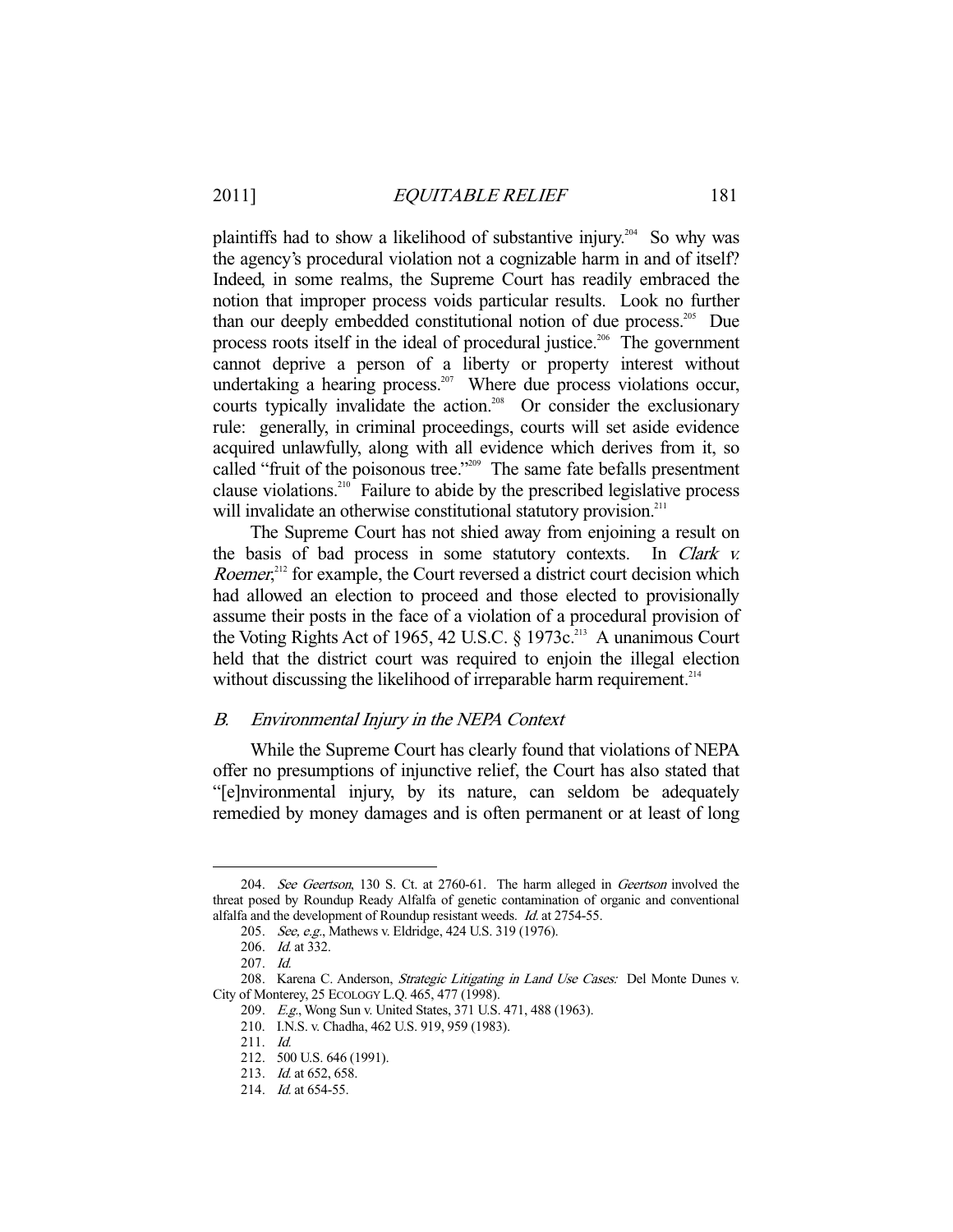plaintiffs had to show a likelihood of substantive injury.[204] So why was the agency's procedural violation not a cognizable harm in and of itself? Indeed, in some realms, the Supreme Court has readily embraced the notion that improper process voids particular results. Look no further than our deeply embedded constitutional notion of due process.[205] Due process roots itself in the ideal of procedural justice.[206] The government cannot deprive a person of a liberty or property interest without undertaking a hearing process.[207] Where due process violations occur, courts typically invalidate the action.[208] Or consider the exclusionary rule: generally, in criminal proceedings, courts will set aside evidence acquired unlawfully, along with all evidence which derives from it, so called "fruit of the poisonous tree."[209] The same fate befalls presentment clause violations.[210] Failure to abide by the prescribed legislative process will invalidate an otherwise constitutional statutory provision.[211]

The Supreme Court has not shied away from enjoining a result on the basis of bad process in some statutory contexts. In *Clark v. Roemer*,[212] for example, the Court reversed a district court decision which had allowed an election to proceed and those elected to provisionally assume their posts in the face of a violation of a procedural provision of the Voting Rights Act of 1965, 42 U.S.C. § 1973c.[213] A unanimous Court held that the district court was required to enjoin the illegal election without discussing the likelihood of irreparable harm requirement.[214]

### B. *Environmental Injury in the NEPA Context*

While the Supreme Court has clearly found that violations of NEPA offer no presumptions of injunctive relief, the Court has also stated that "[e]nvironmental injury, by its nature, can seldom be adequately remedied by money damages and is often permanent or at least of long

---

204. *See Geertson*, 130 S. Ct. at 2760-61. The harm alleged in *Geertson* involved the threat posed by Roundup Ready Alfalfa of genetic contamination of organic and conventional alfalfa and the development of Roundup resistant weeds. *Id.* at 2754-55.

205. *See, e.g.*, Mathews v. Eldridge, 424 U.S. 319 (1976).

206. *Id.* at 332.

207. *Id.*

208. Karena C. Anderson, *Strategic Litigating in Land Use Cases:* Del Monte Dunes v. City of Monterey, 25 ECOLOGY L.Q. 465, 477 (1998).

209. *E.g.*, Wong Sun v. United States, 371 U.S. 471, 488 (1963).

210. I.N.S. v. Chadha, 462 U.S. 919, 959 (1983).

211. *Id.*

212. 500 U.S. 646 (1991).

213. *Id.* at 652, 658.

214. *Id.* at 654-55.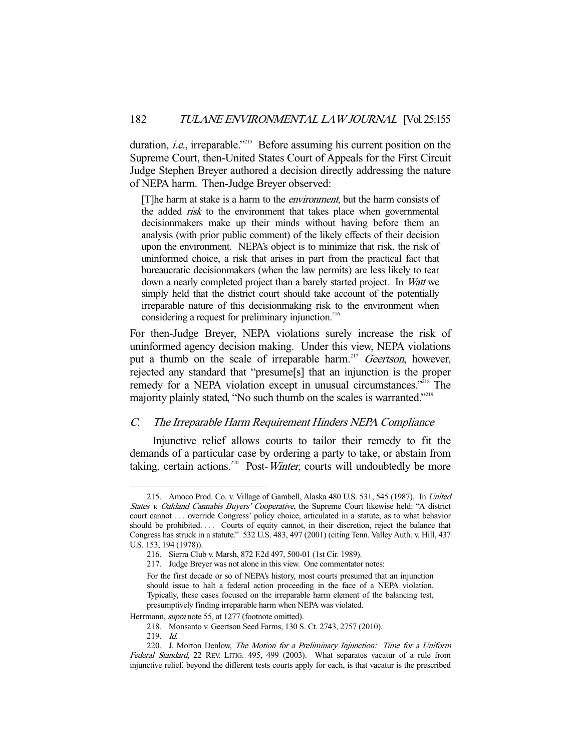duration, *i.e.*, irreparable."[215] Before assuming his current position on the Supreme Court, then-United States Court of Appeals for the First Circuit Judge Stephen Breyer authored a decision directly addressing the nature of NEPA harm. Then-Judge Breyer observed:

> [T]he harm at stake is a harm to the *environment*, but the harm consists of the added *risk* to the environment that takes place when governmental decisionmakers make up their minds without having before them an analysis (with prior public comment) of the likely effects of their decision upon the environment. NEPA's object is to minimize that risk, the risk of uninformed choice, a risk that arises in part from the practical fact that bureaucratic decisionmakers (when the law permits) are less likely to tear down a nearly completed project than a barely started project. In *Watt* we simply held that the district court should take account of the potentially irreparable nature of this decisionmaking risk to the environment when considering a request for preliminary injunction.[216]

For then-Judge Breyer, NEPA violations surely increase the risk of uninformed agency decision making. Under this view, NEPA violations put a thumb on the scale of irreparable harm.[217] *Geertson*, however, rejected any standard that "presume[s] that an injunction is the proper remedy for a NEPA violation except in unusual circumstances."[218] The majority plainly stated, "No such thumb on the scales is warranted."[219]

### *C. The Irreparable Harm Requirement Hinders NEPA Compliance*

Injunctive relief allows courts to tailor their remedy to fit the demands of a particular case by ordering a party to take, or abstain from taking, certain actions.[220] Post-*Winter*, courts will undoubtedly be more

---

215. Amoco Prod. Co. v. Village of Gambell, Alaska 480 U.S. 531, 545 (1987). In *United States v. Oakland Cannabis Buyers' Cooperative*, the Supreme Court likewise held: "A district court cannot . . . override Congress' policy choice, articulated in a statute, as to what behavior should be prohibited. . . . Courts of equity cannot, in their discretion, reject the balance that Congress has struck in a statute." 532 U.S. 483, 497 (2001) (citing Tenn. Valley Auth. v. Hill, 437 U.S. 153, 194 (1978)).

216. Sierra Club v. Marsh, 872 F.2d 497, 500-01 (1st Cir. 1989).

217. Judge Breyer was not alone in this view. One commentator notes:

> For the first decade or so of NEPA's history, most courts presumed that an injunction should issue to halt a federal action proceeding in the face of a NEPA violation. Typically, these cases focused on the irreparable harm element of the balancing test, presumptively finding irreparable harm when NEPA was violated.

Herrmann, *supra* note 55, at 1277 (footnote omitted).

218. Monsanto v. Geertson Seed Farms, 130 S. Ct. 2743, 2757 (2010).

219. *Id.*

220. J. Morton Denlow, *The Motion for a Preliminary Injunction: Time for a Uniform Federal Standard*, 22 REV. LITIG. 495, 499 (2003). What separates vacatur of a rule from injunctive relief, beyond the different tests courts apply for each, is that vacatur is the prescribed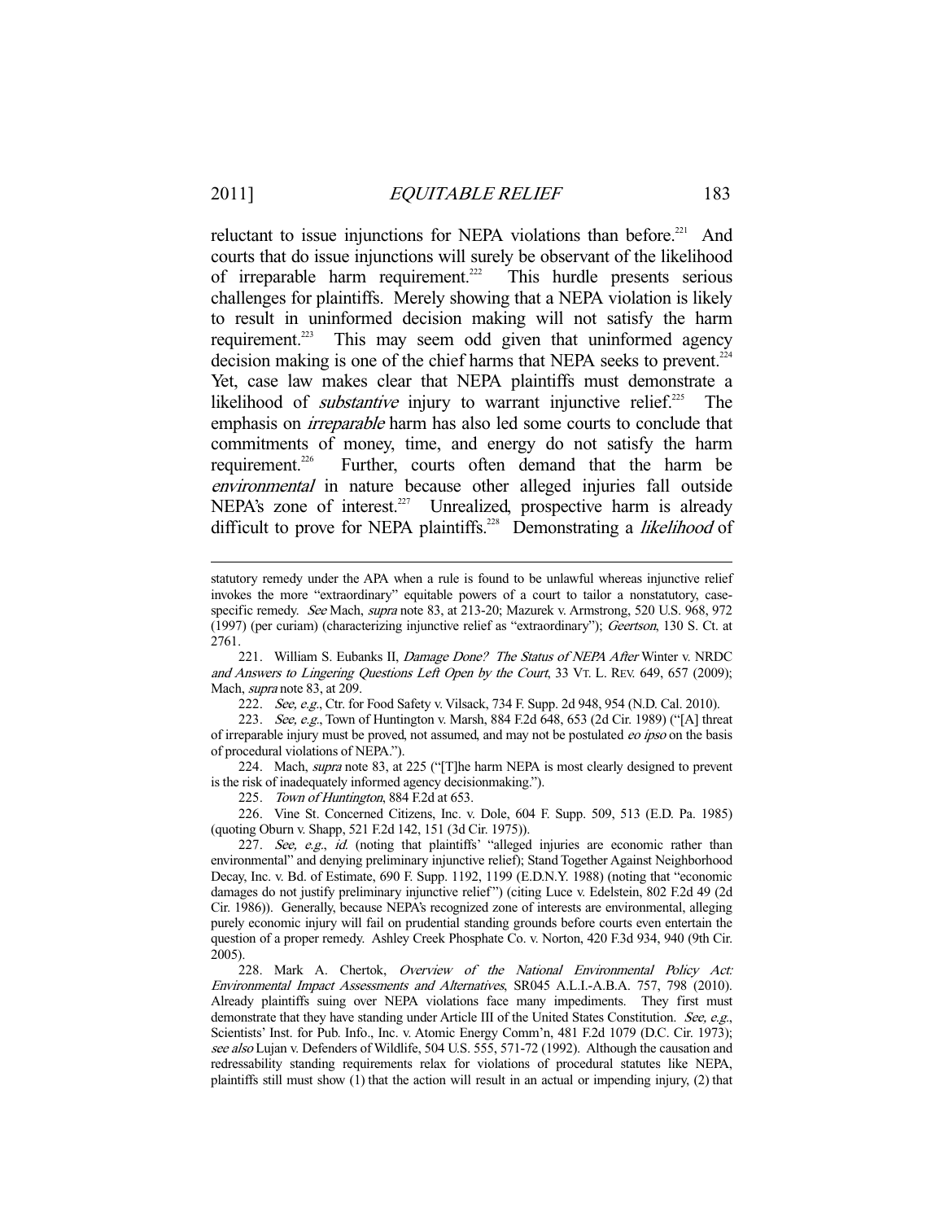reluctant to issue injunctions for NEPA violations than before.[221] And courts that do issue injunctions will surely be observant of the likelihood of irreparable harm requirement.[222] This hurdle presents serious challenges for plaintiffs. Merely showing that a NEPA violation is likely to result in uninformed decision making will not satisfy the harm requirement.[223] This may seem odd given that uninformed agency decision making is one of the chief harms that NEPA seeks to prevent.[224] Yet, case law makes clear that NEPA plaintiffs must demonstrate a likelihood of *substantive* injury to warrant injunctive relief.[225] The emphasis on *irreparable* harm has also led some courts to conclude that commitments of money, time, and energy do not satisfy the harm requirement.[226] Further, courts often demand that the harm be *environmental* in nature because other alleged injuries fall outside NEPA's zone of interest.[227] Unrealized, prospective harm is already difficult to prove for NEPA plaintiffs.[228] Demonstrating a *likelihood* of

---

statutory remedy under the APA when a rule is found to be unlawful whereas injunctive relief invokes the more "extraordinary" equitable powers of a court to tailor a nonstatutory, case-specific remedy. *See* Mach, *supra* note 83, at 213-20; Mazurek v. Armstrong, 520 U.S. 968, 972 (1997) (per curiam) (characterizing injunctive relief as "extraordinary"); *Geertson*, 130 S. Ct. at 2761.

221. William S. Eubanks II, *Damage Done? The Status of NEPA After* Winter v. NRDC *and Answers to Lingering Questions Left Open by the Court*, 33 VT. L. REV. 649, 657 (2009); Mach, *supra* note 83, at 209.

222. *See, e.g.*, Ctr. for Food Safety v. Vilsack, 734 F. Supp. 2d 948, 954 (N.D. Cal. 2010).

223. *See, e.g.*, Town of Huntington v. Marsh, 884 F.2d 648, 653 (2d Cir. 1989) ("[A] threat of irreparable injury must be proved, not assumed, and may not be postulated *eo ipso* on the basis of procedural violations of NEPA.").

224. Mach, *supra* note 83, at 225 ("[T]he harm NEPA is most clearly designed to prevent is the risk of inadequately informed agency decisionmaking.").

225. *Town of Huntington*, 884 F.2d at 653.

226. Vine St. Concerned Citizens, Inc. v. Dole, 604 F. Supp. 509, 513 (E.D. Pa. 1985) (quoting Oburn v. Shapp, 521 F.2d 142, 151 (3d Cir. 1975)).

227. *See, e.g.*, *id.* (noting that plaintiffs' "alleged injuries are economic rather than environmental" and denying preliminary injunctive relief); Stand Together Against Neighborhood Decay, Inc. v. Bd. of Estimate, 690 F. Supp. 1192, 1199 (E.D.N.Y. 1988) (noting that "economic damages do not justify preliminary injunctive relief") (citing Luce v. Edelstein, 802 F.2d 49 (2d Cir. 1986)). Generally, because NEPA's recognized zone of interests are environmental, alleging purely economic injury will fail on prudential standing grounds before courts even entertain the question of a proper remedy. Ashley Creek Phosphate Co. v. Norton, 420 F.3d 934, 940 (9th Cir. 2005).

228. Mark A. Chertok, *Overview of the National Environmental Policy Act: Environmental Impact Assessments and Alternatives*, SR045 A.L.I.-A.B.A. 757, 798 (2010). Already plaintiffs suing over NEPA violations face many impediments. They first must demonstrate that they have standing under Article III of the United States Constitution. *See, e.g.*, Scientists' Inst. for Pub. Info., Inc. v. Atomic Energy Comm'n, 481 F.2d 1079 (D.C. Cir. 1973); *see also* Lujan v. Defenders of Wildlife, 504 U.S. 555, 571-72 (1992). Although the causation and redressability standing requirements relax for violations of procedural statutes like NEPA, plaintiffs still must show (1) that the action will result in an actual or impending injury, (2) that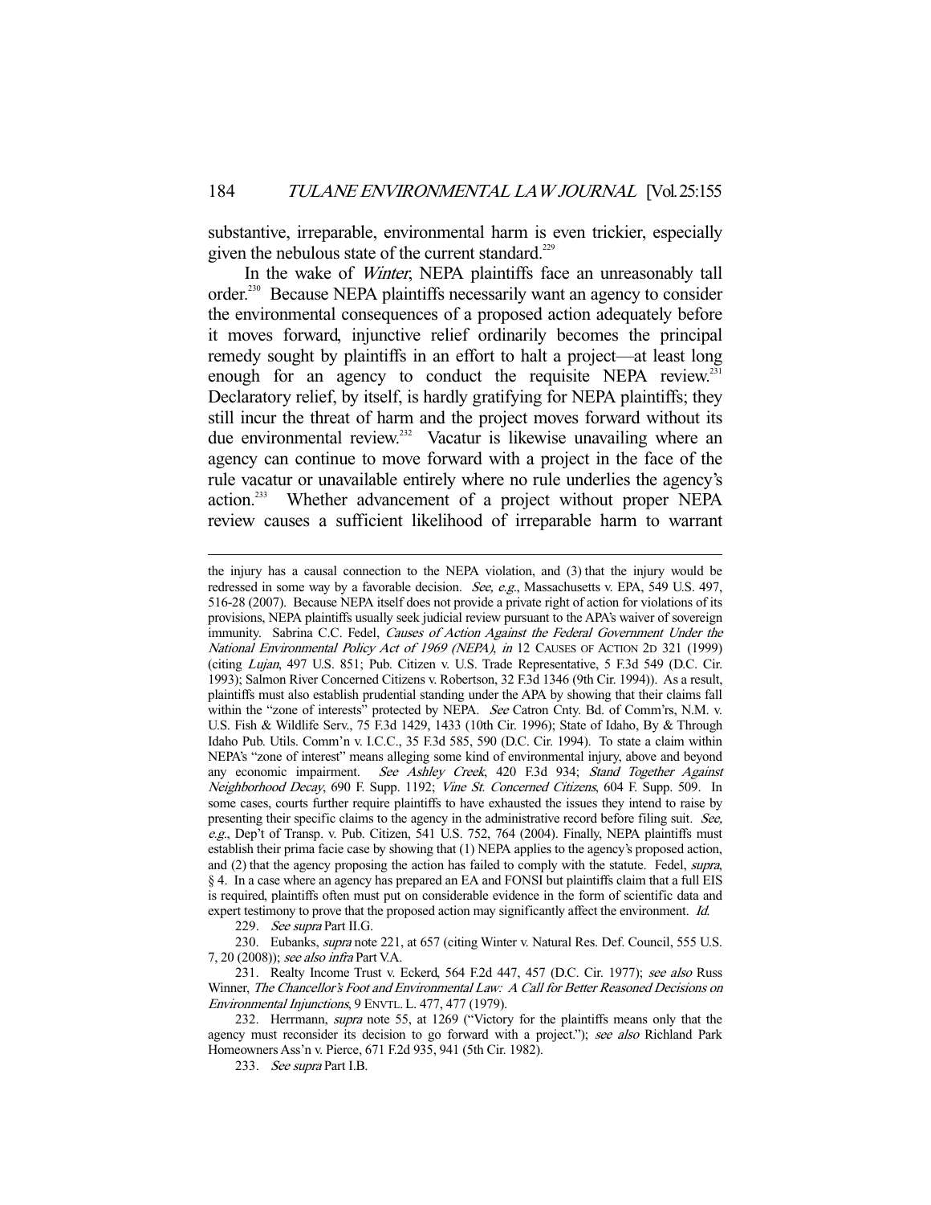substantive, irreparable, environmental harm is even trickier, especially given the nebulous state of the current standard.[229]

In the wake of *Winter*, NEPA plaintiffs face an unreasonably tall order.[230] Because NEPA plaintiffs necessarily want an agency to consider the environmental consequences of a proposed action adequately before it moves forward, injunctive relief ordinarily becomes the principal remedy sought by plaintiffs in an effort to halt a project—at least long enough for an agency to conduct the requisite NEPA review.[231] Declaratory relief, by itself, is hardly gratifying for NEPA plaintiffs; they still incur the threat of harm and the project moves forward without its due environmental review.[232] Vacatur is likewise unavailing where an agency can continue to move forward with a project in the face of the rule vacatur or unavailable entirely where no rule underlies the agency's action.[233] Whether advancement of a project without proper NEPA review causes a sufficient likelihood of irreparable harm to warrant

---

the injury has a causal connection to the NEPA violation, and (3) that the injury would be redressed in some way by a favorable decision. *See, e.g.*, Massachusetts v. EPA, 549 U.S. 497, 516-28 (2007). Because NEPA itself does not provide a private right of action for violations of its provisions, NEPA plaintiffs usually seek judicial review pursuant to the APA's waiver of sovereign immunity. Sabrina C.C. Fedel, *Causes of Action Against the Federal Government Under the National Environmental Policy Act of 1969 (NEPA), in* 12 CAUSES OF ACTION 2D 321 (1999) (citing *Lujan*, 497 U.S. 851; Pub. Citizen v. U.S. Trade Representative, 5 F.3d 549 (D.C. Cir. 1993); Salmon River Concerned Citizens v. Robertson, 32 F.3d 1346 (9th Cir. 1994)). As a result, plaintiffs must also establish prudential standing under the APA by showing that their claims fall within the "zone of interests" protected by NEPA. *See* Catron Cnty. Bd. of Comm'rs, N.M. v. U.S. Fish & Wildlife Serv., 75 F.3d 1429, 1433 (10th Cir. 1996); State of Idaho, By & Through Idaho Pub. Utils. Comm'n v. I.C.C., 35 F.3d 585, 590 (D.C. Cir. 1994). To state a claim within NEPA's "zone of interest" means alleging some kind of environmental injury, above and beyond any economic impairment. *See Ashley Creek*, 420 F.3d 934; *Stand Together Against Neighborhood Decay*, 690 F. Supp. 1192; *Vine St. Concerned Citizens*, 604 F. Supp. 509. In some cases, courts further require plaintiffs to have exhausted the issues they intend to raise by presenting their specific claims to the agency in the administrative record before filing suit. *See, e.g.*, Dep't of Transp. v. Pub. Citizen, 541 U.S. 752, 764 (2004). Finally, NEPA plaintiffs must establish their prima facie case by showing that (1) NEPA applies to the agency's proposed action, and (2) that the agency proposing the action has failed to comply with the statute. Fedel, *supra*, § 4. In a case where an agency has prepared an EA and FONSI but plaintiffs claim that a full EIS is required, plaintiffs often must put on considerable evidence in the form of scientific data and expert testimony to prove that the proposed action may significantly affect the environment. *Id.*

229. *See supra* Part II.G.

230. Eubanks, *supra* note 221, at 657 (citing Winter v. Natural Res. Def. Council, 555 U.S. 7, 20 (2008)); *see also infra* Part V.A.

231. Realty Income Trust v. Eckerd, 564 F.2d 447, 457 (D.C. Cir. 1977); *see also* Russ Winner, *The Chancellor's Foot and Environmental Law: A Call for Better Reasoned Decisions on Environmental Injunctions*, 9 ENVTL. L. 477, 477 (1979).

232. Herrmann, *supra* note 55, at 1269 ("Victory for the plaintiffs means only that the agency must reconsider its decision to go forward with a project."); *see also* Richland Park Homeowners Ass'n v. Pierce, 671 F.2d 935, 941 (5th Cir. 1982).

233. *See supra* Part I.B.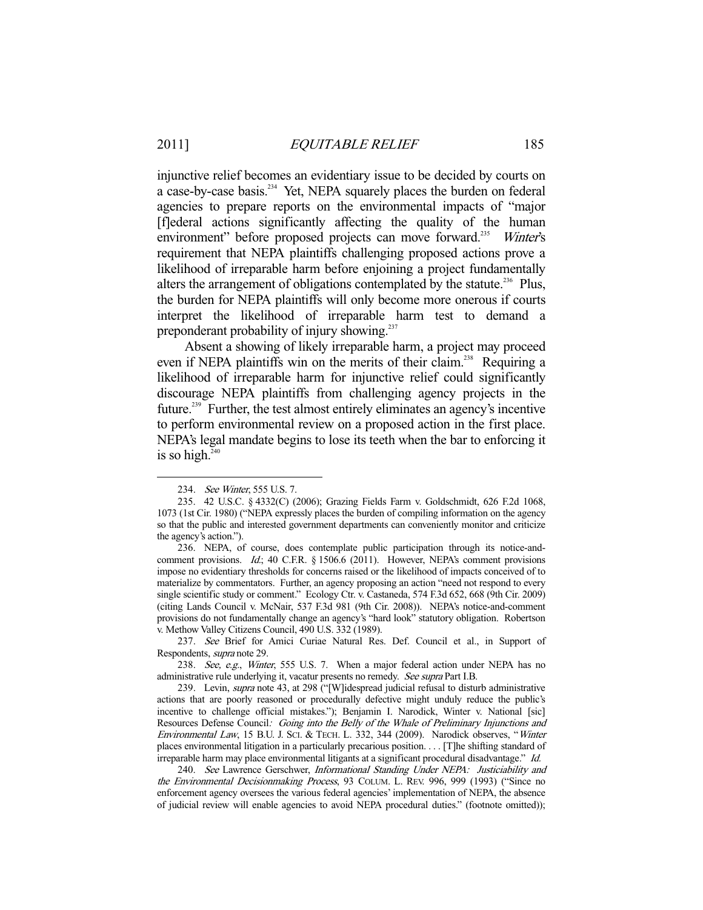injunctive relief becomes an evidentiary issue to be decided by courts on a case-by-case basis.[234] Yet, NEPA squarely places the burden on federal agencies to prepare reports on the environmental impacts of "major [f]ederal actions significantly affecting the quality of the human environment" before proposed projects can move forward.[235] *Winter*'s requirement that NEPA plaintiffs challenging proposed actions prove a likelihood of irreparable harm before enjoining a project fundamentally alters the arrangement of obligations contemplated by the statute.[236] Plus, the burden for NEPA plaintiffs will only become more onerous if courts interpret the likelihood of irreparable harm test to demand a preponderant probability of injury showing.[237]

Absent a showing of likely irreparable harm, a project may proceed even if NEPA plaintiffs win on the merits of their claim.[238] Requiring a likelihood of irreparable harm for injunctive relief could significantly discourage NEPA plaintiffs from challenging agency projects in the future.[239] Further, the test almost entirely eliminates an agency's incentive to perform environmental review on a proposed action in the first place. NEPA's legal mandate begins to lose its teeth when the bar to enforcing it is so high.[240]

---

234. *See Winter*, 555 U.S. 7.

235. 42 U.S.C. § 4332(C) (2006); Grazing Fields Farm v. Goldschmidt, 626 F.2d 1068, 1073 (1st Cir. 1980) ("NEPA expressly places the burden of compiling information on the agency so that the public and interested government departments can conveniently monitor and criticize the agency's action.").

236. NEPA, of course, does contemplate public participation through its notice-and-comment provisions. *Id.*; 40 C.F.R. § 1506.6 (2011). However, NEPA's comment provisions impose no evidentiary thresholds for concerns raised or the likelihood of impacts conceived of to materialize by commentators. Further, an agency proposing an action "need not respond to every single scientific study or comment." Ecology Ctr. v. Castaneda, 574 F.3d 652, 668 (9th Cir. 2009) (citing Lands Council v. McNair, 537 F.3d 981 (9th Cir. 2008)). NEPA's notice-and-comment provisions do not fundamentally change an agency's "hard look" statutory obligation. Robertson v. Methow Valley Citizens Council, 490 U.S. 332 (1989).

237. *See* Brief for Amici Curiae Natural Res. Def. Council et al., in Support of Respondents, *supra* note 29.

238. *See, e.g.*, *Winter*, 555 U.S. 7. When a major federal action under NEPA has no administrative rule underlying it, vacatur presents no remedy. *See supra* Part I.B.

239. Levin, *supra* note 43, at 298 ("[W]idespread judicial refusal to disturb administrative actions that are poorly reasoned or procedurally defective might unduly reduce the public's incentive to challenge official mistakes."); Benjamin I. Narodick, Winter v. National [sic] Resources Defense Council*: Going into the Belly of the Whale of Preliminary Injunctions and Environmental Law*, 15 B.U. J. SCI. & TECH. L. 332, 344 (2009). Narodick observes, "*Winter* places environmental litigation in a particularly precarious position. . . . [T]he shifting standard of irreparable harm may place environmental litigants at a significant procedural disadvantage." *Id.*

240. *See* Lawrence Gerschwer, *Informational Standing Under NEPA: Justiciability and the Environmental Decisionmaking Process*, 93 COLUM. L. REV. 996, 999 (1993) ("Since no enforcement agency oversees the various federal agencies' implementation of NEPA, the absence of judicial review will enable agencies to avoid NEPA procedural duties." (footnote omitted));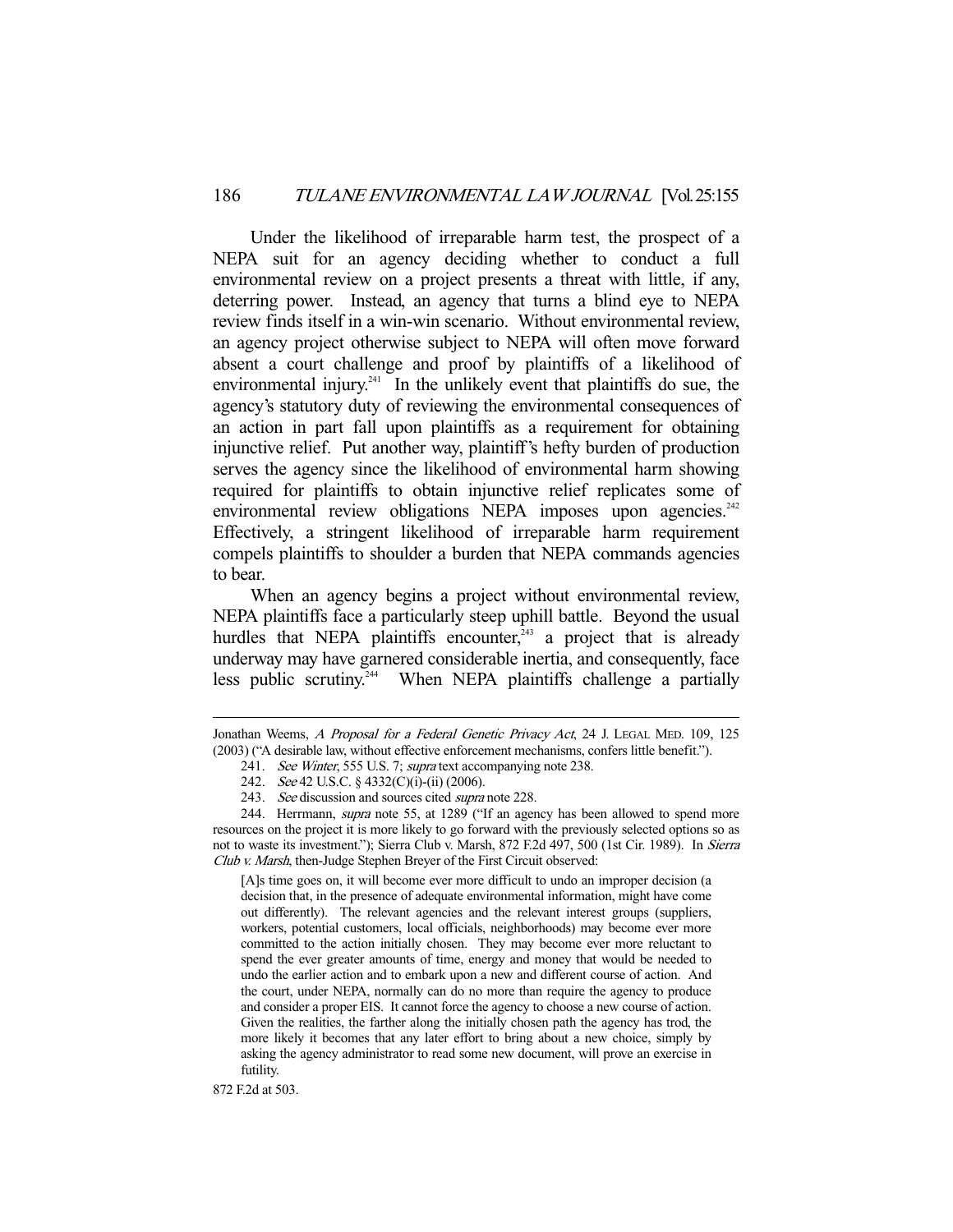Under the likelihood of irreparable harm test, the prospect of a NEPA suit for an agency deciding whether to conduct a full environmental review on a project presents a threat with little, if any, deterring power. Instead, an agency that turns a blind eye to NEPA review finds itself in a win-win scenario. Without environmental review, an agency project otherwise subject to NEPA will often move forward absent a court challenge and proof by plaintiffs of a likelihood of environmental injury.[241] In the unlikely event that plaintiffs do sue, the agency's statutory duty of reviewing the environmental consequences of an action in part fall upon plaintiffs as a requirement for obtaining injunctive relief. Put another way, plaintiff's hefty burden of production serves the agency since the likelihood of environmental harm showing required for plaintiffs to obtain injunctive relief replicates some of environmental review obligations NEPA imposes upon agencies.[242] Effectively, a stringent likelihood of irreparable harm requirement compels plaintiffs to shoulder a burden that NEPA commands agencies to bear.

When an agency begins a project without environmental review, NEPA plaintiffs face a particularly steep uphill battle. Beyond the usual hurdles that NEPA plaintiffs encounter,[243] a project that is already underway may have garnered considerable inertia, and consequently, face less public scrutiny.[244] When NEPA plaintiffs challenge a partially

---

Jonathan Weems, *A Proposal for a Federal Genetic Privacy Act*, 24 J. LEGAL MED. 109, 125 (2003) ("A desirable law, without effective enforcement mechanisms, confers little benefit.").

241. *See Winter*, 555 U.S. 7; *supra* text accompanying note 238.

242. *See* 42 U.S.C. § 4332(C)(i)-(ii) (2006).

243. *See* discussion and sources cited *supra* note 228.

244. Herrmann, *supra* note 55, at 1289 ("If an agency has been allowed to spend more resources on the project it is more likely to go forward with the previously selected options so as not to waste its investment."); Sierra Club v. Marsh, 872 F.2d 497, 500 (1st Cir. 1989). In *Sierra Club v. Marsh*, then-Judge Stephen Breyer of the First Circuit observed:

> [A]s time goes on, it will become ever more difficult to undo an improper decision (a decision that, in the presence of adequate environmental information, might have come out differently). The relevant agencies and the relevant interest groups (suppliers, workers, potential customers, local officials, neighborhoods) may become ever more committed to the action initially chosen. They may become ever more reluctant to spend the ever greater amounts of time, energy and money that would be needed to undo the earlier action and to embark upon a new and different course of action. And the court, under NEPA, normally can do no more than require the agency to produce and consider a proper EIS. It cannot force the agency to choose a new course of action. Given the realities, the farther along the initially chosen path the agency has trod, the more likely it becomes that any later effort to bring about a new choice, simply by asking the agency administrator to read some new document, will prove an exercise in futility.

872 F.2d at 503.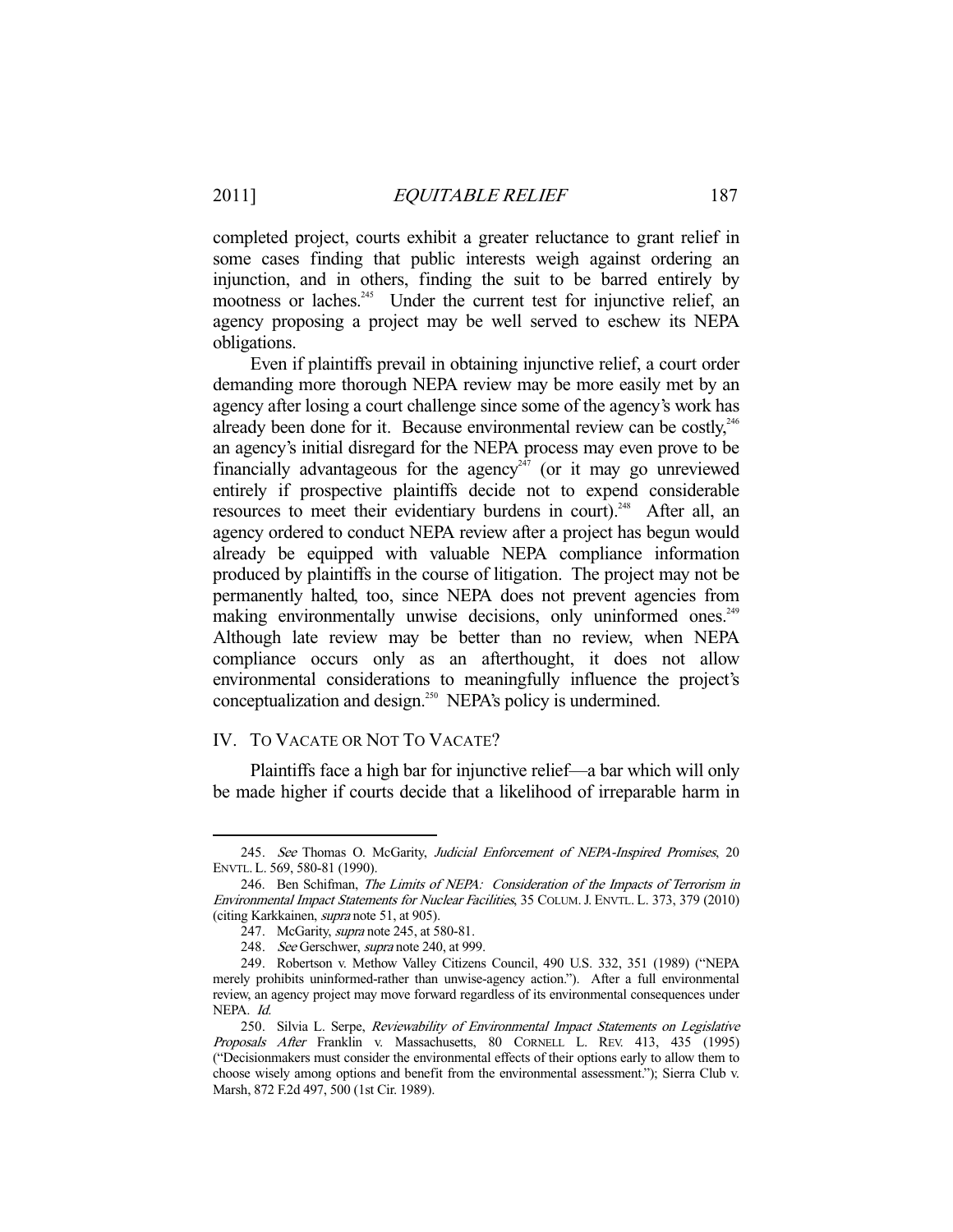completed project, courts exhibit a greater reluctance to grant relief in some cases finding that public interests weigh against ordering an injunction, and in others, finding the suit to be barred entirely by mootness or laches.[245] Under the current test for injunctive relief, an agency proposing a project may be well served to eschew its NEPA obligations.

Even if plaintiffs prevail in obtaining injunctive relief, a court order demanding more thorough NEPA review may be more easily met by an agency after losing a court challenge since some of the agency's work has already been done for it. Because environmental review can be costly,[246] an agency's initial disregard for the NEPA process may even prove to be financially advantageous for the agency[247] (or it may go unreviewed entirely if prospective plaintiffs decide not to expend considerable resources to meet their evidentiary burdens in court).[248] After all, an agency ordered to conduct NEPA review after a project has begun would already be equipped with valuable NEPA compliance information produced by plaintiffs in the course of litigation. The project may not be permanently halted, too, since NEPA does not prevent agencies from making environmentally unwise decisions, only uninformed ones.[249] Although late review may be better than no review, when NEPA compliance occurs only as an afterthought, it does not allow environmental considerations to meaningfully influence the project's conceptualization and design.[250] NEPA's policy is undermined.

## IV. TO VACATE OR NOT TO VACATE?

Plaintiffs face a high bar for injunctive relief—a bar which will only be made higher if courts decide that a likelihood of irreparable harm in

---

245. *See* Thomas O. McGarity, *Judicial Enforcement of NEPA-Inspired Promises*, 20 ENVTL. L. 569, 580-81 (1990).

246. Ben Schifman, *The Limits of NEPA: Consideration of the Impacts of Terrorism in Environmental Impact Statements for Nuclear Facilities*, 35 COLUM. J. ENVTL. L. 373, 379 (2010) (citing Karkkainen, *supra* note 51, at 905).

247. McGarity, *supra* note 245, at 580-81.

248. *See* Gerschwer, *supra* note 240, at 999.

249. Robertson v. Methow Valley Citizens Council, 490 U.S. 332, 351 (1989) ("NEPA merely prohibits uninformed-rather than unwise-agency action."). After a full environmental review, an agency project may move forward regardless of its environmental consequences under NEPA. *Id.*

250. Silvia L. Serpe, *Reviewability of Environmental Impact Statements on Legislative Proposals After* Franklin v. Massachusetts, 80 CORNELL L. REV. 413, 435 (1995) ("Decisionmakers must consider the environmental effects of their options early to allow them to choose wisely among options and benefit from the environmental assessment."); Sierra Club v. Marsh, 872 F.2d 497, 500 (1st Cir. 1989).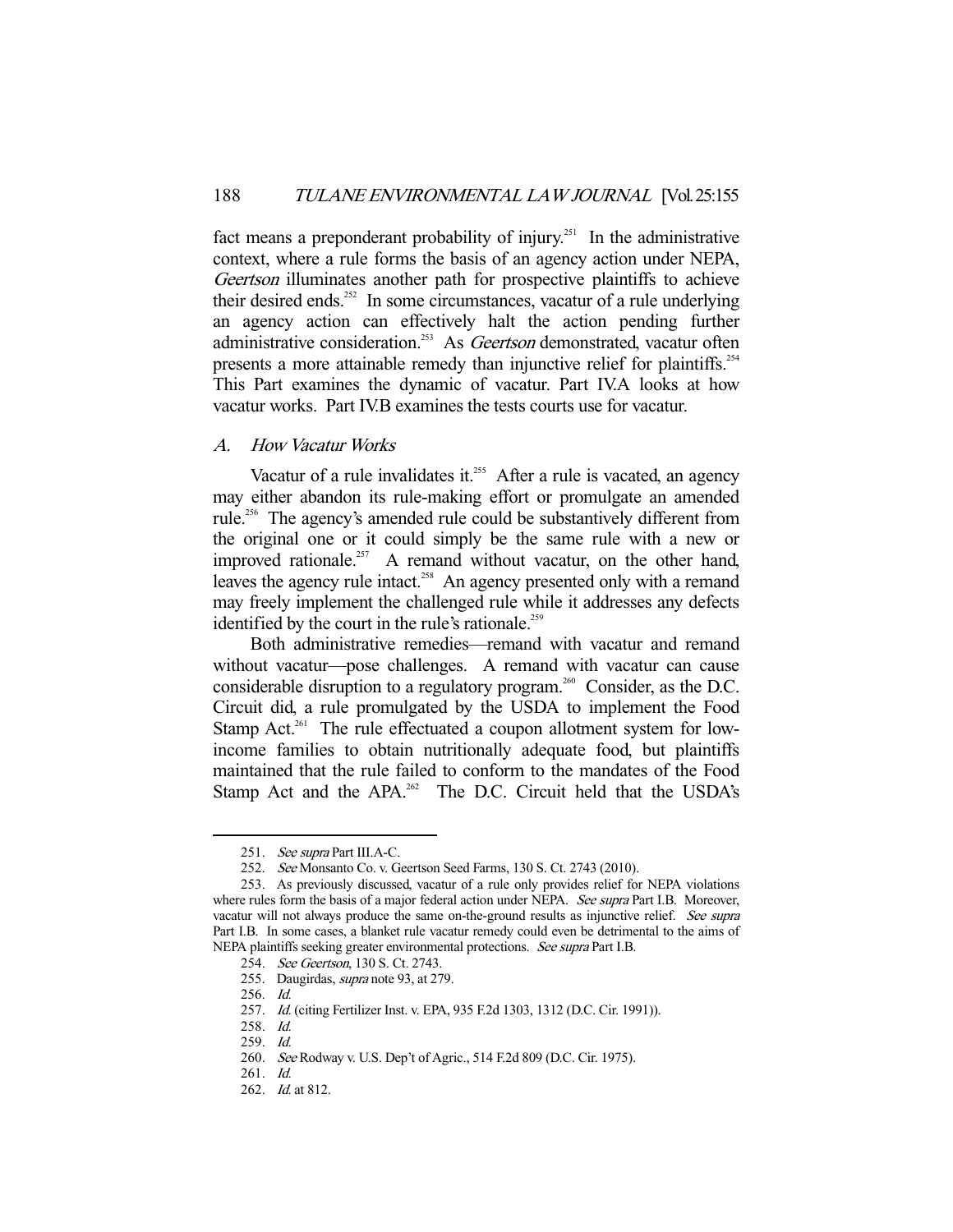fact means a preponderant probability of injury.[251] In the administrative context, where a rule forms the basis of an agency action under NEPA, *Geertson* illuminates another path for prospective plaintiffs to achieve their desired ends.[252] In some circumstances, vacatur of a rule underlying an agency action can effectively halt the action pending further administrative consideration.[253] As *Geertson* demonstrated, vacatur often presents a more attainable remedy than injunctive relief for plaintiffs.[254] This Part examines the dynamic of vacatur. Part IV.A looks at how vacatur works. Part IV.B examines the tests courts use for vacatur.

### *A. How Vacatur Works*

Vacatur of a rule invalidates it.[255] After a rule is vacated, an agency may either abandon its rule-making effort or promulgate an amended rule.[256] The agency's amended rule could be substantively different from the original one or it could simply be the same rule with a new or improved rationale.[257] A remand without vacatur, on the other hand, leaves the agency rule intact.[258] An agency presented only with a remand may freely implement the challenged rule while it addresses any defects identified by the court in the rule's rationale.[259]

Both administrative remedies—remand with vacatur and remand without vacatur—pose challenges. A remand with vacatur can cause considerable disruption to a regulatory program.[260] Consider, as the D.C. Circuit did, a rule promulgated by the USDA to implement the Food Stamp Act.[261] The rule effectuated a coupon allotment system for low-income families to obtain nutritionally adequate food, but plaintiffs maintained that the rule failed to conform to the mandates of the Food Stamp Act and the APA.[262] The D.C. Circuit held that the USDA's

---

251. *See supra* Part III.A-C.

252. *See* Monsanto Co. v. Geertson Seed Farms, 130 S. Ct. 2743 (2010).

253. As previously discussed, vacatur of a rule only provides relief for NEPA violations where rules form the basis of a major federal action under NEPA. *See supra* Part I.B. Moreover, vacatur will not always produce the same on-the-ground results as injunctive relief. *See supra* Part I.B. In some cases, a blanket rule vacatur remedy could even be detrimental to the aims of NEPA plaintiffs seeking greater environmental protections. *See supra* Part I.B.

254. *See Geertson*, 130 S. Ct. 2743.

255. Daugirdas, *supra* note 93, at 279.

256. *Id.*

257. *Id.* (citing Fertilizer Inst. v. EPA, 935 F.2d 1303, 1312 (D.C. Cir. 1991)).

258. *Id.*

259. *Id.*

260. *See* Rodway v. U.S. Dep't of Agric., 514 F.2d 809 (D.C. Cir. 1975).

261. *Id.*

262. *Id.* at 812.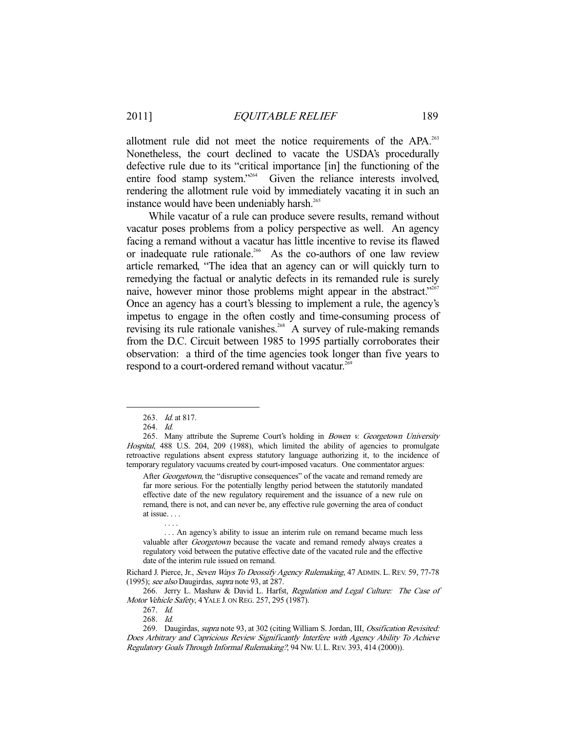allotment rule did not meet the notice requirements of the APA.[263] Nonetheless, the court declined to vacate the USDA's procedurally defective rule due to its "critical importance [in] the functioning of the entire food stamp system."[264] Given the reliance interests involved, rendering the allotment rule void by immediately vacating it in such an instance would have been undeniably harsh.[265]

While vacatur of a rule can produce severe results, remand without vacatur poses problems from a policy perspective as well. An agency facing a remand without a vacatur has little incentive to revise its flawed or inadequate rule rationale.[266] As the co-authors of one law review article remarked, "The idea that an agency can or will quickly turn to remedying the factual or analytic defects in its remanded rule is surely naive, however minor those problems might appear in the abstract."[267] Once an agency has a court's blessing to implement a rule, the agency's impetus to engage in the often costly and time-consuming process of revising its rule rationale vanishes.[268] A survey of rule-making remands from the D.C. Circuit between 1985 to 1995 partially corroborates their observation: a third of the time agencies took longer than five years to respond to a court-ordered remand without vacatur.[269]

---

263. *Id.* at 817.

264. *Id.*

265. Many attribute the Supreme Court's holding in *Bowen v. Georgetown University Hospital*, 488 U.S. 204, 209 (1988), which limited the ability of agencies to promulgate retroactive regulations absent express statutory language authorizing it, to the incidence of temporary regulatory vacuums created by court-imposed vacaturs. One commentator argues:

> After *Georgetown*, the "disruptive consequences" of the vacate and remand remedy are far more serious. For the potentially lengthy period between the statutorily mandated effective date of the new regulatory requirement and the issuance of a new rule on remand, there is not, and can never be, any effective rule governing the area of conduct at issue. . . .
>
> . . . .
>
> . . . An agency's ability to issue an interim rule on remand became much less valuable after *Georgetown* because the vacate and remand remedy always creates a regulatory void between the putative effective date of the vacated rule and the effective date of the interim rule issued on remand.

Richard J. Pierce, Jr., *Seven Ways To Deossify Agency Rulemaking*, 47 ADMIN. L. REV. 59, 77-78 (1995); *see also* Daugirdas, *supra* note 93, at 287.

266. Jerry L. Mashaw & David L. Harfst, *Regulation and Legal Culture: The Case of Motor Vehicle Safety*, 4 YALE J. ON REG. 257, 295 (1987).

267. *Id.*

268. *Id.*

269. Daugirdas, *supra* note 93, at 302 (citing William S. Jordan, III, *Ossification Revisited: Does Arbitrary and Capricious Review Significantly Interfere with Agency Ability To Achieve Regulatory Goals Through Informal Rulemaking?*, 94 NW. U. L. REV. 393, 414 (2000)).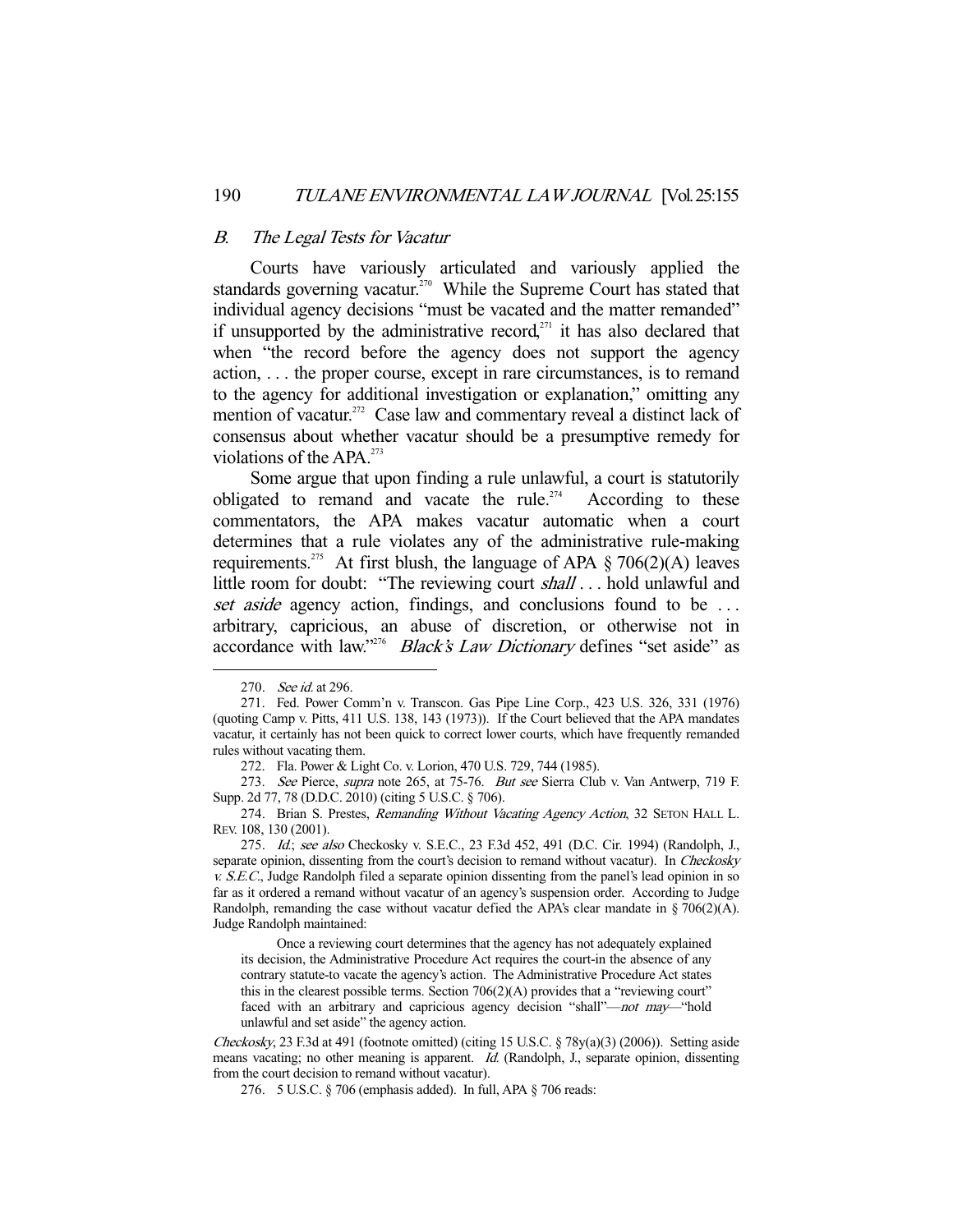### *B. The Legal Tests for Vacatur*

Courts have variously articulated and variously applied the standards governing vacatur.[270] While the Supreme Court has stated that individual agency decisions "must be vacated and the matter remanded" if unsupported by the administrative record,[271] it has also declared that when "the record before the agency does not support the agency action, . . . the proper course, except in rare circumstances, is to remand to the agency for additional investigation or explanation," omitting any mention of vacatur.[272] Case law and commentary reveal a distinct lack of consensus about whether vacatur should be a presumptive remedy for violations of the APA.[273]

Some argue that upon finding a rule unlawful, a court is statutorily obligated to remand and vacate the rule.[274] According to these commentators, the APA makes vacatur automatic when a court determines that a rule violates any of the administrative rule-making requirements.[275] At first blush, the language of APA § 706(2)(A) leaves little room for doubt: "The reviewing court *shall* . . . hold unlawful and *set aside* agency action, findings, and conclusions found to be . . . arbitrary, capricious, an abuse of discretion, or otherwise not in accordance with law."[276] *Black's Law Dictionary* defines "set aside" as

---

270. *See id.* at 296.

271. Fed. Power Comm'n v. Transcon. Gas Pipe Line Corp., 423 U.S. 326, 331 (1976) (quoting Camp v. Pitts, 411 U.S. 138, 143 (1973)). If the Court believed that the APA mandates vacatur, it certainly has not been quick to correct lower courts, which have frequently remanded rules without vacating them.

272. Fla. Power & Light Co. v. Lorion, 470 U.S. 729, 744 (1985).

273. *See* Pierce, *supra* note 265, at 75-76. *But see* Sierra Club v. Van Antwerp, 719 F. Supp. 2d 77, 78 (D.D.C. 2010) (citing 5 U.S.C. § 706).

274. Brian S. Prestes, *Remanding Without Vacating Agency Action*, 32 SETON HALL L. REV. 108, 130 (2001).

275. *Id.*; *see also* Checkosky v. S.E.C., 23 F.3d 452, 491 (D.C. Cir. 1994) (Randolph, J., separate opinion, dissenting from the court's decision to remand without vacatur). In *Checkosky v. S.E.C.*, Judge Randolph filed a separate opinion dissenting from the panel's lead opinion in so far as it ordered a remand without vacatur of an agency's suspension order. According to Judge Randolph, remanding the case without vacatur defied the APA's clear mandate in § 706(2)(A). Judge Randolph maintained:

> Once a reviewing court determines that the agency has not adequately explained its decision, the Administrative Procedure Act requires the court-in the absence of any contrary statute-to vacate the agency's action. The Administrative Procedure Act states this in the clearest possible terms. Section 706(2)(A) provides that a "reviewing court" faced with an arbitrary and capricious agency decision "shall"—*not may*—"hold unlawful and set aside" the agency action.

*Checkosky*, 23 F.3d at 491 (footnote omitted) (citing 15 U.S.C. § 78y(a)(3) (2006)). Setting aside means vacating; no other meaning is apparent. *Id.* (Randolph, J., separate opinion, dissenting from the court decision to remand without vacatur).

276. 5 U.S.C. § 706 (emphasis added). In full, APA § 706 reads: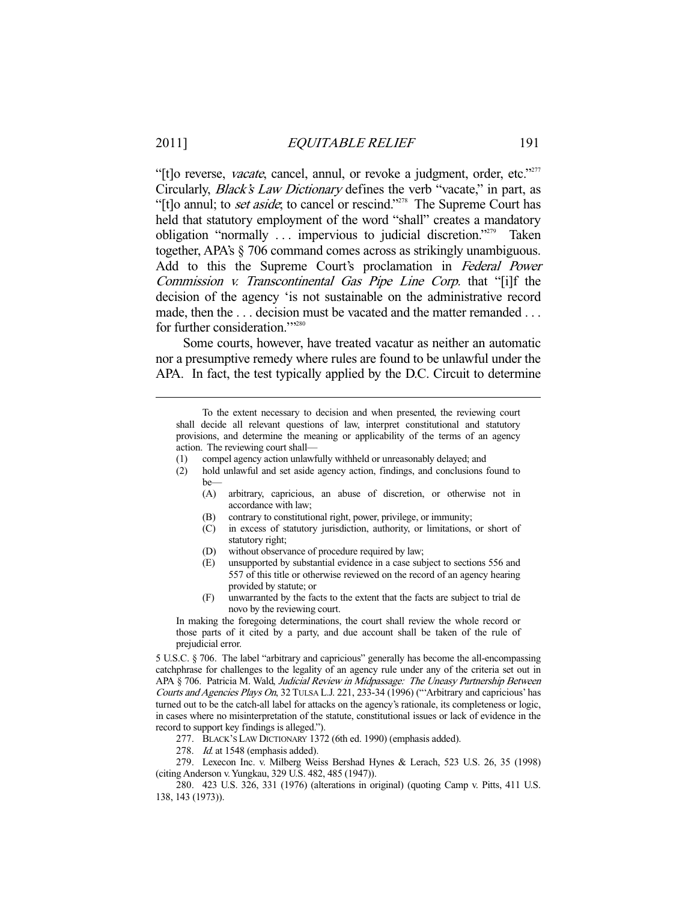"[t]o reverse, *vacate*, cancel, annul, or revoke a judgment, order, etc."[277] Circularly, *Black's Law Dictionary* defines the verb "vacate," in part, as "[t]o annul; to *set aside*; to cancel or rescind."[278] The Supreme Court has held that statutory employment of the word "shall" creates a mandatory obligation "normally . . . impervious to judicial discretion."[279] Taken together, APA's § 706 command comes across as strikingly unambiguous. Add to this the Supreme Court's proclamation in *Federal Power Commission v. Transcontinental Gas Pipe Line Corp.* that "[i]f the decision of the agency 'is not sustainable on the administrative record made, then the . . . decision must be vacated and the matter remanded . . . for further consideration.'"[280]

Some courts, however, have treated vacatur as neither an automatic nor a presumptive remedy where rules are found to be unlawful under the APA. In fact, the test typically applied by the D.C. Circuit to determine

---

> To the extent necessary to decision and when presented, the reviewing court shall decide all relevant questions of law, interpret constitutional and statutory provisions, and determine the meaning or applicability of the terms of an agency action. The reviewing court shall—
>
> (1) compel agency action unlawfully withheld or unreasonably delayed; and
>
> (2) hold unlawful and set aside agency action, findings, and conclusions found to be—
>
> (A) arbitrary, capricious, an abuse of discretion, or otherwise not in accordance with law;
>
> (B) contrary to constitutional right, power, privilege, or immunity;
>
> (C) in excess of statutory jurisdiction, authority, or limitations, or short of statutory right;
>
> (D) without observance of procedure required by law;
>
> (E) unsupported by substantial evidence in a case subject to sections 556 and 557 of this title or otherwise reviewed on the record of an agency hearing provided by statute; or
>
> (F) unwarranted by the facts to the extent that the facts are subject to trial de novo by the reviewing court.
>
> In making the foregoing determinations, the court shall review the whole record or those parts of it cited by a party, and due account shall be taken of the rule of prejudicial error.

5 U.S.C. § 706. The label "arbitrary and capricious" generally has become the all-encompassing catchphrase for challenges to the legality of an agency rule under any of the criteria set out in APA § 706. Patricia M. Wald, *Judicial Review in Midpassage: The Uneasy Partnership Between Courts and Agencies Plays On*, 32 TULSA L.J. 221, 233-34 (1996) ("'Arbitrary and capricious' has turned out to be the catch-all label for attacks on the agency's rationale, its completeness or logic, in cases where no misinterpretation of the statute, constitutional issues or lack of evidence in the record to support key findings is alleged.").

277. BLACK'S LAW DICTIONARY 1372 (6th ed. 1990) (emphasis added).

278. *Id.* at 1548 (emphasis added).

279. Lexecon Inc. v. Milberg Weiss Bershad Hynes & Lerach, 523 U.S. 26, 35 (1998) (citing Anderson v. Yungkau, 329 U.S. 482, 485 (1947)).

280. 423 U.S. 326, 331 (1976) (alterations in original) (quoting Camp v. Pitts, 411 U.S. 138, 143 (1973)).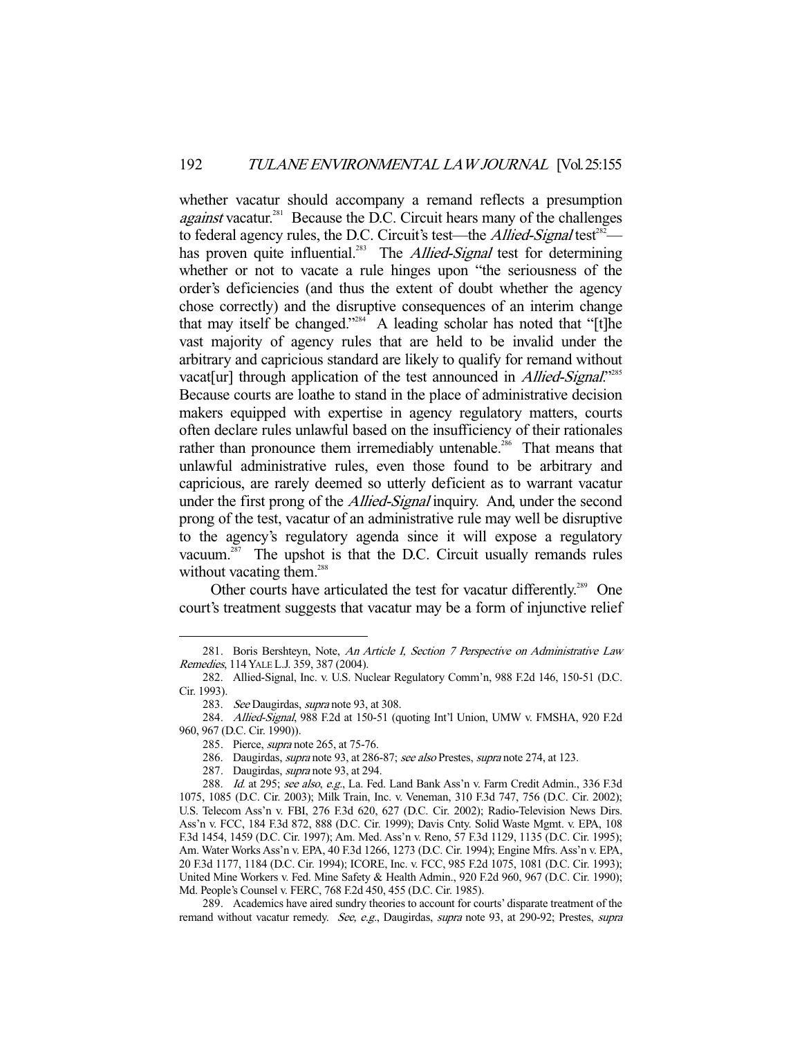whether vacatur should accompany a remand reflects a presumption *against* vacatur.[281] Because the D.C. Circuit hears many of the challenges to federal agency rules, the D.C. Circuit's test—the *Allied-Signal* test[282]—has proven quite influential.[283] The *Allied-Signal* test for determining whether or not to vacate a rule hinges upon "the seriousness of the order's deficiencies (and thus the extent of doubt whether the agency chose correctly) and the disruptive consequences of an interim change that may itself be changed."[284] A leading scholar has noted that "[t]he vast majority of agency rules that are held to be invalid under the arbitrary and capricious standard are likely to qualify for remand without vacat[ur] through application of the test announced in *Allied-Signal*."[285] Because courts are loathe to stand in the place of administrative decision makers equipped with expertise in agency regulatory matters, courts often declare rules unlawful based on the insufficiency of their rationales rather than pronounce them irremediably untenable.[286] That means that unlawful administrative rules, even those found to be arbitrary and capricious, are rarely deemed so utterly deficient as to warrant vacatur under the first prong of the *Allied-Signal* inquiry. And, under the second prong of the test, vacatur of an administrative rule may well be disruptive to the agency's regulatory agenda since it will expose a regulatory vacuum.[287] The upshot is that the D.C. Circuit usually remands rules without vacating them.[288]

Other courts have articulated the test for vacatur differently.[289] One court's treatment suggests that vacatur may be a form of injunctive relief

---

281. Boris Bershteyn, Note, *An Article I, Section 7 Perspective on Administrative Law Remedies*, 114 YALE L.J. 359, 387 (2004).

282. Allied-Signal, Inc. v. U.S. Nuclear Regulatory Comm'n, 988 F.2d 146, 150-51 (D.C. Cir. 1993).

283. *See* Daugirdas, *supra* note 93, at 308.

284. *Allied-Signal*, 988 F.2d at 150-51 (quoting Int'l Union, UMW v. FMSHA, 920 F.2d 960, 967 (D.C. Cir. 1990)).

285. Pierce, *supra* note 265, at 75-76.

286. Daugirdas, *supra* note 93, at 286-87; *see also* Prestes, *supra* note 274, at 123.

287. Daugirdas, *supra* note 93, at 294.

288. *Id.* at 295; *see also*, *e.g.*, La. Fed. Land Bank Ass'n v. Farm Credit Admin., 336 F.3d 1075, 1085 (D.C. Cir. 2003); Milk Train, Inc. v. Veneman, 310 F.3d 747, 756 (D.C. Cir. 2002); U.S. Telecom Ass'n v. FBI, 276 F.3d 620, 627 (D.C. Cir. 2002); Radio-Television News Dirs. Ass'n v. FCC, 184 F.3d 872, 888 (D.C. Cir. 1999); Davis Cnty. Solid Waste Mgmt. v. EPA, 108 F.3d 1454, 1459 (D.C. Cir. 1997); Am. Med. Ass'n v. Reno, 57 F.3d 1129, 1135 (D.C. Cir. 1995); Am. Water Works Ass'n v. EPA, 40 F.3d 1266, 1273 (D.C. Cir. 1994); Engine Mfrs. Ass'n v. EPA, 20 F.3d 1177, 1184 (D.C. Cir. 1994); ICORE, Inc. v. FCC, 985 F.2d 1075, 1081 (D.C. Cir. 1993); United Mine Workers v. Fed. Mine Safety & Health Admin., 920 F.2d 960, 967 (D.C. Cir. 1990); Md. People's Counsel v. FERC, 768 F.2d 450, 455 (D.C. Cir. 1985).

289. Academics have aired sundry theories to account for courts' disparate treatment of the remand without vacatur remedy. *See, e.g.*, Daugirdas, *supra* note 93, at 290-92; Prestes, *supra*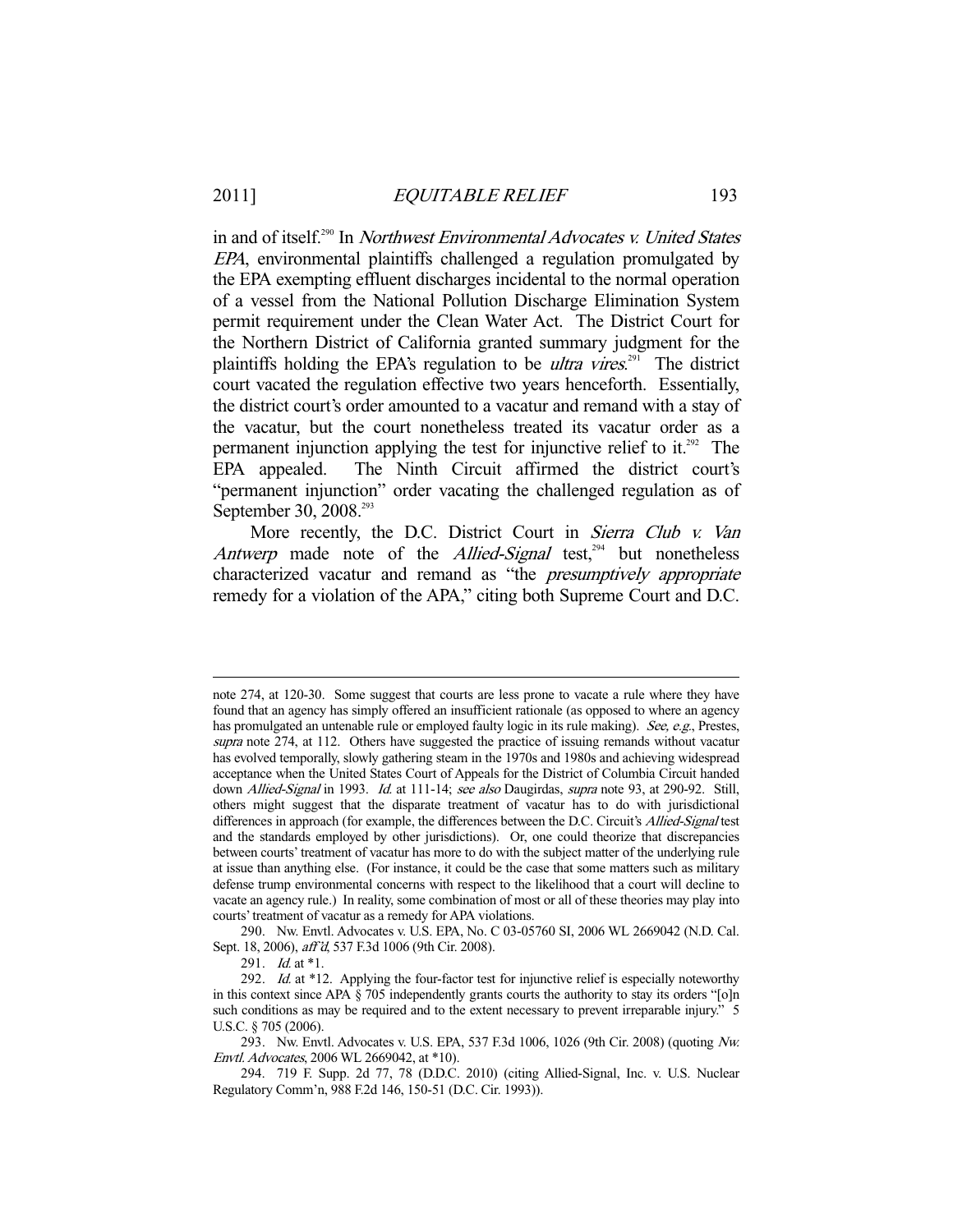in and of itself.[290] In *Northwest Environmental Advocates v. United States EPA*, environmental plaintiffs challenged a regulation promulgated by the EPA exempting effluent discharges incidental to the normal operation of a vessel from the National Pollution Discharge Elimination System permit requirement under the Clean Water Act. The District Court for the Northern District of California granted summary judgment for the plaintiffs holding the EPA's regulation to be *ultra vires*.[291] The district court vacated the regulation effective two years henceforth. Essentially, the district court's order amounted to a vacatur and remand with a stay of the vacatur, but the court nonetheless treated its vacatur order as a permanent injunction applying the test for injunctive relief to it.[292] The EPA appealed. The Ninth Circuit affirmed the district court's "permanent injunction" order vacating the challenged regulation as of September 30, 2008.[293]

More recently, the D.C. District Court in *Sierra Club v. Van Antwerp* made note of the *Allied-Signal* test,[294] but nonetheless characterized vacatur and remand as "the *presumptively appropriate* remedy for a violation of the APA," citing both Supreme Court and D.C.

---

note 274, at 120-30. Some suggest that courts are less prone to vacate a rule where they have found that an agency has simply offered an insufficient rationale (as opposed to where an agency has promulgated an untenable rule or employed faulty logic in its rule making). *See, e.g.*, Prestes, *supra* note 274, at 112. Others have suggested the practice of issuing remands without vacatur has evolved temporally, slowly gathering steam in the 1970s and 1980s and achieving widespread acceptance when the United States Court of Appeals for the District of Columbia Circuit handed down *Allied-Signal* in 1993. *Id.* at 111-14; *see also* Daugirdas, *supra* note 93, at 290-92. Still, others might suggest that the disparate treatment of vacatur has to do with jurisdictional differences in approach (for example, the differences between the D.C. Circuit's *Allied-Signal* test and the standards employed by other jurisdictions). Or, one could theorize that discrepancies between courts' treatment of vacatur has more to do with the subject matter of the underlying rule at issue than anything else. (For instance, it could be the case that some matters such as military defense trump environmental concerns with respect to the likelihood that a court will decline to vacate an agency rule.) In reality, some combination of most or all of these theories may play into courts' treatment of vacatur as a remedy for APA violations.

290. Nw. Envtl. Advocates v. U.S. EPA, No. C 03-05760 SI, 2006 WL 2669042 (N.D. Cal. Sept. 18, 2006), *aff'd*, 537 F.3d 1006 (9th Cir. 2008).

291. *Id.* at *1.

292. *Id.* at *12. Applying the four-factor test for injunctive relief is especially noteworthy in this context since APA § 705 independently grants courts the authority to stay its orders "[o]n such conditions as may be required and to the extent necessary to prevent irreparable injury." 5 U.S.C. § 705 (2006).

293. Nw. Envtl. Advocates v. U.S. EPA, 537 F.3d 1006, 1026 (9th Cir. 2008) (quoting *Nw. Envtl. Advocates*, 2006 WL 2669042, at *10).

294. 719 F. Supp. 2d 77, 78 (D.D.C. 2010) (citing Allied-Signal, Inc. v. U.S. Nuclear Regulatory Comm'n, 988 F.2d 146, 150-51 (D.C. Cir. 1993)).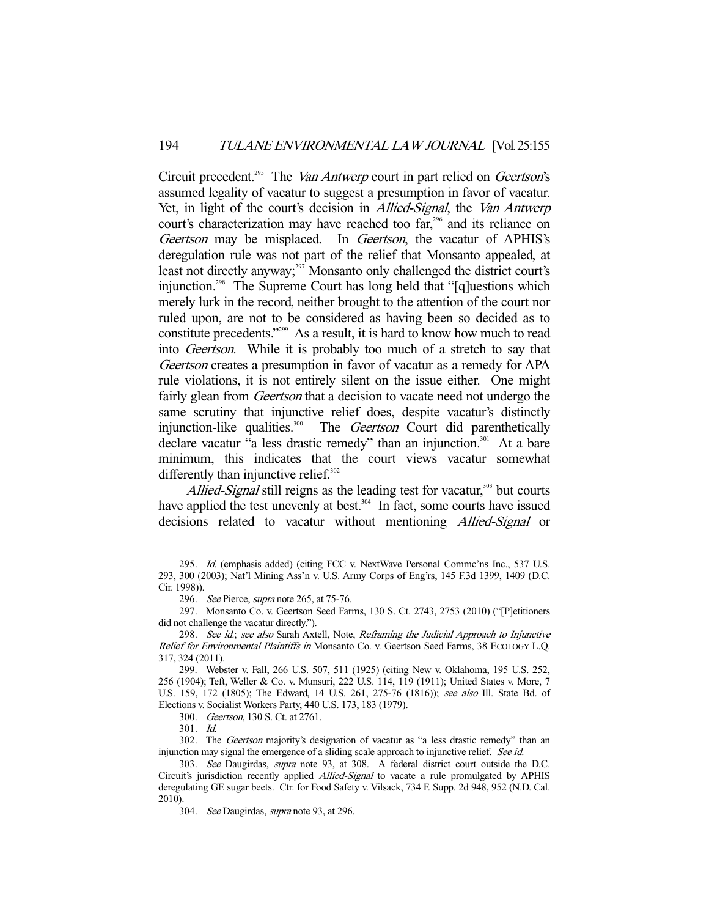Circuit precedent.[295] The *Van Antwerp* court in part relied on *Geertson*'s assumed legality of vacatur to suggest a presumption in favor of vacatur. Yet, in light of the court's decision in *Allied-Signal*, the *Van Antwerp* court's characterization may have reached too far,[296] and its reliance on *Geertson* may be misplaced. In *Geertson*, the vacatur of APHIS's deregulation rule was not part of the relief that Monsanto appealed, at least not directly anyway;[297] Monsanto only challenged the district court's injunction.[298] The Supreme Court has long held that "[q]uestions which merely lurk in the record, neither brought to the attention of the court nor ruled upon, are not to be considered as having been so decided as to constitute precedents."[299] As a result, it is hard to know how much to read into *Geertson*. While it is probably too much of a stretch to say that *Geertson* creates a presumption in favor of vacatur as a remedy for APA rule violations, it is not entirely silent on the issue either. One might fairly glean from *Geertson* that a decision to vacate need not undergo the same scrutiny that injunctive relief does, despite vacatur's distinctly injunction-like qualities.[300] The *Geertson* Court did parenthetically declare vacatur "a less drastic remedy" than an injunction.[301] At a bare minimum, this indicates that the court views vacatur somewhat differently than injunctive relief.[302]

*Allied-Signal* still reigns as the leading test for vacatur,[303] but courts have applied the test unevenly at best.[304] In fact, some courts have issued decisions related to vacatur without mentioning *Allied-Signal* or

---

295. *Id.* (emphasis added) (citing FCC v. NextWave Personal Commc'ns Inc., 537 U.S. 293, 300 (2003); Nat'l Mining Ass'n v. U.S. Army Corps of Eng'rs, 145 F.3d 1399, 1409 (D.C. Cir. 1998)).

296. *See* Pierce, *supra* note 265, at 75-76.

297. Monsanto Co. v. Geertson Seed Farms, 130 S. Ct. 2743, 2753 (2010) ("[P]etitioners did not challenge the vacatur directly.").

298. *See id.*; *see also* Sarah Axtell, Note, *Reframing the Judicial Approach to Injunctive Relief for Environmental Plaintiffs in* Monsanto Co. v. Geertson Seed Farms, 38 ECOLOGY L.Q. 317, 324 (2011).

299. Webster v. Fall, 266 U.S. 507, 511 (1925) (citing New v. Oklahoma, 195 U.S. 252, 256 (1904); Teft, Weller & Co. v. Munsuri, 222 U.S. 114, 119 (1911); United States v. More, 7 U.S. 159, 172 (1805); The Edward, 14 U.S. 261, 275-76 (1816)); *see also* Ill. State Bd. of Elections v. Socialist Workers Party, 440 U.S. 173, 183 (1979).

300. *Geertson*, 130 S. Ct. at 2761.

301. *Id.*

302. The *Geertson* majority's designation of vacatur as "a less drastic remedy" than an injunction may signal the emergence of a sliding scale approach to injunctive relief. *See id.*

303. *See* Daugirdas, *supra* note 93, at 308. A federal district court outside the D.C. Circuit's jurisdiction recently applied *Allied-Signal* to vacate a rule promulgated by APHIS deregulating GE sugar beets. Ctr. for Food Safety v. Vilsack, 734 F. Supp. 2d 948, 952 (N.D. Cal. 2010).

304. *See* Daugirdas, *supra* note 93, at 296.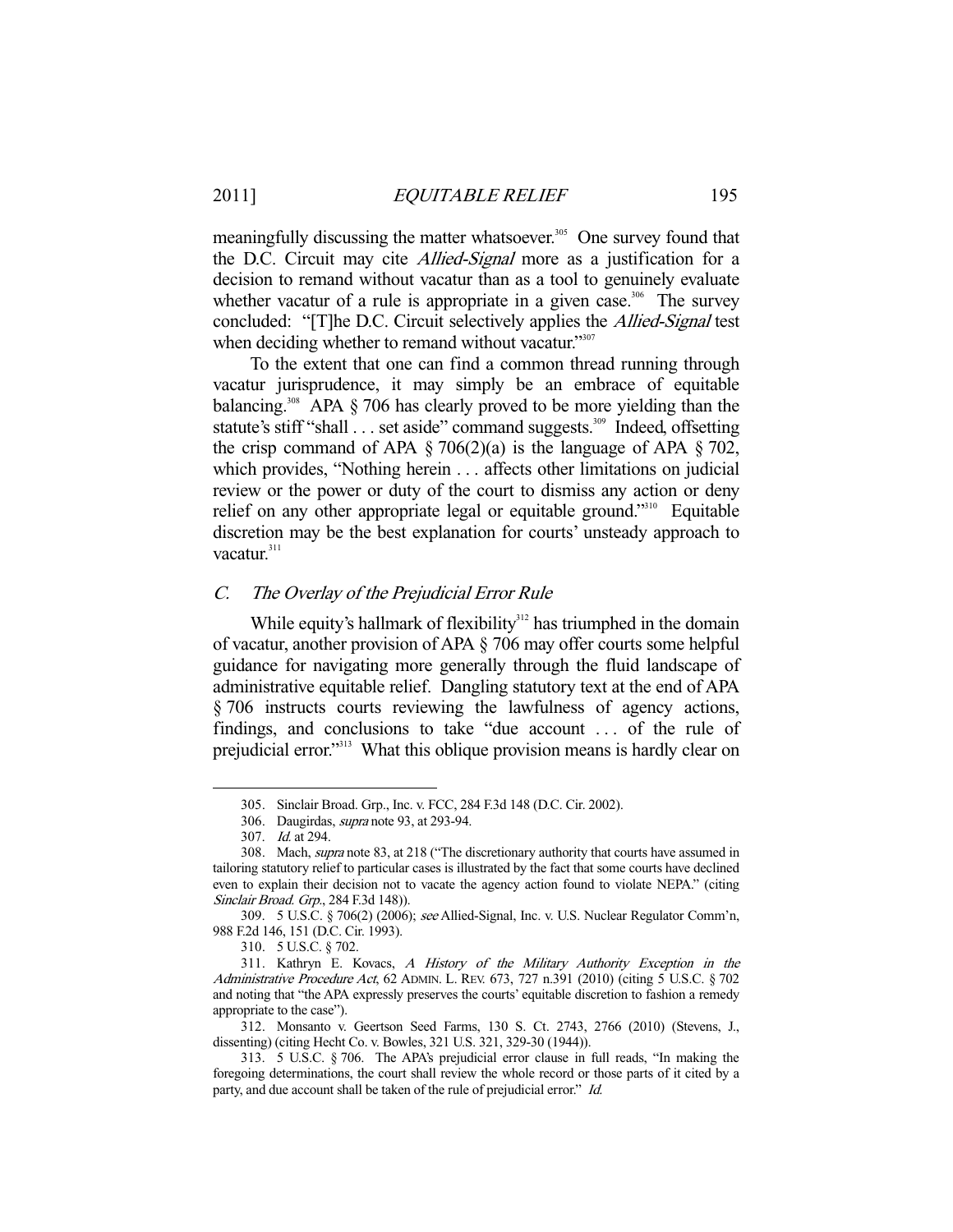meaningfully discussing the matter whatsoever.[305] One survey found that the D.C. Circuit may cite *Allied-Signal* more as a justification for a decision to remand without vacatur than as a tool to genuinely evaluate whether vacatur of a rule is appropriate in a given case.[306] The survey concluded: "[T]he D.C. Circuit selectively applies the *Allied-Signal* test when deciding whether to remand without vacatur."[307]

To the extent that one can find a common thread running through vacatur jurisprudence, it may simply be an embrace of equitable balancing.[308] APA § 706 has clearly proved to be more yielding than the statute's stiff "shall . . . set aside" command suggests.[309] Indeed, offsetting the crisp command of APA § 706(2)(a) is the language of APA § 702, which provides, "Nothing herein . . . affects other limitations on judicial review or the power or duty of the court to dismiss any action or deny relief on any other appropriate legal or equitable ground."[310] Equitable discretion may be the best explanation for courts' unsteady approach to vacatur.[311]

### *C. The Overlay of the Prejudicial Error Rule*

While equity's hallmark of flexibility[312] has triumphed in the domain of vacatur, another provision of APA § 706 may offer courts some helpful guidance for navigating more generally through the fluid landscape of administrative equitable relief. Dangling statutory text at the end of APA § 706 instructs courts reviewing the lawfulness of agency actions, findings, and conclusions to take "due account . . . of the rule of prejudicial error."[313] What this oblique provision means is hardly clear on

---

305. Sinclair Broad. Grp., Inc. v. FCC, 284 F.3d 148 (D.C. Cir. 2002).

306. Daugirdas, *supra* note 93, at 293-94.

307. *Id.* at 294.

308. Mach, *supra* note 83, at 218 ("The discretionary authority that courts have assumed in tailoring statutory relief to particular cases is illustrated by the fact that some courts have declined even to explain their decision not to vacate the agency action found to violate NEPA." (citing *Sinclair Broad. Grp.*, 284 F.3d 148)).

309. 5 U.S.C. § 706(2) (2006); *see* Allied-Signal, Inc. v. U.S. Nuclear Regulator Comm'n, 988 F.2d 146, 151 (D.C. Cir. 1993).

310. 5 U.S.C. § 702.

311. Kathryn E. Kovacs, *A History of the Military Authority Exception in the Administrative Procedure Act*, 62 ADMIN. L. REV. 673, 727 n.391 (2010) (citing 5 U.S.C. § 702 and noting that "the APA expressly preserves the courts' equitable discretion to fashion a remedy appropriate to the case").

312. Monsanto v. Geertson Seed Farms, 130 S. Ct. 2743, 2766 (2010) (Stevens, J., dissenting) (citing Hecht Co. v. Bowles, 321 U.S. 321, 329-30 (1944)).

313. 5 U.S.C. § 706. The APA's prejudicial error clause in full reads, "In making the foregoing determinations, the court shall review the whole record or those parts of it cited by a party, and due account shall be taken of the rule of prejudicial error." *Id.*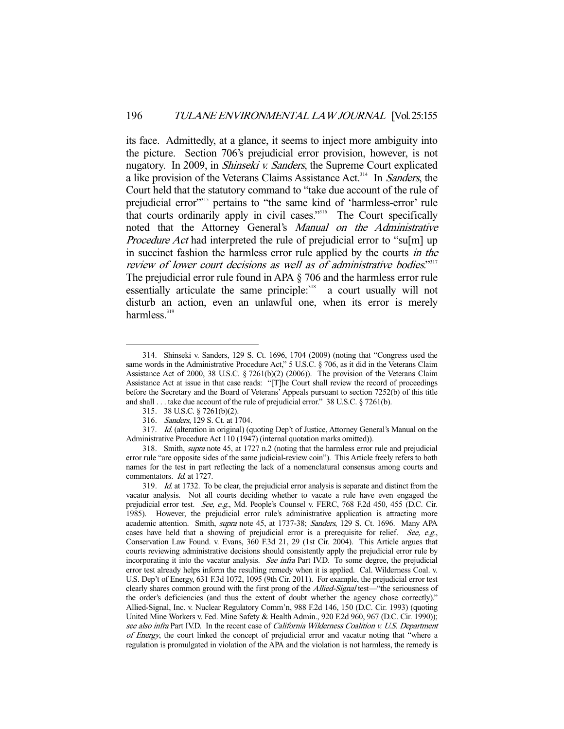its face. Admittedly, at a glance, it seems to inject more ambiguity into the picture. Section 706's prejudicial error provision, however, is not nugatory. In 2009, in *Shinseki v. Sanders*, the Supreme Court explicated a like provision of the Veterans Claims Assistance Act.[314] In *Sanders*, the Court held that the statutory command to "take due account of the rule of prejudicial error"[315] pertains to "the same kind of 'harmless-error' rule that courts ordinarily apply in civil cases."[316] The Court specifically noted that the Attorney General's *Manual on the Administrative Procedure Act* had interpreted the rule of prejudicial error to "su[m] up in succinct fashion the harmless error rule applied by the courts *in the review of lower court decisions as well as of administrative bodies*."[317] The prejudicial error rule found in APA § 706 and the harmless error rule essentially articulate the same principle:[318] a court usually will not disturb an action, even an unlawful one, when its error is merely harmless.[319]

---

314. Shinseki v. Sanders, 129 S. Ct. 1696, 1704 (2009) (noting that "Congress used the same words in the Administrative Procedure Act," 5 U.S.C. § 706, as it did in the Veterans Claim Assistance Act of 2000, 38 U.S.C. § 7261(b)(2) (2006)). The provision of the Veterans Claim Assistance Act at issue in that case reads: "[T]he Court shall review the record of proceedings before the Secretary and the Board of Veterans' Appeals pursuant to section 7252(b) of this title and shall . . . take due account of the rule of prejudicial error." 38 U.S.C. § 7261(b).

315. 38 U.S.C. § 7261(b)(2).

316. *Sanders*, 129 S. Ct. at 1704.

317. *Id.* (alteration in original) (quoting Dep't of Justice, Attorney General's Manual on the Administrative Procedure Act 110 (1947) (internal quotation marks omitted)).

318. Smith, *supra* note 45, at 1727 n.2 (noting that the harmless error rule and prejudicial error rule "are opposite sides of the same judicial-review coin"). This Article freely refers to both names for the test in part reflecting the lack of a nomenclatural consensus among courts and commentators. *Id.* at 1727.

319. *Id.* at 1732. To be clear, the prejudicial error analysis is separate and distinct from the vacatur analysis. Not all courts deciding whether to vacate a rule have even engaged the prejudicial error test. *See, e.g.*, Md. People's Counsel v. FERC, 768 F.2d 450, 455 (D.C. Cir. 1985). However, the prejudicial error rule's administrative application is attracting more academic attention. Smith, *supra* note 45, at 1737-38; *Sanders*, 129 S. Ct. 1696. Many APA cases have held that a showing of prejudicial error is a prerequisite for relief. *See, e.g.*, Conservation Law Found. v. Evans, 360 F.3d 21, 29 (1st Cir. 2004). This Article argues that courts reviewing administrative decisions should consistently apply the prejudicial error rule by incorporating it into the vacatur analysis. *See infra* Part IV.D. To some degree, the prejudicial error test already helps inform the resulting remedy when it is applied. Cal. Wilderness Coal. v. U.S. Dep't of Energy, 631 F.3d 1072, 1095 (9th Cir. 2011). For example, the prejudicial error test clearly shares common ground with the first prong of the *Allied-Signal* test—"the seriousness of the order's deficiencies (and thus the extent of doubt whether the agency chose correctly)." Allied-Signal, Inc. v. Nuclear Regulatory Comm'n, 988 F.2d 146, 150 (D.C. Cir. 1993) (quoting United Mine Workers v. Fed. Mine Safety & Health Admin., 920 F.2d 960, 967 (D.C. Cir. 1990)); *see also infra* Part IV.D. In the recent case of *California Wilderness Coalition v. U.S. Department of Energy*, the court linked the concept of prejudicial error and vacatur noting that "where a regulation is promulgated in violation of the APA and the violation is not harmless, the remedy is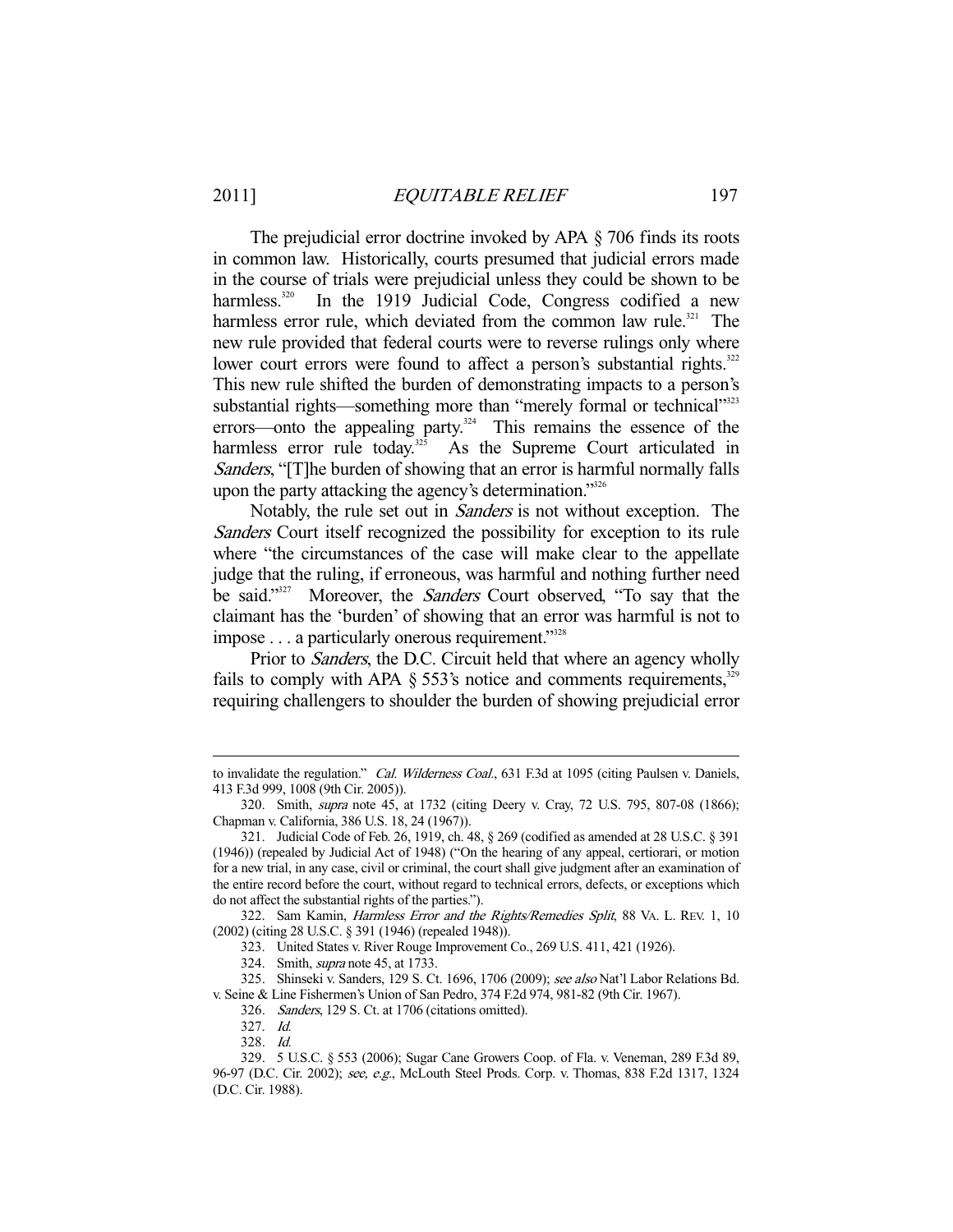The prejudicial error doctrine invoked by APA § 706 finds its roots in common law. Historically, courts presumed that judicial errors made in the course of trials were prejudicial unless they could be shown to be harmless.[320] In the 1919 Judicial Code, Congress codified a new harmless error rule, which deviated from the common law rule.[321] The new rule provided that federal courts were to reverse rulings only where lower court errors were found to affect a person's substantial rights.[322] This new rule shifted the burden of demonstrating impacts to a person's substantial rights—something more than "merely formal or technical"[323] errors—onto the appealing party.[324] This remains the essence of the harmless error rule today.[325] As the Supreme Court articulated in *Sanders*, "[T]he burden of showing that an error is harmful normally falls upon the party attacking the agency's determination."[326]

Notably, the rule set out in *Sanders* is not without exception. The *Sanders* Court itself recognized the possibility for exception to its rule where "the circumstances of the case will make clear to the appellate judge that the ruling, if erroneous, was harmful and nothing further need be said."[327] Moreover, the *Sanders* Court observed, "To say that the claimant has the 'burden' of showing that an error was harmful is not to impose . . . a particularly onerous requirement."[328]

Prior to *Sanders*, the D.C. Circuit held that where an agency wholly fails to comply with APA § 553's notice and comments requirements,[329] requiring challengers to shoulder the burden of showing prejudicial error

---

to invalidate the regulation." *Cal. Wilderness Coal.*, 631 F.3d at 1095 (citing Paulsen v. Daniels, 413 F.3d 999, 1008 (9th Cir. 2005)).

320. Smith, *supra* note 45, at 1732 (citing Deery v. Cray, 72 U.S. 795, 807-08 (1866); Chapman v. California, 386 U.S. 18, 24 (1967)).

321. Judicial Code of Feb. 26, 1919, ch. 48, § 269 (codified as amended at 28 U.S.C. § 391 (1946)) (repealed by Judicial Act of 1948) ("On the hearing of any appeal, certiorari, or motion for a new trial, in any case, civil or criminal, the court shall give judgment after an examination of the entire record before the court, without regard to technical errors, defects, or exceptions which do not affect the substantial rights of the parties.").

322. Sam Kamin, *Harmless Error and the Rights/Remedies Split*, 88 VA. L. REV. 1, 10 (2002) (citing 28 U.S.C. § 391 (1946) (repealed 1948)).

323. United States v. River Rouge Improvement Co., 269 U.S. 411, 421 (1926).

324. Smith, *supra* note 45, at 1733.

325. Shinseki v. Sanders, 129 S. Ct. 1696, 1706 (2009); *see also* Nat'l Labor Relations Bd. v. Seine & Line Fishermen's Union of San Pedro, 374 F.2d 974, 981-82 (9th Cir. 1967).

326. *Sanders*, 129 S. Ct. at 1706 (citations omitted).

327. *Id.*

328. *Id.*

329. 5 U.S.C. § 553 (2006); Sugar Cane Growers Coop. of Fla. v. Veneman, 289 F.3d 89, 96-97 (D.C. Cir. 2002); *see, e.g.*, McLouth Steel Prods. Corp. v. Thomas, 838 F.2d 1317, 1324 (D.C. Cir. 1988).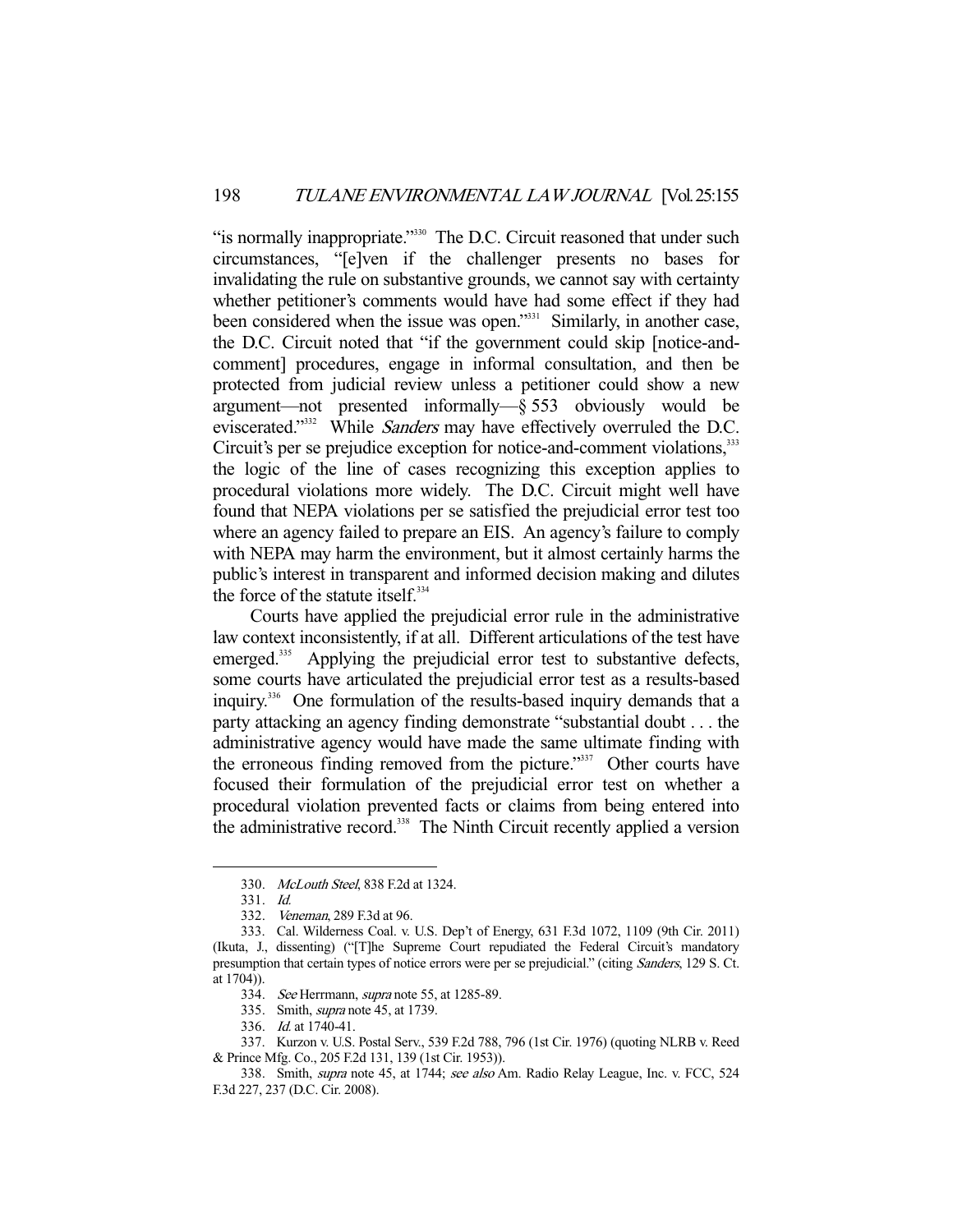"is normally inappropriate."[330] The D.C. Circuit reasoned that under such circumstances, "[e]ven if the challenger presents no bases for invalidating the rule on substantive grounds, we cannot say with certainty whether petitioner's comments would have had some effect if they had been considered when the issue was open."[331] Similarly, in another case, the D.C. Circuit noted that "if the government could skip [notice-and-comment] procedures, engage in informal consultation, and then be protected from judicial review unless a petitioner could show a new argument—not presented informally—§ 553 obviously would be eviscerated."[332] While *Sanders* may have effectively overruled the D.C. Circuit's per se prejudice exception for notice-and-comment violations,[333] the logic of the line of cases recognizing this exception applies to procedural violations more widely. The D.C. Circuit might well have found that NEPA violations per se satisfied the prejudicial error test too where an agency failed to prepare an EIS. An agency's failure to comply with NEPA may harm the environment, but it almost certainly harms the public's interest in transparent and informed decision making and dilutes the force of the statute itself.[334]

Courts have applied the prejudicial error rule in the administrative law context inconsistently, if at all. Different articulations of the test have emerged.[335] Applying the prejudicial error test to substantive defects, some courts have articulated the prejudicial error test as a results-based inquiry.[336] One formulation of the results-based inquiry demands that a party attacking an agency finding demonstrate "substantial doubt . . . the administrative agency would have made the same ultimate finding with the erroneous finding removed from the picture."[337] Other courts have focused their formulation of the prejudicial error test on whether a procedural violation prevented facts or claims from being entered into the administrative record.[338] The Ninth Circuit recently applied a version

---

330. *McLouth Steel*, 838 F.2d at 1324.

331. *Id.*

332. *Veneman*, 289 F.3d at 96.

333. Cal. Wilderness Coal. v. U.S. Dep't of Energy, 631 F.3d 1072, 1109 (9th Cir. 2011) (Ikuta, J., dissenting) ("[T]he Supreme Court repudiated the Federal Circuit's mandatory presumption that certain types of notice errors were per se prejudicial." (citing *Sanders*, 129 S. Ct. at 1704)).

334. *See* Herrmann, *supra* note 55, at 1285-89.

335. Smith, *supra* note 45, at 1739.

336. *Id.* at 1740-41.

337. Kurzon v. U.S. Postal Serv., 539 F.2d 788, 796 (1st Cir. 1976) (quoting NLRB v. Reed & Prince Mfg. Co., 205 F.2d 131, 139 (1st Cir. 1953)).

338. Smith, *supra* note 45, at 1744; *see also* Am. Radio Relay League, Inc. v. FCC, 524 F.3d 227, 237 (D.C. Cir. 2008).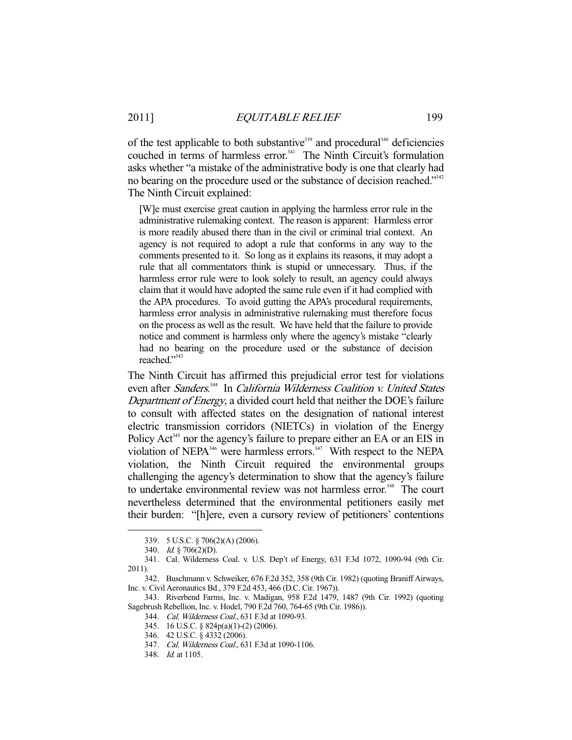of the test applicable to both substantive[339] and procedural[340] deficiencies couched in terms of harmless error.[341] The Ninth Circuit's formulation asks whether "a mistake of the administrative body is one that clearly had no bearing on the procedure used or the substance of decision reached."[342] The Ninth Circuit explained:

> [W]e must exercise great caution in applying the harmless error rule in the administrative rulemaking context. The reason is apparent: Harmless error is more readily abused there than in the civil or criminal trial context. An agency is not required to adopt a rule that conforms in any way to the comments presented to it. So long as it explains its reasons, it may adopt a rule that all commentators think is stupid or unnecessary. Thus, if the harmless error rule were to look solely to result, an agency could always claim that it would have adopted the same rule even if it had complied with the APA procedures. To avoid gutting the APA's procedural requirements, harmless error analysis in administrative rulemaking must therefore focus on the process as well as the result. We have held that the failure to provide notice and comment is harmless only where the agency's mistake "clearly had no bearing on the procedure used or the substance of decision reached."[343]

The Ninth Circuit has affirmed this prejudicial error test for violations even after *Sanders*.[344] In *California Wilderness Coalition v. United States Department of Energy*, a divided court held that neither the DOE's failure to consult with affected states on the designation of national interest electric transmission corridors (NIETCs) in violation of the Energy Policy Act[345] nor the agency's failure to prepare either an EA or an EIS in violation of NEPA[346] were harmless errors.[347] With respect to the NEPA violation, the Ninth Circuit required the environmental groups challenging the agency's determination to show that the agency's failure to undertake environmental review was not harmless error.[348] The court nevertheless determined that the environmental petitioners easily met their burden: "[h]ere, even a cursory review of petitioners' contentions

---

339. 5 U.S.C. § 706(2)(A) (2006).

340. *Id.* § 706(2)(D).

341. Cal. Wilderness Coal. v. U.S. Dep't of Energy, 631 F.3d 1072, 1090-94 (9th Cir. 2011).

342. Buschmann v. Schweiker, 676 F.2d 352, 358 (9th Cir. 1982) (quoting Braniff Airways, Inc. v. Civil Aeronautics Bd., 379 F.2d 453, 466 (D.C. Cir. 1967)).

343. Riverbend Farms, Inc. v. Madigan, 958 F.2d 1479, 1487 (9th Cir. 1992) (quoting Sagebrush Rebellion, Inc. v. Hodel, 790 F.2d 760, 764-65 (9th Cir. 1986)).

344. *Cal. Wilderness Coal.*, 631 F.3d at 1090-93.

345. 16 U.S.C. § 824p(a)(1)-(2) (2006).

346. 42 U.S.C. § 4332 (2006).

347. *Cal. Wilderness Coal.*, 631 F.3d at 1090-1106.

348. *Id.* at 1105.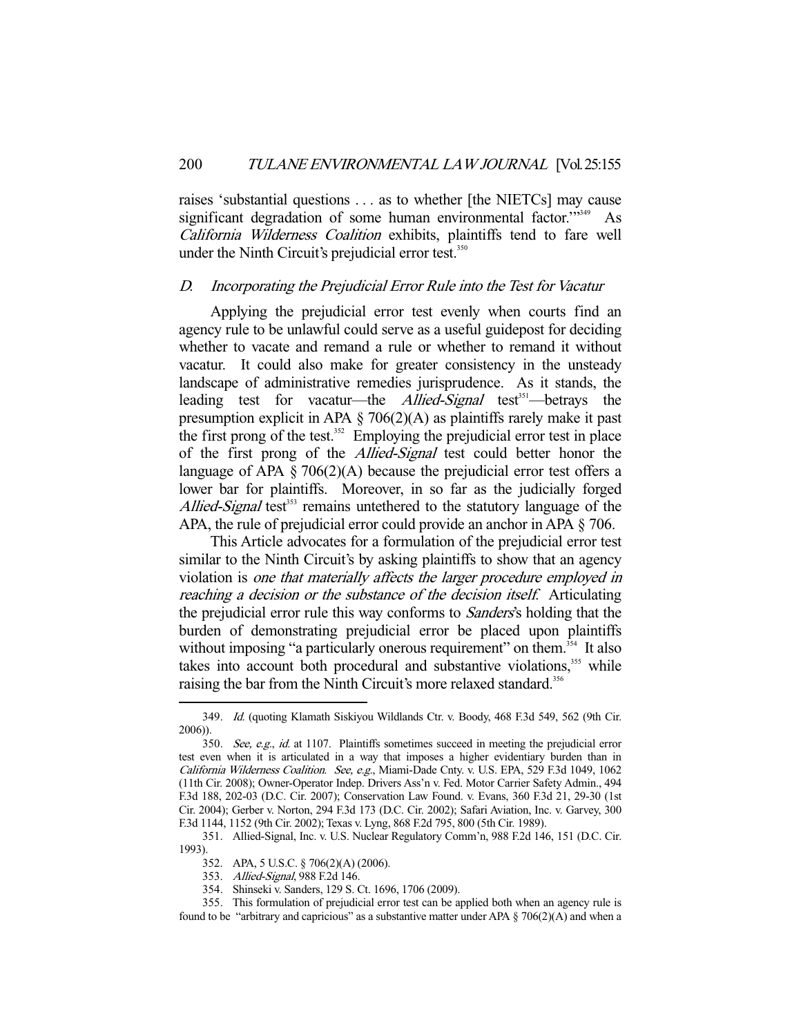raises 'substantial questions . . . as to whether [the NIETCs] may cause significant degradation of some human environmental factor.'"[349] As *California Wilderness Coalition* exhibits, plaintiffs tend to fare well under the Ninth Circuit's prejudicial error test.[350]

### D. *Incorporating the Prejudicial Error Rule into the Test for Vacatur*

Applying the prejudicial error test evenly when courts find an agency rule to be unlawful could serve as a useful guidepost for deciding whether to vacate and remand a rule or whether to remand it without vacatur. It could also make for greater consistency in the unsteady landscape of administrative remedies jurisprudence. As it stands, the leading test for vacatur—the *Allied-Signal* test[351]—betrays the presumption explicit in APA § 706(2)(A) as plaintiffs rarely make it past the first prong of the test.[352] Employing the prejudicial error test in place of the first prong of the *Allied-Signal* test could better honor the language of APA § 706(2)(A) because the prejudicial error test offers a lower bar for plaintiffs. Moreover, in so far as the judicially forged *Allied-Signal* test[353] remains untethered to the statutory language of the APA, the rule of prejudicial error could provide an anchor in APA § 706.

This Article advocates for a formulation of the prejudicial error test similar to the Ninth Circuit's by asking plaintiffs to show that an agency violation is *one that materially affects the larger procedure employed in reaching a decision or the substance of the decision itself.* Articulating the prejudicial error rule this way conforms to *Sanders*'s holding that the burden of demonstrating prejudicial error be placed upon plaintiffs without imposing "a particularly onerous requirement" on them.[354] It also takes into account both procedural and substantive violations,[355] while raising the bar from the Ninth Circuit's more relaxed standard.[356]

---

349. *Id.* (quoting Klamath Siskiyou Wildlands Ctr. v. Boody, 468 F.3d 549, 562 (9th Cir. 2006)).

350. *See, e.g.*, *id.* at 1107. Plaintiffs sometimes succeed in meeting the prejudicial error test even when it is articulated in a way that imposes a higher evidentiary burden than in *California Wilderness Coalition*. *See, e.g.*, Miami-Dade Cnty. v. U.S. EPA, 529 F.3d 1049, 1062 (11th Cir. 2008); Owner-Operator Indep. Drivers Ass'n v. Fed. Motor Carrier Safety Admin., 494 F.3d 188, 202-03 (D.C. Cir. 2007); Conservation Law Found. v. Evans, 360 F.3d 21, 29-30 (1st Cir. 2004); Gerber v. Norton, 294 F.3d 173 (D.C. Cir. 2002); Safari Aviation, Inc. v. Garvey, 300 F.3d 1144, 1152 (9th Cir. 2002); Texas v. Lyng, 868 F.2d 795, 800 (5th Cir. 1989).

351. Allied-Signal, Inc. v. U.S. Nuclear Regulatory Comm'n, 988 F.2d 146, 151 (D.C. Cir. 1993).

352. APA, 5 U.S.C. § 706(2)(A) (2006).

353. *Allied-Signal*, 988 F.2d 146.

354. Shinseki v. Sanders, 129 S. Ct. 1696, 1706 (2009).

355. This formulation of prejudicial error test can be applied both when an agency rule is found to be "arbitrary and capricious" as a substantive matter under APA § 706(2)(A) and when a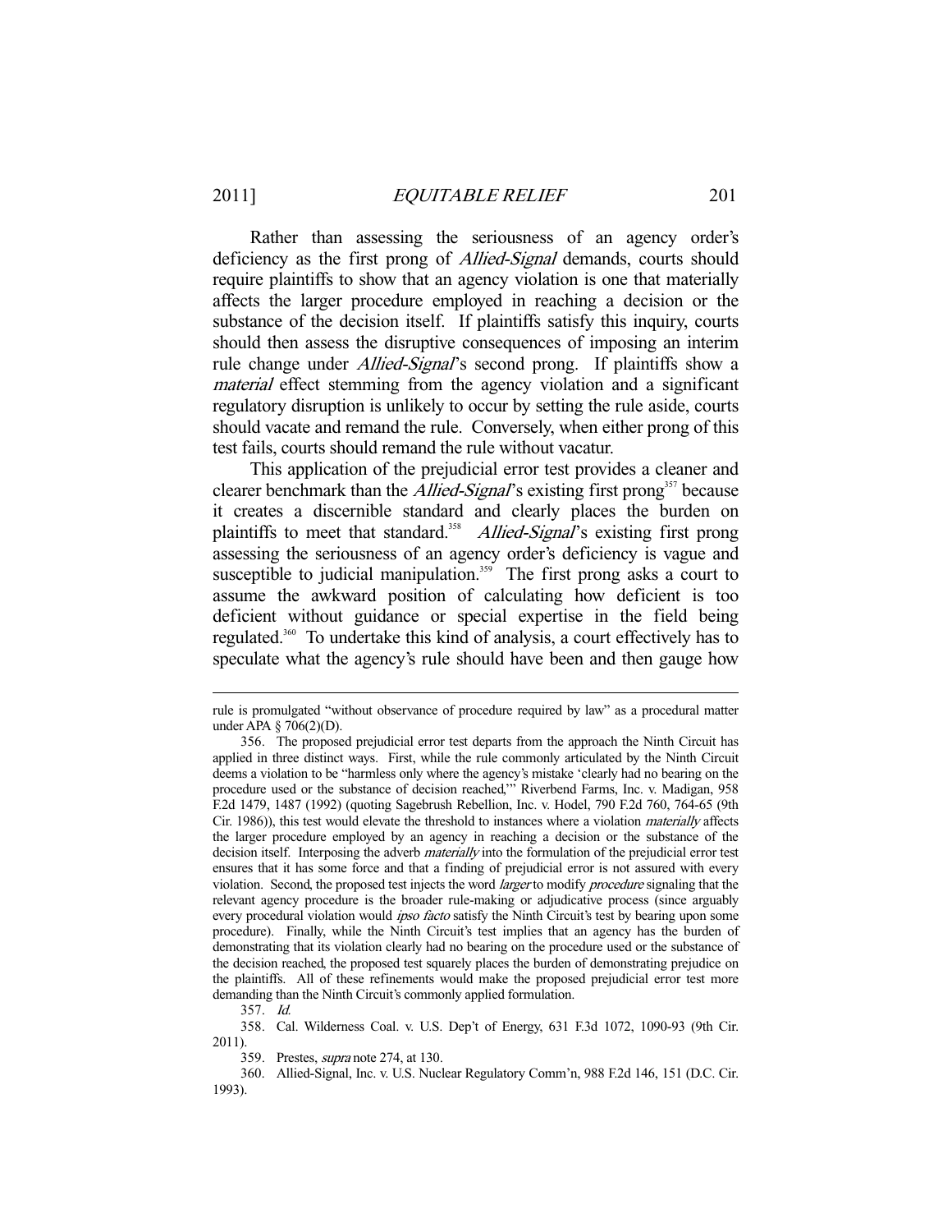Rather than assessing the seriousness of an agency order's deficiency as the first prong of *Allied-Signal* demands, courts should require plaintiffs to show that an agency violation is one that materially affects the larger procedure employed in reaching a decision or the substance of the decision itself. If plaintiffs satisfy this inquiry, courts should then assess the disruptive consequences of imposing an interim rule change under *Allied-Signal*'s second prong. If plaintiffs show a *material* effect stemming from the agency violation and a significant regulatory disruption is unlikely to occur by setting the rule aside, courts should vacate and remand the rule. Conversely, when either prong of this test fails, courts should remand the rule without vacatur.

This application of the prejudicial error test provides a cleaner and clearer benchmark than the *Allied-Signal*'s existing first prong[357] because it creates a discernible standard and clearly places the burden on plaintiffs to meet that standard.[358] *Allied-Signal*'s existing first prong assessing the seriousness of an agency order's deficiency is vague and susceptible to judicial manipulation.[359] The first prong asks a court to assume the awkward position of calculating how deficient is too deficient without guidance or special expertise in the field being regulated.[360] To undertake this kind of analysis, a court effectively has to speculate what the agency's rule should have been and then gauge how

---

rule is promulgated "without observance of procedure required by law" as a procedural matter under APA § 706(2)(D).

356. The proposed prejudicial error test departs from the approach the Ninth Circuit has applied in three distinct ways. First, while the rule commonly articulated by the Ninth Circuit deems a violation to be "harmless only where the agency's mistake 'clearly had no bearing on the procedure used or the substance of decision reached,'" Riverbend Farms, Inc. v. Madigan, 958 F.2d 1479, 1487 (1992) (quoting Sagebrush Rebellion, Inc. v. Hodel, 790 F.2d 760, 764-65 (9th Cir. 1986)), this test would elevate the threshold to instances where a violation *materially* affects the larger procedure employed by an agency in reaching a decision or the substance of the decision itself. Interposing the adverb *materially* into the formulation of the prejudicial error test ensures that it has some force and that a finding of prejudicial error is not assured with every violation. Second, the proposed test injects the word *larger* to modify *procedure* signaling that the relevant agency procedure is the broader rule-making or adjudicative process (since arguably every procedural violation would *ipso facto* satisfy the Ninth Circuit's test by bearing upon some procedure). Finally, while the Ninth Circuit's test implies that an agency has the burden of demonstrating that its violation clearly had no bearing on the procedure used or the substance of the decision reached, the proposed test squarely places the burden of demonstrating prejudice on the plaintiffs. All of these refinements would make the proposed prejudicial error test more demanding than the Ninth Circuit's commonly applied formulation.

357. *Id.*

358. Cal. Wilderness Coal. v. U.S. Dep't of Energy, 631 F.3d 1072, 1090-93 (9th Cir. 2011).

359. Prestes, *supra* note 274, at 130.

360. Allied-Signal, Inc. v. U.S. Nuclear Regulatory Comm'n, 988 F.2d 146, 151 (D.C. Cir. 1993).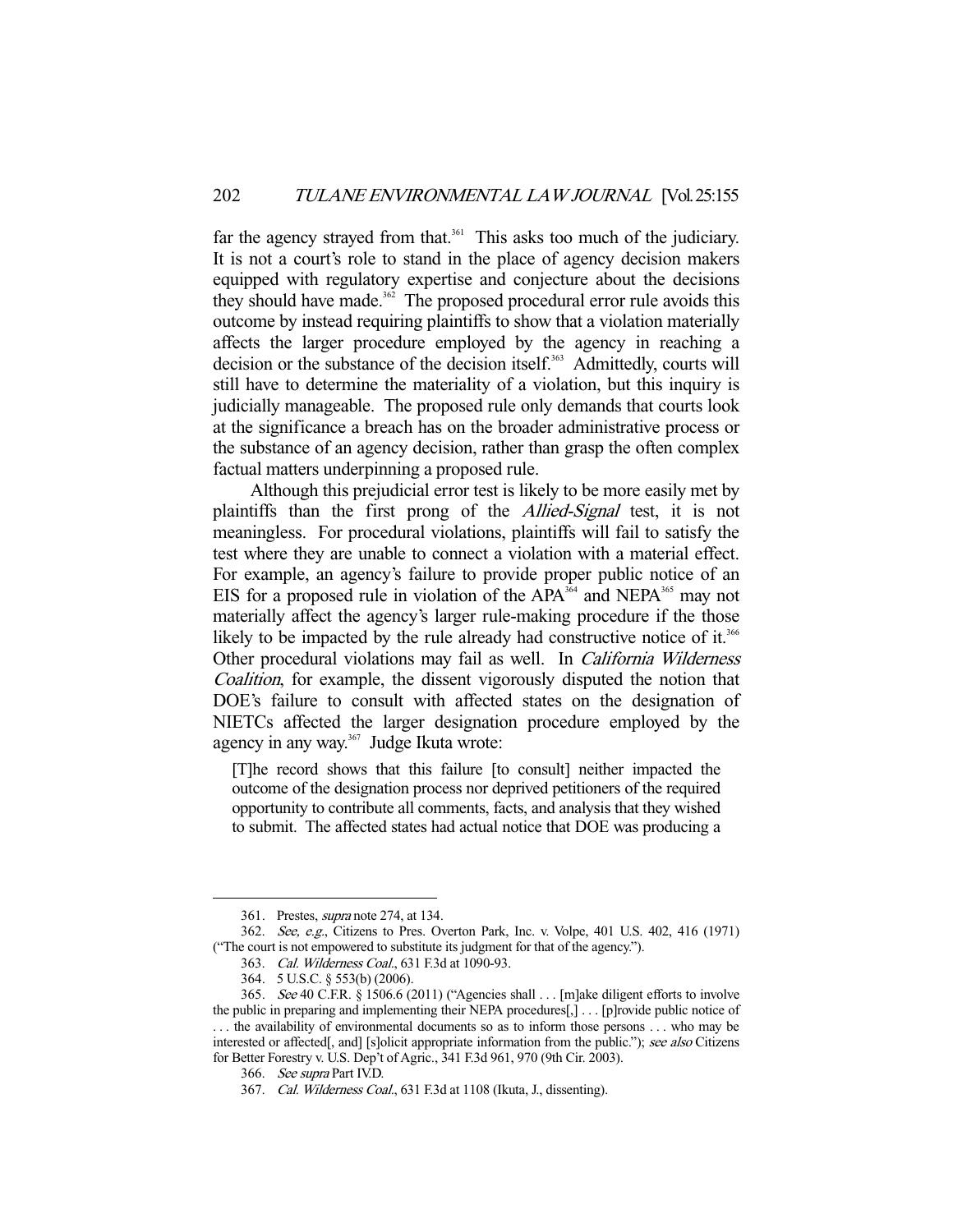far the agency strayed from that.[361] This asks too much of the judiciary. It is not a court's role to stand in the place of agency decision makers equipped with regulatory expertise and conjecture about the decisions they should have made.[362] The proposed procedural error rule avoids this outcome by instead requiring plaintiffs to show that a violation materially affects the larger procedure employed by the agency in reaching a decision or the substance of the decision itself.[363] Admittedly, courts will still have to determine the materiality of a violation, but this inquiry is judicially manageable. The proposed rule only demands that courts look at the significance a breach has on the broader administrative process or the substance of an agency decision, rather than grasp the often complex factual matters underpinning a proposed rule.

Although this prejudicial error test is likely to be more easily met by plaintiffs than the first prong of the *Allied-Signal* test, it is not meaningless. For procedural violations, plaintiffs will fail to satisfy the test where they are unable to connect a violation with a material effect. For example, an agency's failure to provide proper public notice of an EIS for a proposed rule in violation of the APA[364] and NEPA[365] may not materially affect the agency's larger rule-making procedure if the those likely to be impacted by the rule already had constructive notice of it.[366] Other procedural violations may fail as well. In *California Wilderness Coalition*, for example, the dissent vigorously disputed the notion that DOE's failure to consult with affected states on the designation of NIETCs affected the larger designation procedure employed by the agency in any way.[367] Judge Ikuta wrote:

> [T]he record shows that this failure [to consult] neither impacted the outcome of the designation process nor deprived petitioners of the required opportunity to contribute all comments, facts, and analysis that they wished to submit. The affected states had actual notice that DOE was producing a

---

361. Prestes, *supra* note 274, at 134.

362. *See, e.g.*, Citizens to Pres. Overton Park, Inc. v. Volpe, 401 U.S. 402, 416 (1971) ("The court is not empowered to substitute its judgment for that of the agency.").

363. *Cal. Wilderness Coal.*, 631 F.3d at 1090-93.

364. 5 U.S.C. § 553(b) (2006).

365. *See* 40 C.F.R. § 1506.6 (2011) ("Agencies shall . . . [m]ake diligent efforts to involve the public in preparing and implementing their NEPA procedures[,] . . . [p]rovide public notice of . . . the availability of environmental documents so as to inform those persons . . . who may be interested or affected[, and] [s]olicit appropriate information from the public."); *see also* Citizens for Better Forestry v. U.S. Dep't of Agric., 341 F.3d 961, 970 (9th Cir. 2003).

366. *See supra* Part IV.D.

367. *Cal. Wilderness Coal.*, 631 F.3d at 1108 (Ikuta, J., dissenting).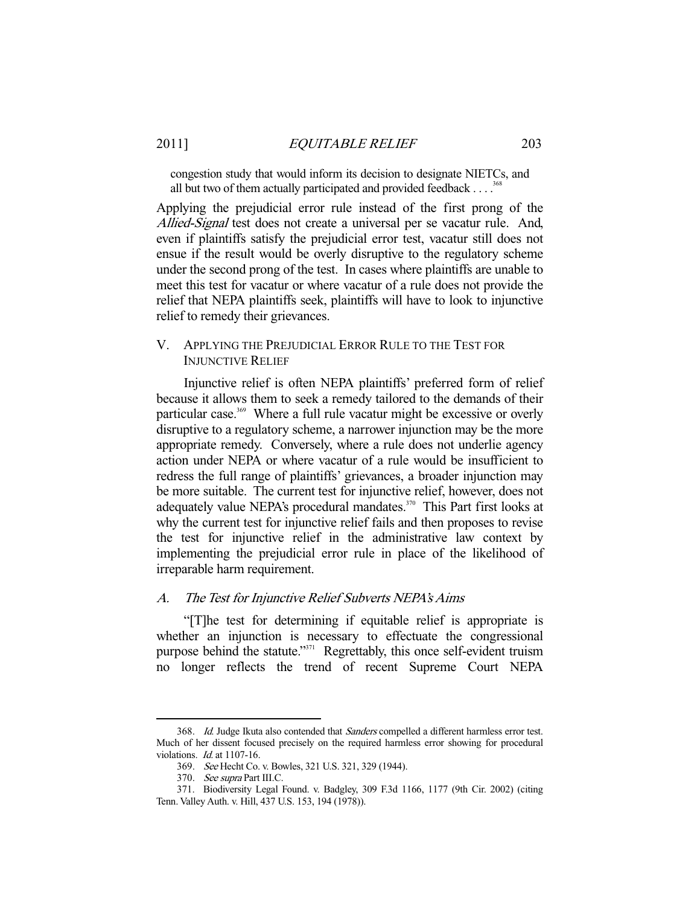> congestion study that would inform its decision to designate NIETCs, and all but two of them actually participated and provided feedback . . . .[368]

Applying the prejudicial error rule instead of the first prong of the *Allied-Signal* test does not create a universal per se vacatur rule. And, even if plaintiffs satisfy the prejudicial error test, vacatur still does not ensue if the result would be overly disruptive to the regulatory scheme under the second prong of the test. In cases where plaintiffs are unable to meet this test for vacatur or where vacatur of a rule does not provide the relief that NEPA plaintiffs seek, plaintiffs will have to look to injunctive relief to remedy their grievances.

## V. APPLYING THE PREJUDICIAL ERROR RULE TO THE TEST FOR INJUNCTIVE RELIEF

Injunctive relief is often NEPA plaintiffs' preferred form of relief because it allows them to seek a remedy tailored to the demands of their particular case.[369] Where a full rule vacatur might be excessive or overly disruptive to a regulatory scheme, a narrower injunction may be the more appropriate remedy. Conversely, where a rule does not underlie agency action under NEPA or where vacatur of a rule would be insufficient to redress the full range of plaintiffs' grievances, a broader injunction may be more suitable. The current test for injunctive relief, however, does not adequately value NEPA's procedural mandates.[370] This Part first looks at why the current test for injunctive relief fails and then proposes to revise the test for injunctive relief in the administrative law context by implementing the prejudicial error rule in place of the likelihood of irreparable harm requirement.

### A. *The Test for Injunctive Relief Subverts NEPA's Aims*

"[T]he test for determining if equitable relief is appropriate is whether an injunction is necessary to effectuate the congressional purpose behind the statute."[371] Regrettably, this once self-evident truism no longer reflects the trend of recent Supreme Court NEPA

---

368. *Id.* Judge Ikuta also contended that *Sanders* compelled a different harmless error test. Much of her dissent focused precisely on the required harmless error showing for procedural violations. *Id.* at 1107-16.

369. *See* Hecht Co. v. Bowles, 321 U.S. 321, 329 (1944).

370. *See supra* Part III.C.

371. Biodiversity Legal Found. v. Badgley, 309 F.3d 1166, 1177 (9th Cir. 2002) (citing Tenn. Valley Auth. v. Hill, 437 U.S. 153, 194 (1978)).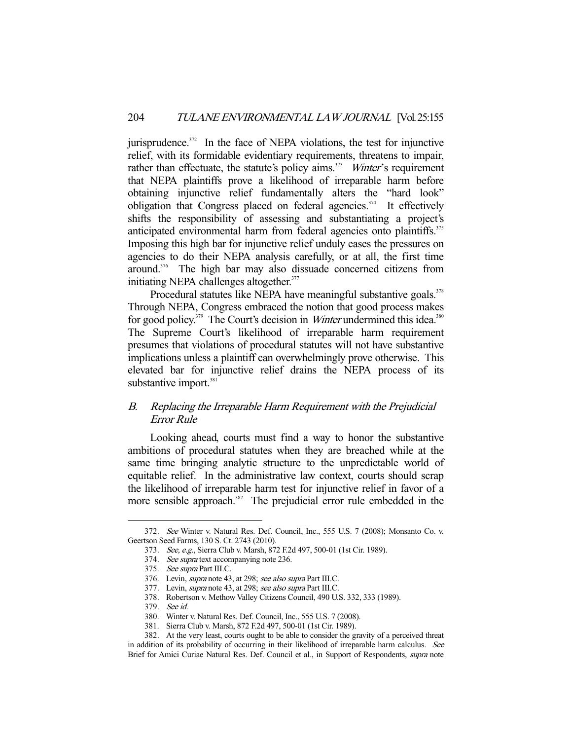jurisprudence.[372] In the face of NEPA violations, the test for injunctive relief, with its formidable evidentiary requirements, threatens to impair, rather than effectuate, the statute's policy aims.[373] *Winter*'s requirement that NEPA plaintiffs prove a likelihood of irreparable harm before obtaining injunctive relief fundamentally alters the "hard look" obligation that Congress placed on federal agencies.[374] It effectively shifts the responsibility of assessing and substantiating a project's anticipated environmental harm from federal agencies onto plaintiffs.[375] Imposing this high bar for injunctive relief unduly eases the pressures on agencies to do their NEPA analysis carefully, or at all, the first time around.[376] The high bar may also dissuade concerned citizens from initiating NEPA challenges altogether.[377]

Procedural statutes like NEPA have meaningful substantive goals.[378] Through NEPA, Congress embraced the notion that good process makes for good policy.[379] The Court's decision in *Winter* undermined this idea.[380] The Supreme Court's likelihood of irreparable harm requirement presumes that violations of procedural statutes will not have substantive implications unless a plaintiff can overwhelmingly prove otherwise. This elevated bar for injunctive relief drains the NEPA process of its substantive import.[381]

## *B. Replacing the Irreparable Harm Requirement with the Prejudicial Error Rule*

Looking ahead, courts must find a way to honor the substantive ambitions of procedural statutes when they are breached while at the same time bringing analytic structure to the unpredictable world of equitable relief. In the administrative law context, courts should scrap the likelihood of irreparable harm test for injunctive relief in favor of a more sensible approach.[382] The prejudicial error rule embedded in the

---

372. *See* Winter v. Natural Res. Def. Council, Inc., 555 U.S. 7 (2008); Monsanto Co. v. Geertson Seed Farms, 130 S. Ct. 2743 (2010).

373. *See, e.g.*, Sierra Club v. Marsh, 872 F.2d 497, 500-01 (1st Cir. 1989).

374. *See supra* text accompanying note 236.

375. *See supra* Part III.C.

376. Levin, *supra* note 43, at 298; *see also supra* Part III.C.

377. Levin, *supra* note 43, at 298; *see also supra* Part III.C.

378. Robertson v. Methow Valley Citizens Council, 490 U.S. 332, 333 (1989).

379. *See id.*

380. Winter v. Natural Res. Def. Council, Inc., 555 U.S. 7 (2008).

381. Sierra Club v. Marsh, 872 F.2d 497, 500-01 (1st Cir. 1989).

382. At the very least, courts ought to be able to consider the gravity of a perceived threat in addition of its probability of occurring in their likelihood of irreparable harm calculus. *See* Brief for Amici Curiae Natural Res. Def. Council et al., in Support of Respondents, *supra* note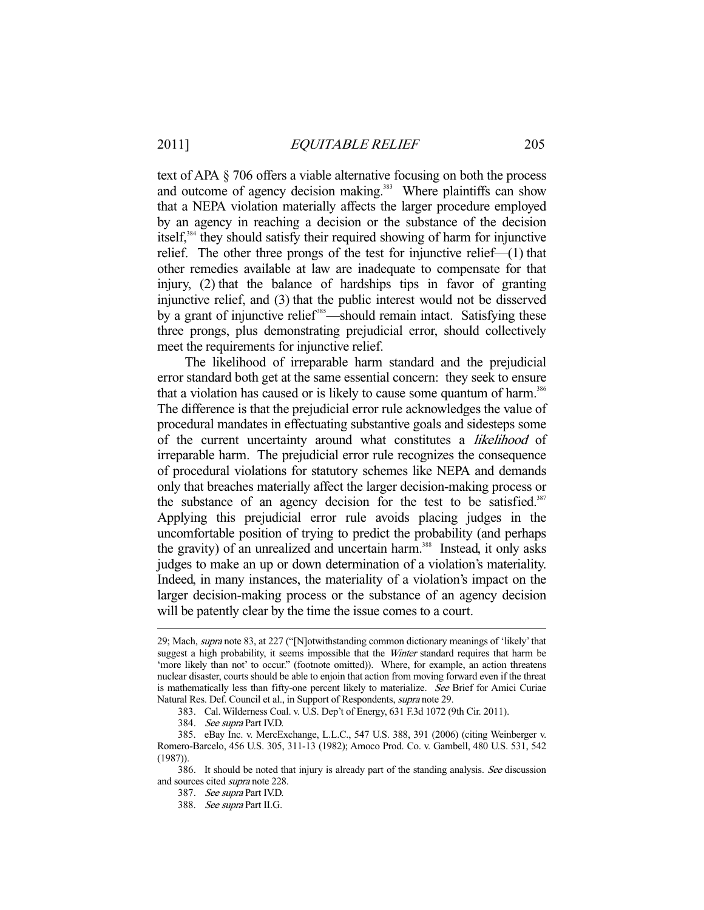text of APA § 706 offers a viable alternative focusing on both the process and outcome of agency decision making.[383] Where plaintiffs can show that a NEPA violation materially affects the larger procedure employed by an agency in reaching a decision or the substance of the decision itself,[384] they should satisfy their required showing of harm for injunctive relief. The other three prongs of the test for injunctive relief—(1) that other remedies available at law are inadequate to compensate for that injury, (2) that the balance of hardships tips in favor of granting injunctive relief, and (3) that the public interest would not be disserved by a grant of injunctive relief[385]—should remain intact. Satisfying these three prongs, plus demonstrating prejudicial error, should collectively meet the requirements for injunctive relief.

The likelihood of irreparable harm standard and the prejudicial error standard both get at the same essential concern: they seek to ensure that a violation has caused or is likely to cause some quantum of harm.[386] The difference is that the prejudicial error rule acknowledges the value of procedural mandates in effectuating substantive goals and sidesteps some of the current uncertainty around what constitutes a *likelihood* of irreparable harm. The prejudicial error rule recognizes the consequence of procedural violations for statutory schemes like NEPA and demands only that breaches materially affect the larger decision-making process or the substance of an agency decision for the test to be satisfied.[387] Applying this prejudicial error rule avoids placing judges in the uncomfortable position of trying to predict the probability (and perhaps the gravity) of an unrealized and uncertain harm.[388] Instead, it only asks judges to make an up or down determination of a violation's materiality. Indeed, in many instances, the materiality of a violation's impact on the larger decision-making process or the substance of an agency decision will be patently clear by the time the issue comes to a court.

---

29; Mach, *supra* note 83, at 227 ("[N]otwithstanding common dictionary meanings of 'likely' that suggest a high probability, it seems impossible that the *Winter* standard requires that harm be 'more likely than not' to occur." (footnote omitted)). Where, for example, an action threatens nuclear disaster, courts should be able to enjoin that action from moving forward even if the threat is mathematically less than fifty-one percent likely to materialize. *See* Brief for Amici Curiae Natural Res. Def. Council et al., in Support of Respondents, *supra* note 29.

383. Cal. Wilderness Coal. v. U.S. Dep't of Energy, 631 F.3d 1072 (9th Cir. 2011).

384. *See supra* Part IV.D.

385. eBay Inc. v. MercExchange, L.L.C., 547 U.S. 388, 391 (2006) (citing Weinberger v. Romero-Barcelo, 456 U.S. 305, 311-13 (1982); Amoco Prod. Co. v. Gambell, 480 U.S. 531, 542 (1987)).

386. It should be noted that injury is already part of the standing analysis. *See* discussion and sources cited *supra* note 228.

387. *See supra* Part IV.D.

388. *See supra* Part II.G.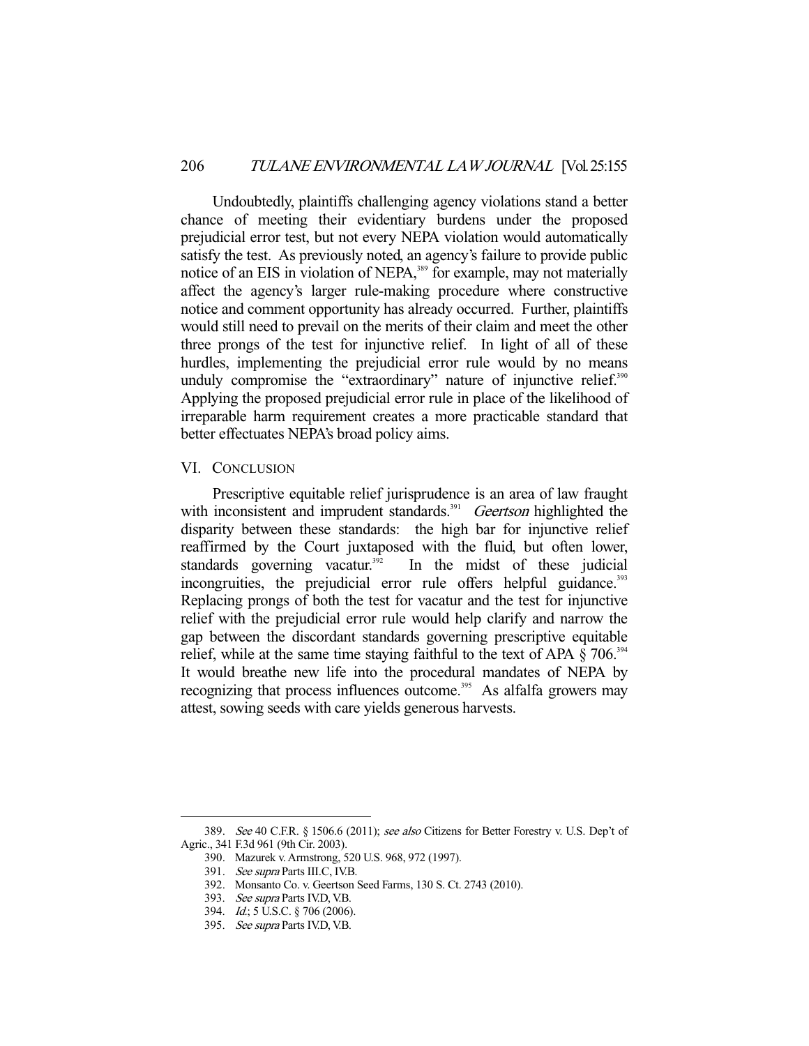Undoubtedly, plaintiffs challenging agency violations stand a better chance of meeting their evidentiary burdens under the proposed prejudicial error test, but not every NEPA violation would automatically satisfy the test. As previously noted, an agency's failure to provide public notice of an EIS in violation of NEPA,[389] for example, may not materially affect the agency's larger rule-making procedure where constructive notice and comment opportunity has already occurred. Further, plaintiffs would still need to prevail on the merits of their claim and meet the other three prongs of the test for injunctive relief. In light of all of these hurdles, implementing the prejudicial error rule would by no means unduly compromise the "extraordinary" nature of injunctive relief.[390] Applying the proposed prejudicial error rule in place of the likelihood of irreparable harm requirement creates a more practicable standard that better effectuates NEPA's broad policy aims.

## VI. CONCLUSION

Prescriptive equitable relief jurisprudence is an area of law fraught with inconsistent and imprudent standards.[391] *Geertson* highlighted the disparity between these standards: the high bar for injunctive relief reaffirmed by the Court juxtaposed with the fluid, but often lower, standards governing vacatur.[392] In the midst of these judicial incongruities, the prejudicial error rule offers helpful guidance.[393] Replacing prongs of both the test for vacatur and the test for injunctive relief with the prejudicial error rule would help clarify and narrow the gap between the discordant standards governing prescriptive equitable relief, while at the same time staying faithful to the text of APA § 706.[394] It would breathe new life into the procedural mandates of NEPA by recognizing that process influences outcome.[395] As alfalfa growers may attest, sowing seeds with care yields generous harvests.

---

389. *See* 40 C.F.R. § 1506.6 (2011); *see also* Citizens for Better Forestry v. U.S. Dep't of Agric., 341 F.3d 961 (9th Cir. 2003).

390. Mazurek v. Armstrong, 520 U.S. 968, 972 (1997).

391. *See supra* Parts III.C, IV.B.

392. Monsanto Co. v. Geertson Seed Farms, 130 S. Ct. 2743 (2010).

393. *See supra* Parts IV.D, V.B.

394. *Id.*; 5 U.S.C. § 706 (2006).

395. *See supra* Parts IV.D, V.B.